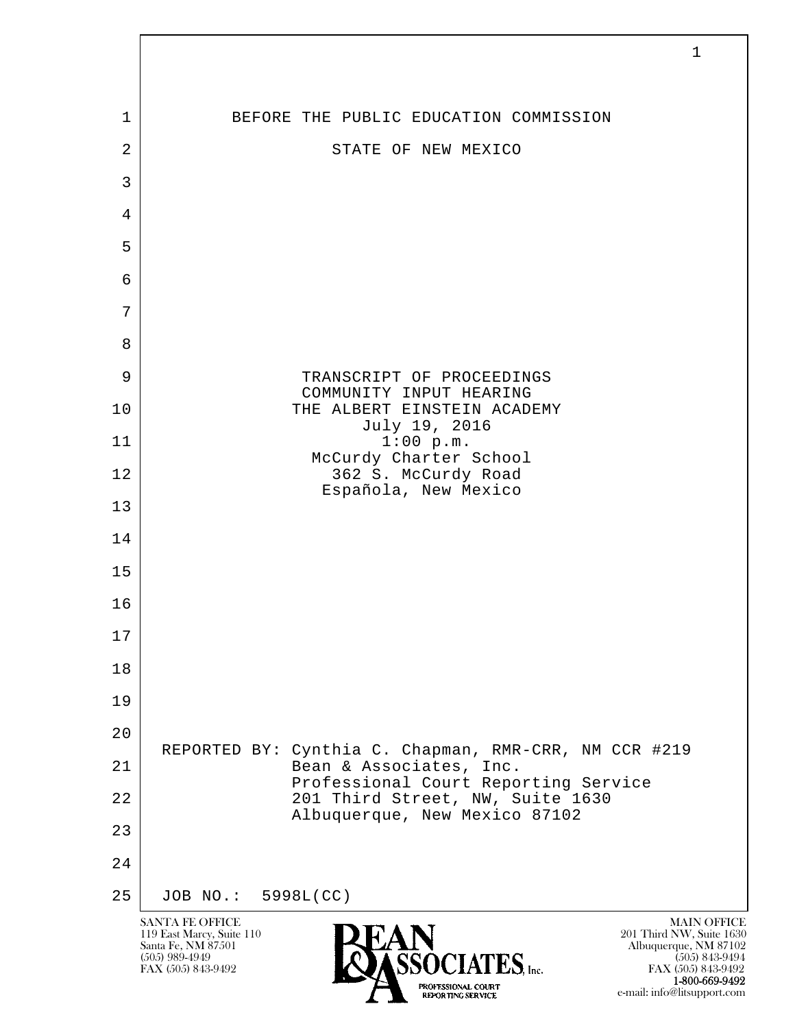BEFORE THE PUBLIC EDUCATION COMMISSION

STATE OF NEW MEXICO

TRANSCRIPT OF PROCEEDINGS
COMMUNITY INPUT HEARING
THE ALBERT EINSTEIN ACADEMY
July 19, 2016
1:00 p.m.
McCurdy Charter School
362 S. McCurdy Road
Española, New Mexico

REPORTED BY: Cynthia C. Chapman, RMR-CRR, NM CCR #219
Bean & Associates, Inc.
Professional Court Reporting Service
201 Third Street, NW, Suite 1630
Albuquerque, New Mexico 87102

JOB NO.: 5998L(CC)

SANTA FE OFFICE
119 East Marcy, Suite 110
Santa Fe, NM 87501
(505) 989-4949
FAX (505) 843-9492

BEAN & ASSOCIATES, Inc.
PROFESSIONAL COURT REPORTING SERVICE

MAIN OFFICE
201 Third NW, Suite 1630
Albuquerque, NM 87102
(505) 843-9494
FAX (505) 843-9492
1-800-669-9492
e-mail: info@litsupport.com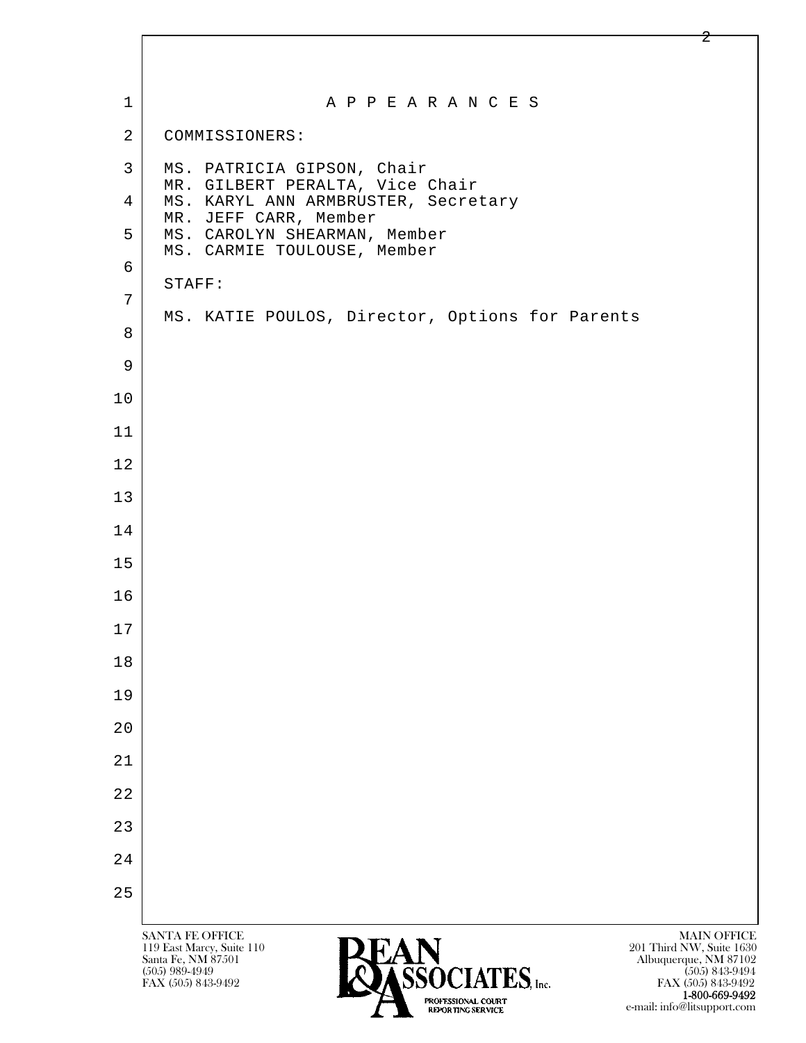# A P P E A R A N C E S

COMMISSIONERS:

MS. PATRICIA GIPSON, Chair
MR. GILBERT PERALTA, Vice Chair
MS. KARYL ANN ARMBRUSTER, Secretary
MR. JEFF CARR, Member
MS. CAROLYN SHEARMAN, Member
MS. CARMIE TOULOUSE, Member

STAFF:

MS. KATIE POULOS, Director, Options for Parents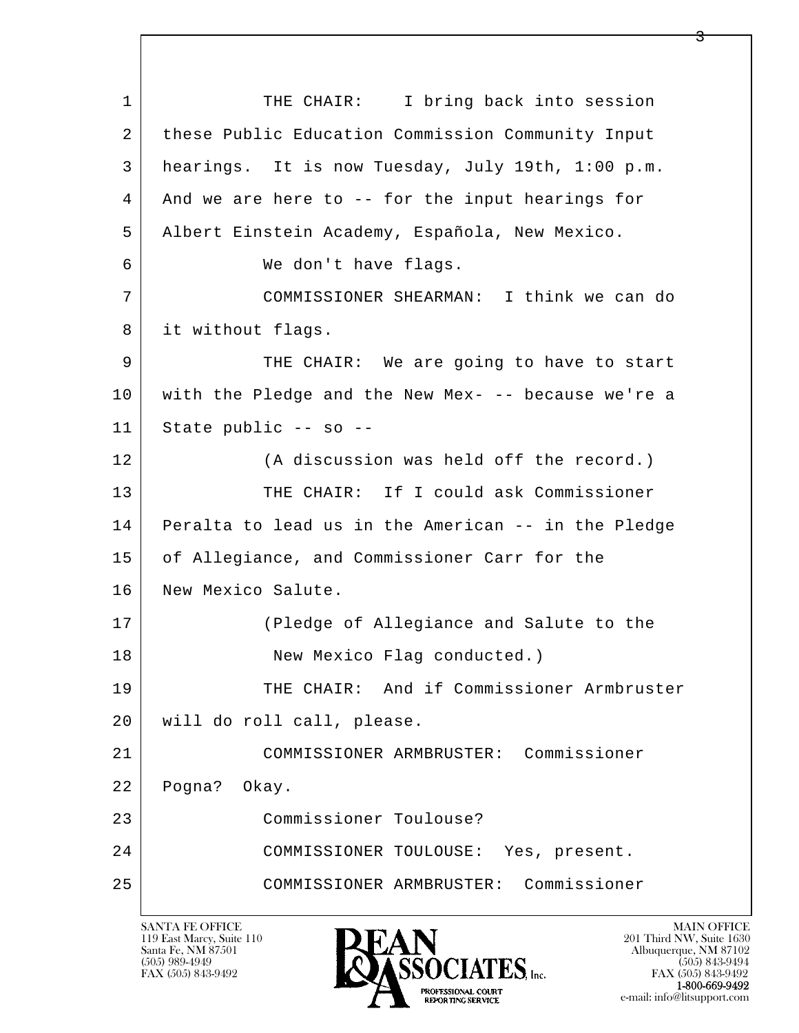1 THE CHAIR: I bring back into session
2 these Public Education Commission Community Input
3 hearings. It is now Tuesday, July 19th, 1:00 p.m.
4 And we are here to -- for the input hearings for
5 Albert Einstein Academy, Española, New Mexico.
6 We don't have flags.
7 COMMISSIONER SHEARMAN: I think we can do
8 it without flags.
9 THE CHAIR: We are going to have to start
10 with the Pledge and the New Mex- -- because we're a
11 State public -- so --
12 (A discussion was held off the record.)
13 THE CHAIR: If I could ask Commissioner
14 Peralta to lead us in the American -- in the Pledge
15 of Allegiance, and Commissioner Carr for the
16 New Mexico Salute.
17 (Pledge of Allegiance and Salute to the
18 New Mexico Flag conducted.)
19 THE CHAIR: And if Commissioner Armbruster
20 will do roll call, please.
21 COMMISSIONER ARMBRUSTER: Commissioner
22 Pogna? Okay.
23 Commissioner Toulouse?
24 COMMISSIONER TOULOUSE: Yes, present.
25 COMMISSIONER ARMBRUSTER: Commissioner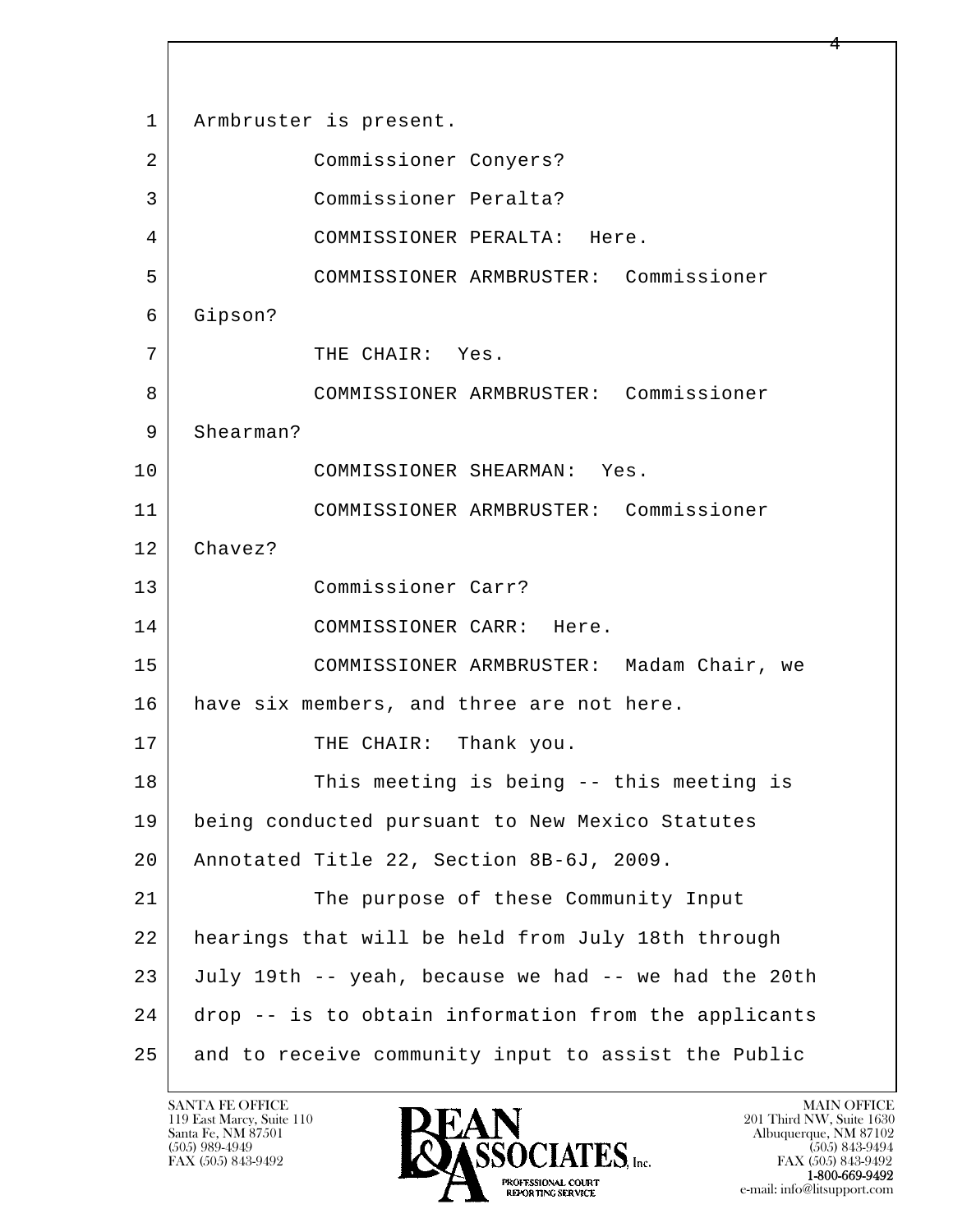1 Armbruster is present.

2 Commissioner Conyers?

3 Commissioner Peralta?

4 COMMISSIONER PERALTA: Here.

5 COMMISSIONER ARMBRUSTER: Commissioner

6 Gipson?

7 THE CHAIR: Yes.

8 COMMISSIONER ARMBRUSTER: Commissioner

9 Shearman?

10 COMMISSIONER SHEARMAN: Yes.

11 COMMISSIONER ARMBRUSTER: Commissioner

12 Chavez?

13 Commissioner Carr?

14 COMMISSIONER CARR: Here.

15 COMMISSIONER ARMBRUSTER: Madam Chair, we

16 have six members, and three are not here.

17 THE CHAIR: Thank you.

18 This meeting is being -- this meeting is

19 being conducted pursuant to New Mexico Statutes

20 Annotated Title 22, Section 8B-6J, 2009.

21 The purpose of these Community Input

22 hearings that will be held from July 18th through

23 July 19th -- yeah, because we had -- we had the 20th

24 drop -- is to obtain information from the applicants

25 and to receive community input to assist the Public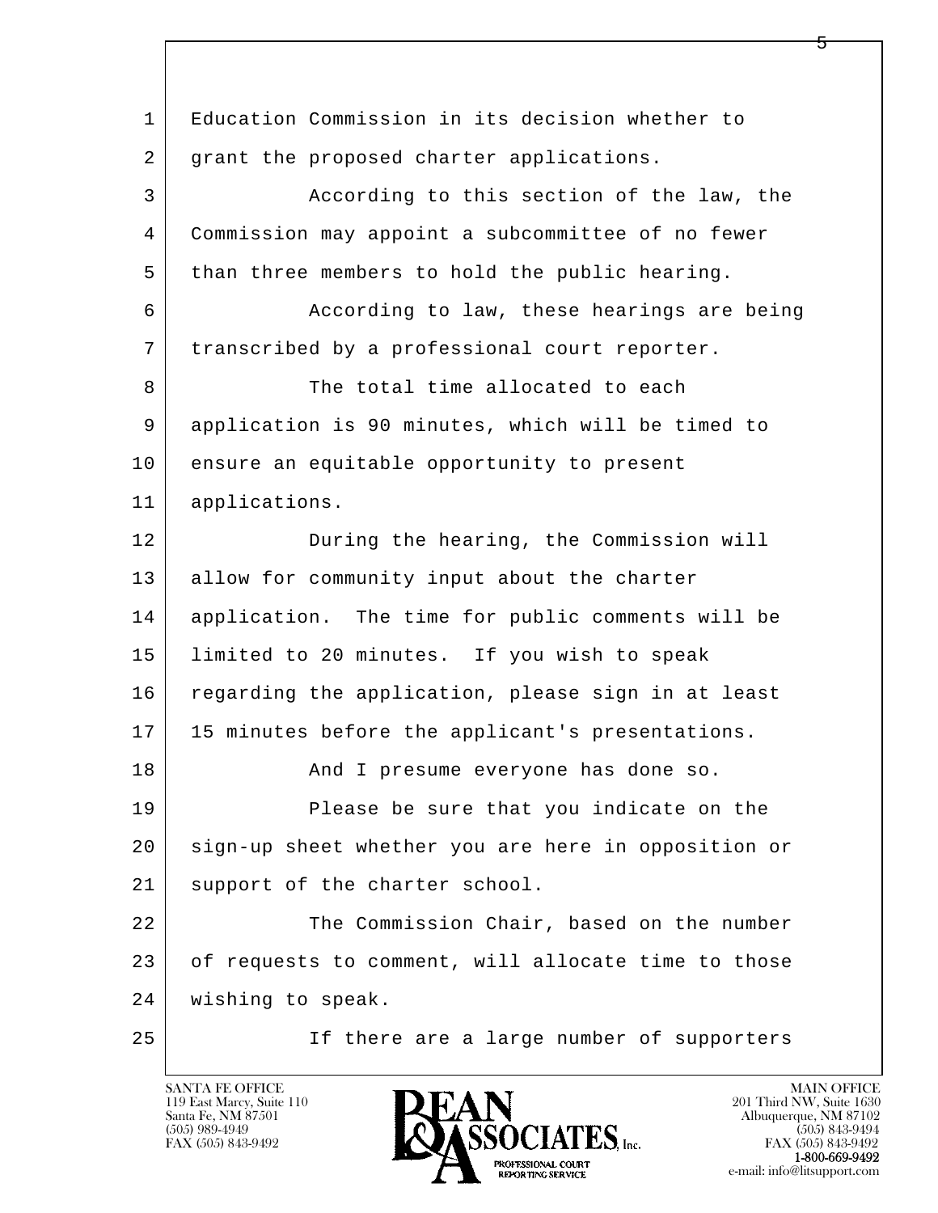Education Commission in its decision whether to grant the proposed charter applications.

According to this section of the law, the Commission may appoint a subcommittee of no fewer than three members to hold the public hearing.

According to law, these hearings are being transcribed by a professional court reporter.

The total time allocated to each application is 90 minutes, which will be timed to ensure an equitable opportunity to present applications.

During the hearing, the Commission will allow for community input about the charter application. The time for public comments will be limited to 20 minutes. If you wish to speak regarding the application, please sign in at least 15 minutes before the applicant's presentations.

And I presume everyone has done so.

Please be sure that you indicate on the sign-up sheet whether you are here in opposition or support of the charter school.

The Commission Chair, based on the number of requests to comment, will allocate time to those wishing to speak.

If there are a large number of supporters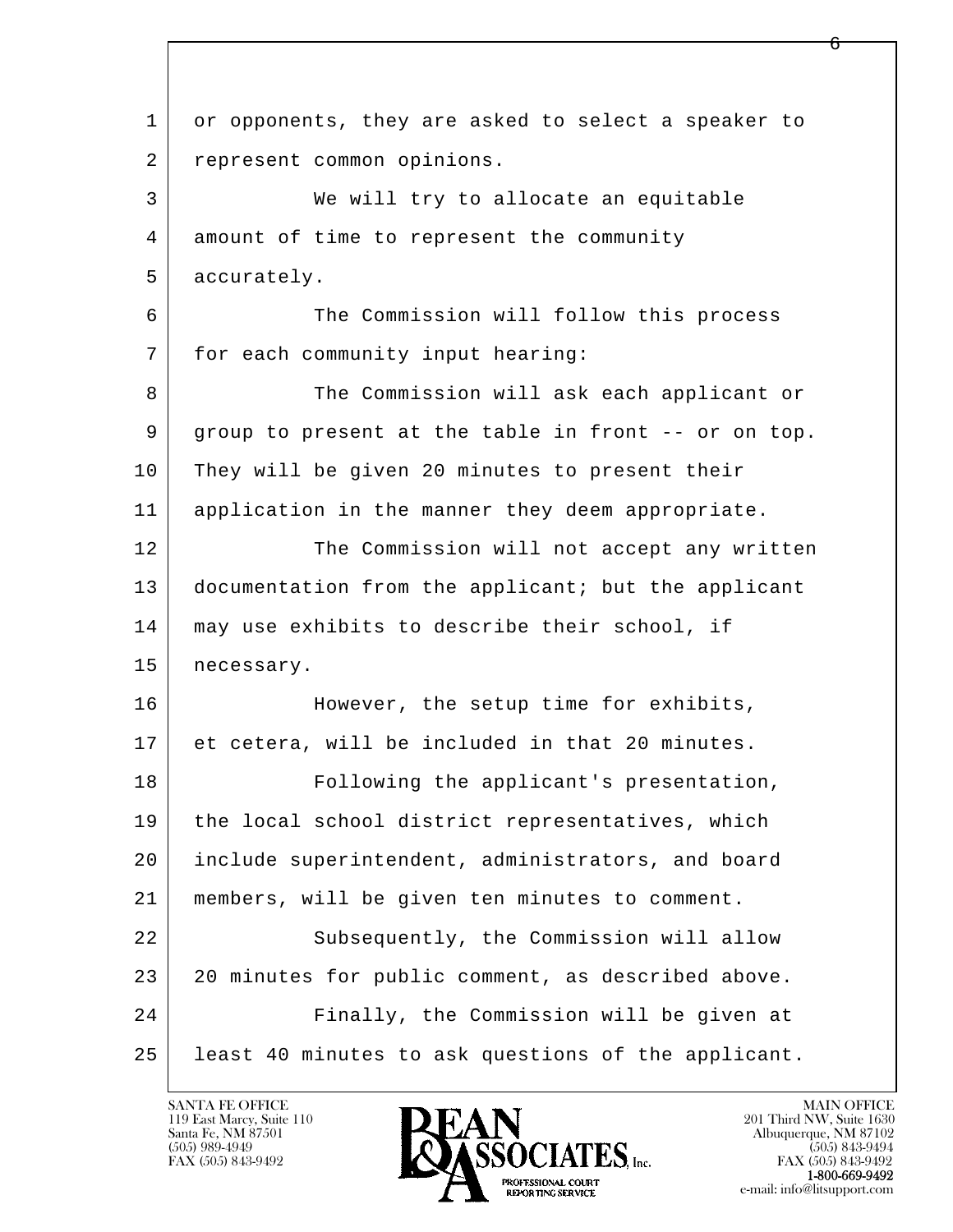or opponents, they are asked to select a speaker to represent common opinions.

We will try to allocate an equitable amount of time to represent the community accurately.

The Commission will follow this process for each community input hearing:

The Commission will ask each applicant or group to present at the table in front -- or on top. They will be given 20 minutes to present their application in the manner they deem appropriate.

The Commission will not accept any written documentation from the applicant; but the applicant may use exhibits to describe their school, if necessary.

However, the setup time for exhibits, et cetera, will be included in that 20 minutes.

Following the applicant's presentation, the local school district representatives, which include superintendent, administrators, and board members, will be given ten minutes to comment.

Subsequently, the Commission will allow 20 minutes for public comment, as described above.

Finally, the Commission will be given at least 40 minutes to ask questions of the applicant.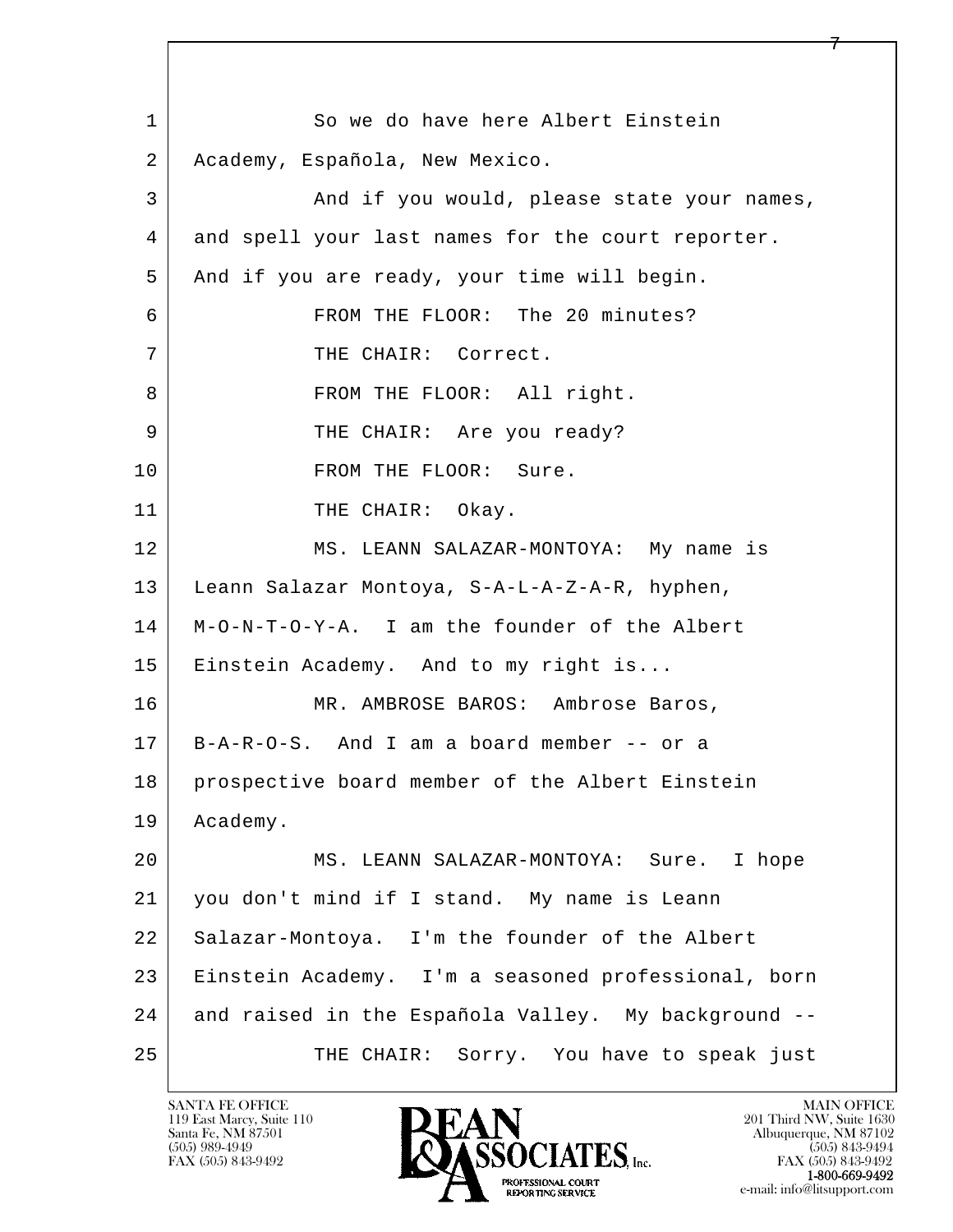1 So we do have here Albert Einstein
2 Academy, Española, New Mexico.
3 And if you would, please state your names,
4 and spell your last names for the court reporter.
5 And if you are ready, your time will begin.
6 FROM THE FLOOR: The 20 minutes?
7 THE CHAIR: Correct.
8 FROM THE FLOOR: All right.
9 THE CHAIR: Are you ready?
10 FROM THE FLOOR: Sure.
11 THE CHAIR: Okay.
12 MS. LEANN SALAZAR-MONTOYA: My name is
13 Leann Salazar Montoya, S-A-L-A-Z-A-R, hyphen,
14 M-O-N-T-O-Y-A. I am the founder of the Albert
15 Einstein Academy. And to my right is...
16 MR. AMBROSE BAROS: Ambrose Baros,
17 B-A-R-O-S. And I am a board member -- or a
18 prospective board member of the Albert Einstein
19 Academy.
20 MS. LEANN SALAZAR-MONTOYA: Sure. I hope
21 you don't mind if I stand. My name is Leann
22 Salazar-Montoya. I'm the founder of the Albert
23 Einstein Academy. I'm a seasoned professional, born
24 and raised in the Española Valley. My background --
25 THE CHAIR: Sorry. You have to speak just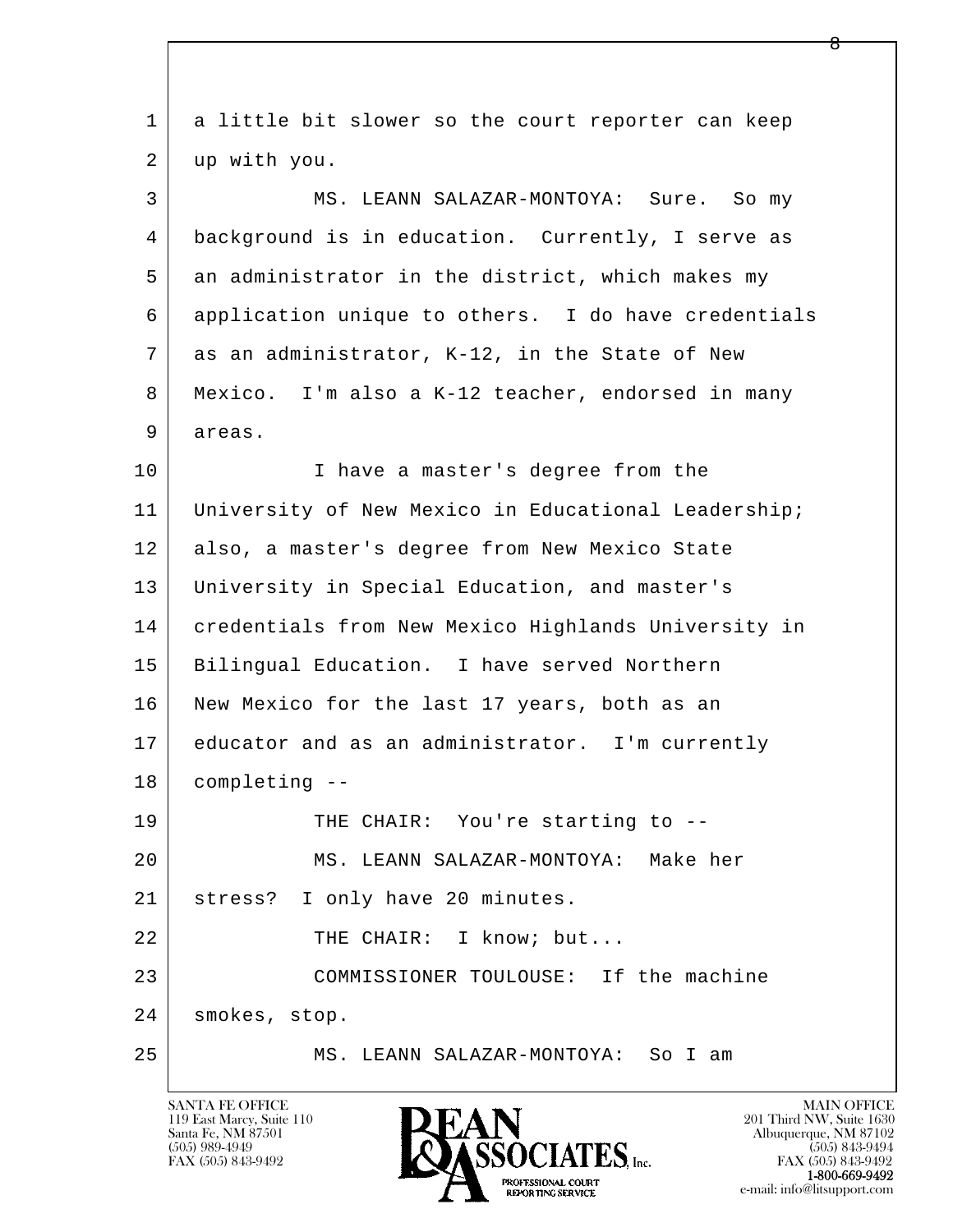1 a little bit slower so the court reporter can keep
2 up with you.
3 MS. LEANN SALAZAR-MONTOYA: Sure. So my
4 background is in education. Currently, I serve as
5 an administrator in the district, which makes my
6 application unique to others. I do have credentials
7 as an administrator, K-12, in the State of New
8 Mexico. I'm also a K-12 teacher, endorsed in many
9 areas.
10 I have a master's degree from the
11 University of New Mexico in Educational Leadership;
12 also, a master's degree from New Mexico State
13 University in Special Education, and master's
14 credentials from New Mexico Highlands University in
15 Bilingual Education. I have served Northern
16 New Mexico for the last 17 years, both as an
17 educator and as an administrator. I'm currently
18 completing --
19 THE CHAIR: You're starting to --
20 MS. LEANN SALAZAR-MONTOYA: Make her
21 stress? I only have 20 minutes.
22 THE CHAIR: I know; but...
23 COMMISSIONER TOULOUSE: If the machine
24 smokes, stop.
25 MS. LEANN SALAZAR-MONTOYA: So I am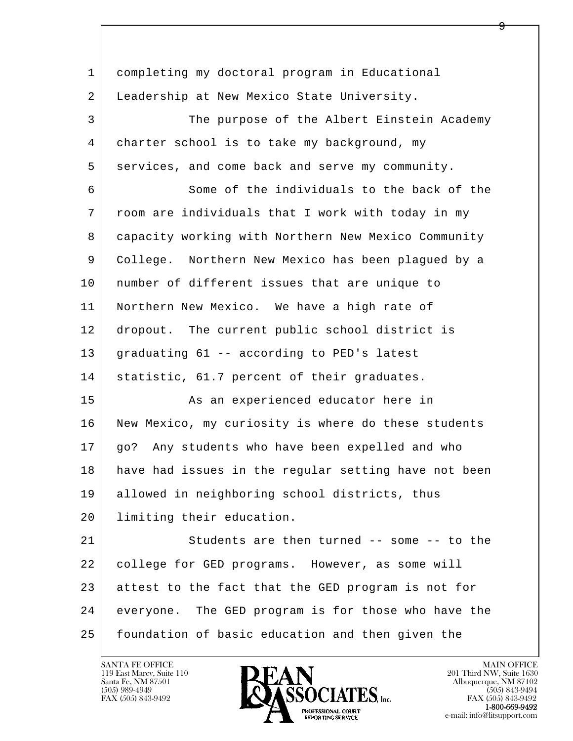1 completing my doctoral program in Educational
2 Leadership at New Mexico State University.
3 The purpose of the Albert Einstein Academy
4 charter school is to take my background, my
5 services, and come back and serve my community.
6 Some of the individuals to the back of the
7 room are individuals that I work with today in my
8 capacity working with Northern New Mexico Community
9 College. Northern New Mexico has been plagued by a
10 number of different issues that are unique to
11 Northern New Mexico. We have a high rate of
12 dropout. The current public school district is
13 graduating 61 -- according to PED's latest
14 statistic, 61.7 percent of their graduates.
15 As an experienced educator here in
16 New Mexico, my curiosity is where do these students
17 go? Any students who have been expelled and who
18 have had issues in the regular setting have not been
19 allowed in neighboring school districts, thus
20 limiting their education.
21 Students are then turned -- some -- to the
22 college for GED programs. However, as some will
23 attest to the fact that the GED program is not for
24 everyone. The GED program is for those who have the
25 foundation of basic education and then given the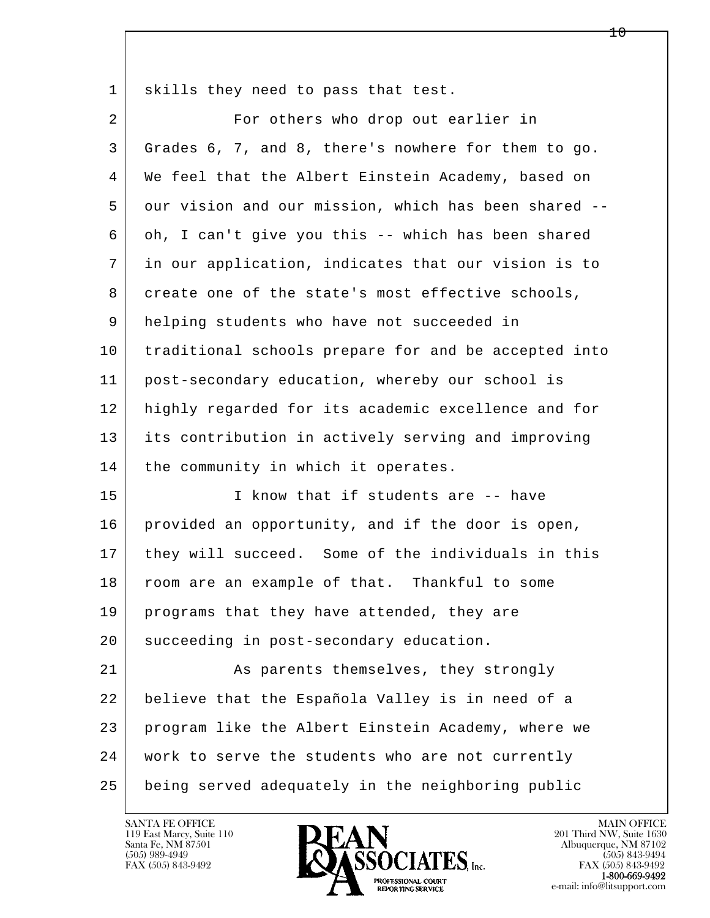skills they need to pass that test.

For others who drop out earlier in Grades 6, 7, and 8, there's nowhere for them to go. We feel that the Albert Einstein Academy, based on our vision and our mission, which has been shared -- oh, I can't give you this -- which has been shared in our application, indicates that our vision is to create one of the state's most effective schools, helping students who have not succeeded in traditional schools prepare for and be accepted into post-secondary education, whereby our school is highly regarded for its academic excellence and for its contribution in actively serving and improving the community in which it operates.

I know that if students are -- have provided an opportunity, and if the door is open, they will succeed. Some of the individuals in this room are an example of that. Thankful to some programs that they have attended, they are succeeding in post-secondary education.

As parents themselves, they strongly believe that the Española Valley is in need of a program like the Albert Einstein Academy, where we work to serve the students who are not currently being served adequately in the neighboring public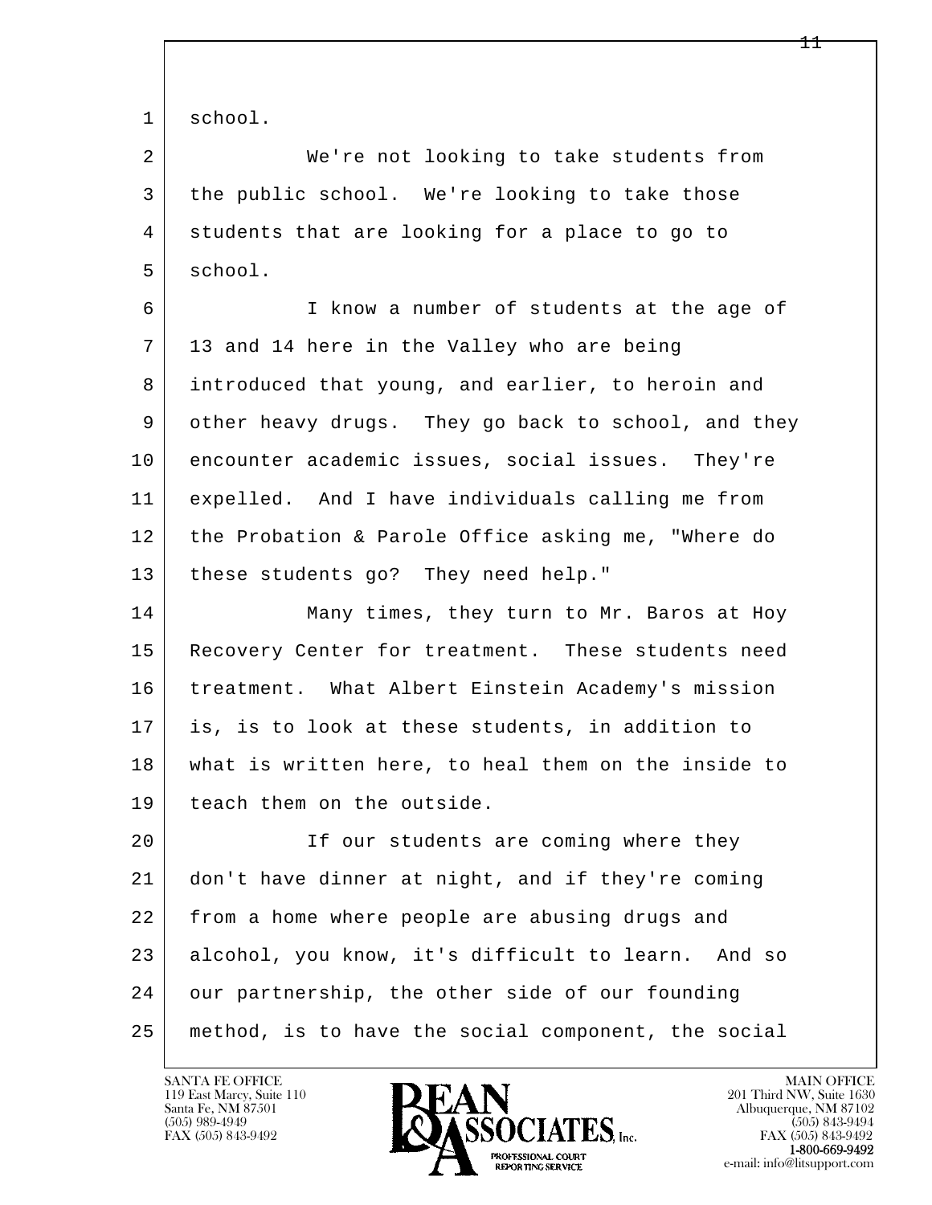1 school.

2 We're not looking to take students from
3 the public school. We're looking to take those
4 students that are looking for a place to go to
5 school.

6 I know a number of students at the age of
7 13 and 14 here in the Valley who are being
8 introduced that young, and earlier, to heroin and
9 other heavy drugs. They go back to school, and they
10 encounter academic issues, social issues. They're
11 expelled. And I have individuals calling me from
12 the Probation & Parole Office asking me, "Where do
13 these students go? They need help."

14 Many times, they turn to Mr. Baros at Hoy
15 Recovery Center for treatment. These students need
16 treatment. What Albert Einstein Academy's mission
17 is, is to look at these students, in addition to
18 what is written here, to heal them on the inside to
19 teach them on the outside.

20 If our students are coming where they
21 don't have dinner at night, and if they're coming
22 from a home where people are abusing drugs and
23 alcohol, you know, it's difficult to learn. And so
24 our partnership, the other side of our founding
25 method, is to have the social component, the social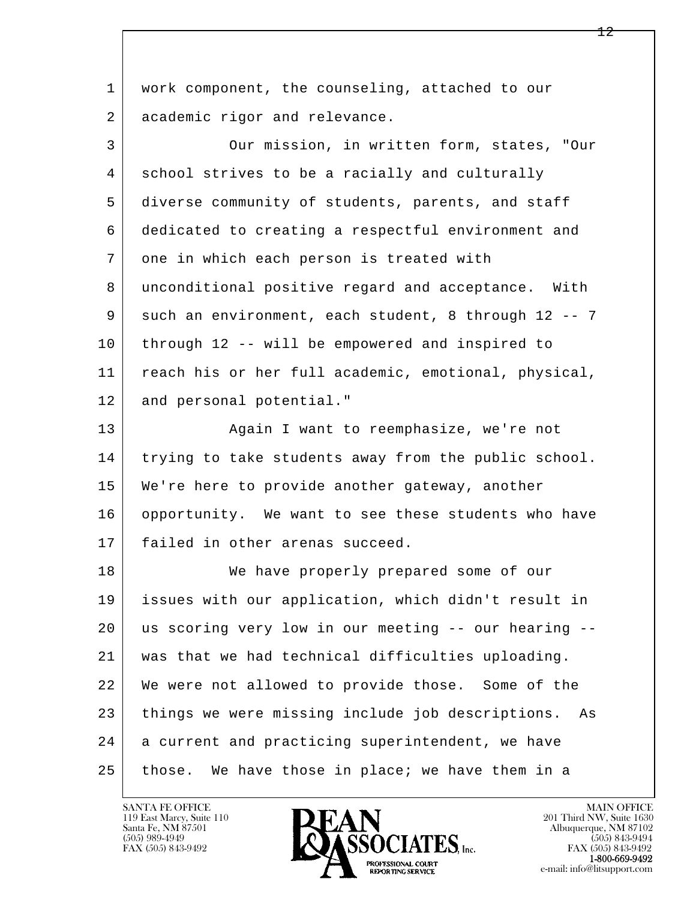1 work component, the counseling, attached to our
2 academic rigor and relevance.
3 Our mission, in written form, states, "Our
4 school strives to be a racially and culturally
5 diverse community of students, parents, and staff
6 dedicated to creating a respectful environment and
7 one in which each person is treated with
8 unconditional positive regard and acceptance. With
9 such an environment, each student, 8 through 12 -- 7
10 through 12 -- will be empowered and inspired to
11 reach his or her full academic, emotional, physical,
12 and personal potential."
13 Again I want to reemphasize, we're not
14 trying to take students away from the public school.
15 We're here to provide another gateway, another
16 opportunity. We want to see these students who have
17 failed in other arenas succeed.
18 We have properly prepared some of our
19 issues with our application, which didn't result in
20 us scoring very low in our meeting -- our hearing --
21 was that we had technical difficulties uploading.
22 We were not allowed to provide those. Some of the
23 things we were missing include job descriptions. As
24 a current and practicing superintendent, we have
25 those. We have those in place; we have them in a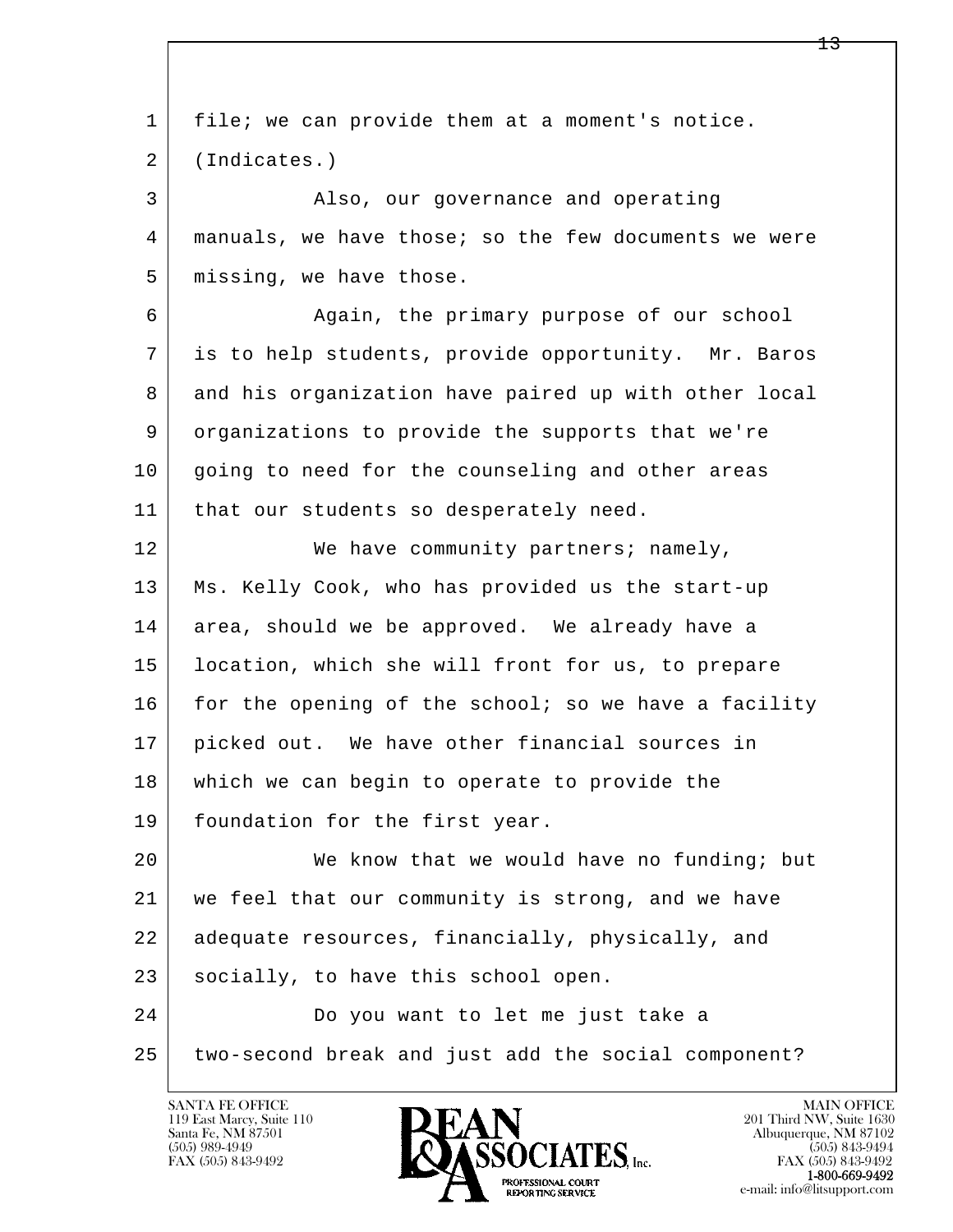1 file; we can provide them at a moment's notice.
2 (Indicates.)
3 Also, our governance and operating
4 manuals, we have those; so the few documents we were
5 missing, we have those.
6 Again, the primary purpose of our school
7 is to help students, provide opportunity. Mr. Baros
8 and his organization have paired up with other local
9 organizations to provide the supports that we're
10 going to need for the counseling and other areas
11 that our students so desperately need.
12 We have community partners; namely,
13 Ms. Kelly Cook, who has provided us the start-up
14 area, should we be approved. We already have a
15 location, which she will front for us, to prepare
16 for the opening of the school; so we have a facility
17 picked out. We have other financial sources in
18 which we can begin to operate to provide the
19 foundation for the first year.
20 We know that we would have no funding; but
21 we feel that our community is strong, and we have
22 adequate resources, financially, physically, and
23 socially, to have this school open.
24 Do you want to let me just take a
25 two-second break and just add the social component?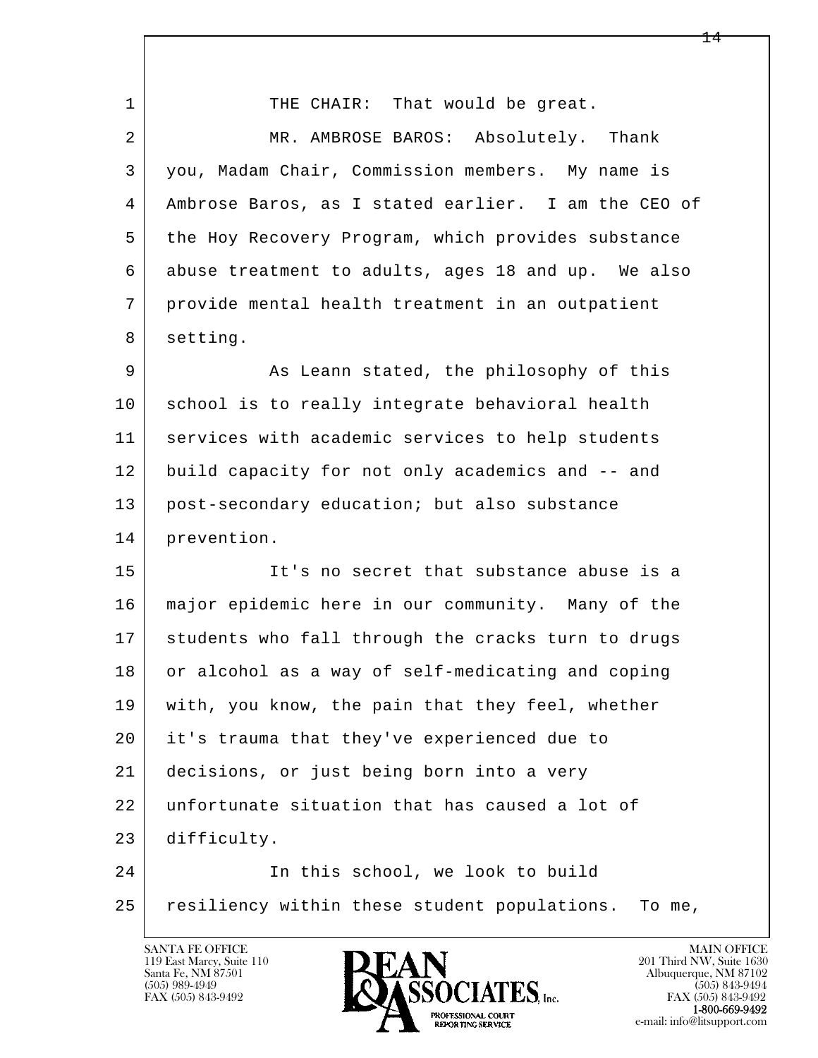THE CHAIR: That would be great.

MR. AMBROSE BAROS: Absolutely. Thank you, Madam Chair, Commission members. My name is Ambrose Baros, as I stated earlier. I am the CEO of the Hoy Recovery Program, which provides substance abuse treatment to adults, ages 18 and up. We also provide mental health treatment in an outpatient setting.

As Leann stated, the philosophy of this school is to really integrate behavioral health services with academic services to help students build capacity for not only academics and -- and post-secondary education; but also substance prevention.

It's no secret that substance abuse is a major epidemic here in our community. Many of the students who fall through the cracks turn to drugs or alcohol as a way of self-medicating and coping with, you know, the pain that they feel, whether it's trauma that they've experienced due to decisions, or just being born into a very unfortunate situation that has caused a lot of difficulty.

In this school, we look to build resiliency within these student populations. To me,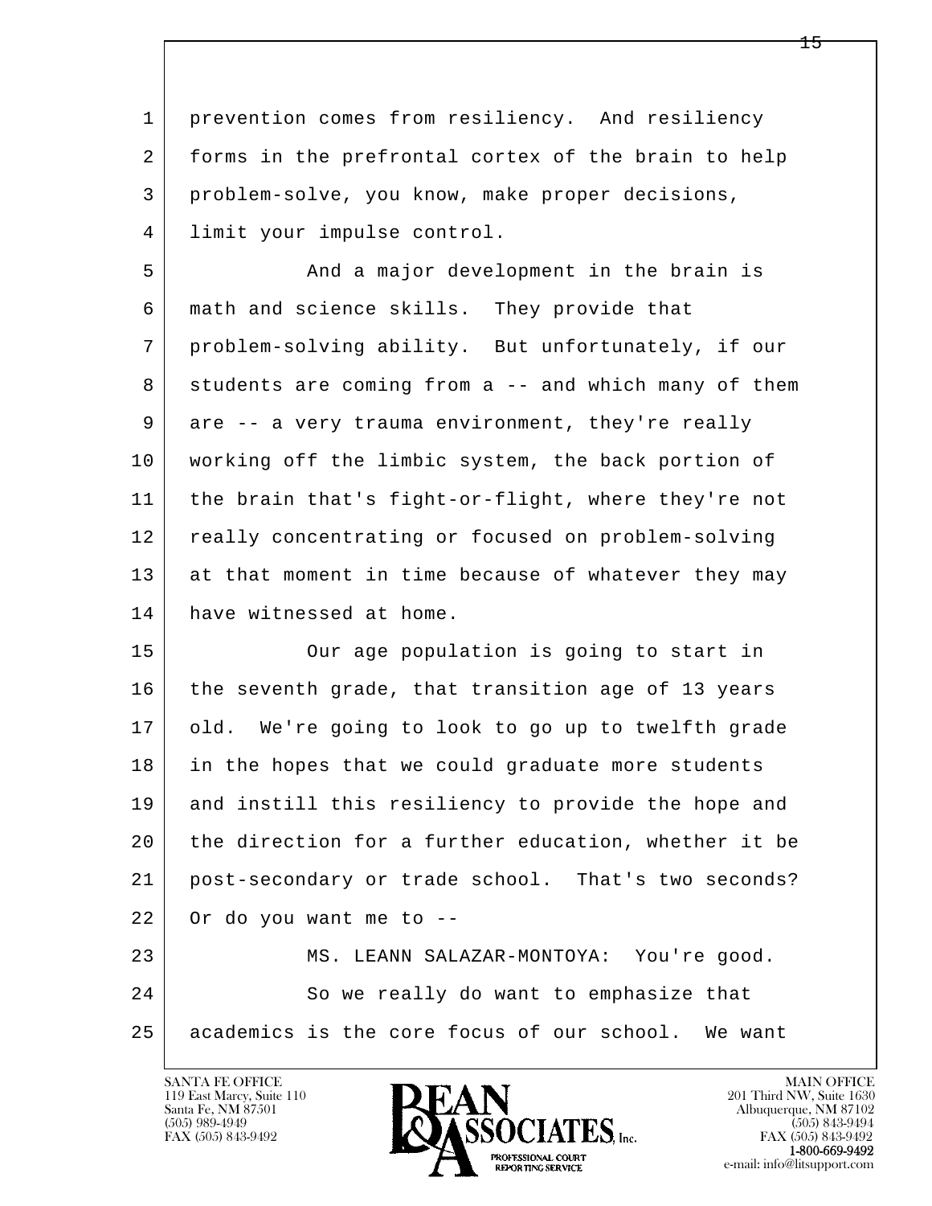prevention comes from resiliency. And resiliency forms in the prefrontal cortex of the brain to help problem-solve, you know, make proper decisions, limit your impulse control.

And a major development in the brain is math and science skills. They provide that problem-solving ability. But unfortunately, if our students are coming from a -- and which many of them are -- a very trauma environment, they're really working off the limbic system, the back portion of the brain that's fight-or-flight, where they're not really concentrating or focused on problem-solving at that moment in time because of whatever they may have witnessed at home.

Our age population is going to start in the seventh grade, that transition age of 13 years old. We're going to look to go up to twelfth grade in the hopes that we could graduate more students and instill this resiliency to provide the hope and the direction for a further education, whether it be post-secondary or trade school. That's two seconds? Or do you want me to --

MS. LEANN SALAZAR-MONTOYA: You're good.

So we really do want to emphasize that academics is the core focus of our school. We want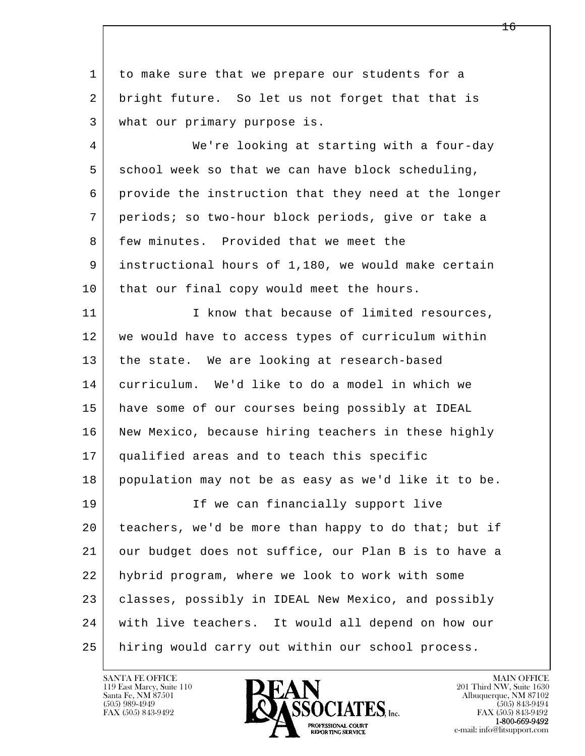to make sure that we prepare our students for a bright future. So let us not forget that that is what our primary purpose is.

We're looking at starting with a four-day school week so that we can have block scheduling, provide the instruction that they need at the longer periods; so two-hour block periods, give or take a few minutes. Provided that we meet the instructional hours of 1,180, we would make certain that our final copy would meet the hours.

I know that because of limited resources, we would have to access types of curriculum within the state. We are looking at research-based curriculum. We'd like to do a model in which we have some of our courses being possibly at IDEAL New Mexico, because hiring teachers in these highly qualified areas and to teach this specific population may not be as easy as we'd like it to be.

If we can financially support live teachers, we'd be more than happy to do that; but if our budget does not suffice, our Plan B is to have a hybrid program, where we look to work with some classes, possibly in IDEAL New Mexico, and possibly with live teachers. It would all depend on how our hiring would carry out within our school process.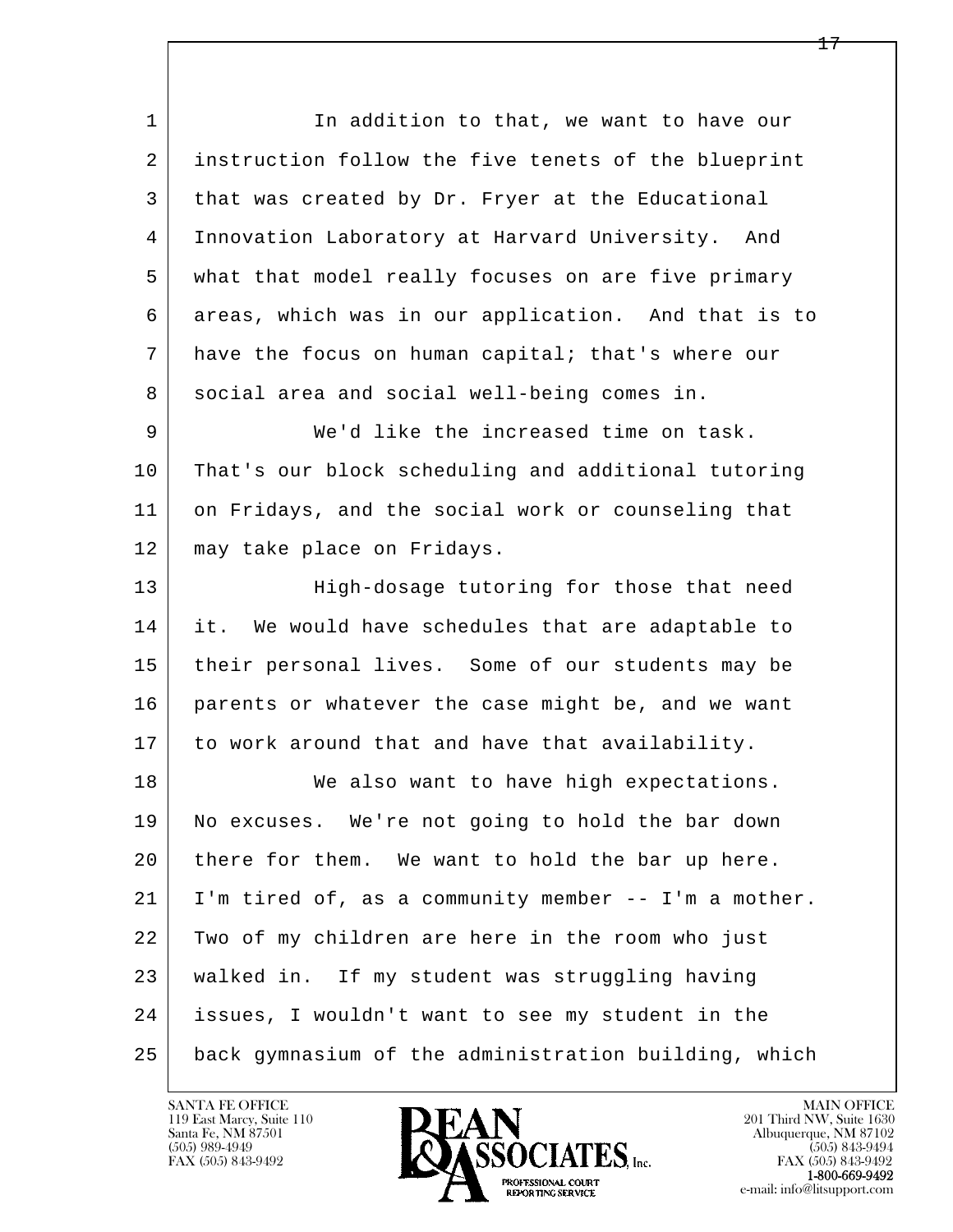1 In addition to that, we want to have our
2 instruction follow the five tenets of the blueprint
3 that was created by Dr. Fryer at the Educational
4 Innovation Laboratory at Harvard University. And
5 what that model really focuses on are five primary
6 areas, which was in our application. And that is to
7 have the focus on human capital; that's where our
8 social area and social well-being comes in.

9 We'd like the increased time on task.
10 That's our block scheduling and additional tutoring
11 on Fridays, and the social work or counseling that
12 may take place on Fridays.

13 High-dosage tutoring for those that need
14 it. We would have schedules that are adaptable to
15 their personal lives. Some of our students may be
16 parents or whatever the case might be, and we want
17 to work around that and have that availability.

18 We also want to have high expectations.
19 No excuses. We're not going to hold the bar down
20 there for them. We want to hold the bar up here.
21 I'm tired of, as a community member -- I'm a mother.
22 Two of my children are here in the room who just
23 walked in. If my student was struggling having
24 issues, I wouldn't want to see my student in the
25 back gymnasium of the administration building, which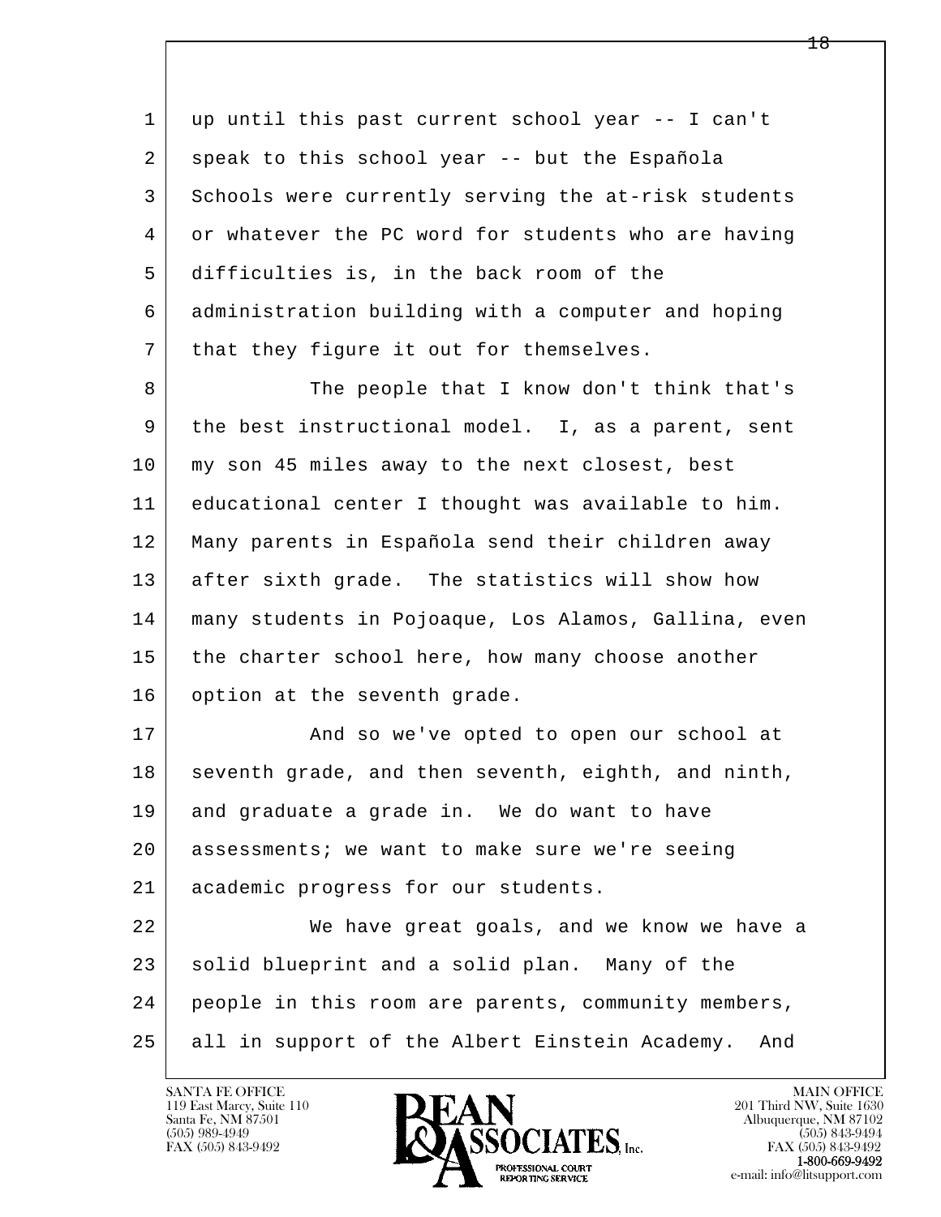up until this past current school year -- I can't speak to this school year -- but the Española Schools were currently serving the at-risk students or whatever the PC word for students who are having difficulties is, in the back room of the administration building with a computer and hoping that they figure it out for themselves.

The people that I know don't think that's the best instructional model. I, as a parent, sent my son 45 miles away to the next closest, best educational center I thought was available to him. Many parents in Española send their children away after sixth grade. The statistics will show how many students in Pojoaque, Los Alamos, Gallina, even the charter school here, how many choose another option at the seventh grade.

And so we've opted to open our school at seventh grade, and then seventh, eighth, and ninth, and graduate a grade in. We do want to have assessments; we want to make sure we're seeing academic progress for our students.

We have great goals, and we know we have a solid blueprint and a solid plan. Many of the people in this room are parents, community members, all in support of the Albert Einstein Academy. And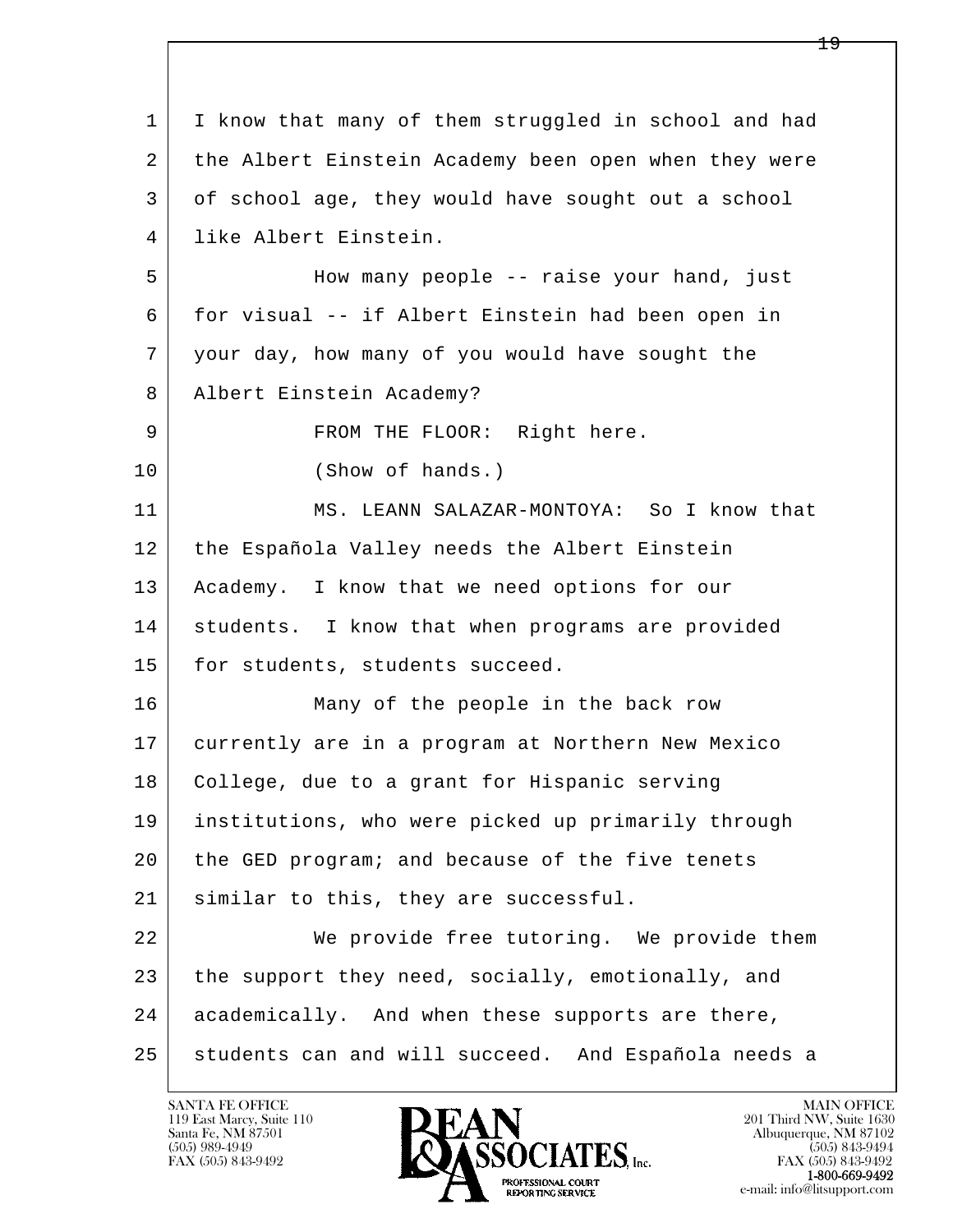I know that many of them struggled in school and had the Albert Einstein Academy been open when they were of school age, they would have sought out a school like Albert Einstein.

How many people -- raise your hand, just for visual -- if Albert Einstein had been open in your day, how many of you would have sought the Albert Einstein Academy?

FROM THE FLOOR: Right here.

(Show of hands.)

MS. LEANN SALAZAR-MONTOYA: So I know that the Española Valley needs the Albert Einstein Academy. I know that we need options for our students. I know that when programs are provided for students, students succeed.

Many of the people in the back row currently are in a program at Northern New Mexico College, due to a grant for Hispanic serving institutions, who were picked up primarily through the GED program; and because of the five tenets similar to this, they are successful.

We provide free tutoring. We provide them the support they need, socially, emotionally, and academically. And when these supports are there, students can and will succeed. And Española needs a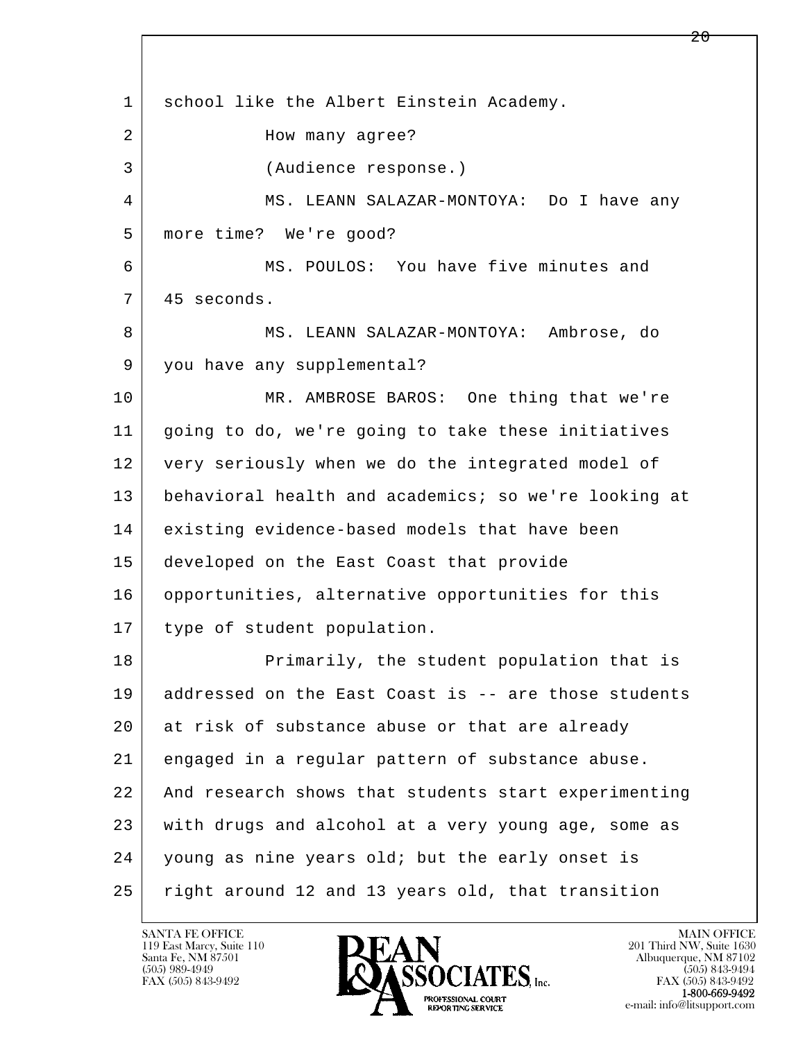school like the Albert Einstein Academy.

How many agree?

(Audience response.)

MS. LEANN SALAZAR-MONTOYA: Do I have any more time? We're good?

MS. POULOS: You have five minutes and 45 seconds.

MS. LEANN SALAZAR-MONTOYA: Ambrose, do you have any supplemental?

MR. AMBROSE BAROS: One thing that we're going to do, we're going to take these initiatives very seriously when we do the integrated model of behavioral health and academics; so we're looking at existing evidence-based models that have been developed on the East Coast that provide opportunities, alternative opportunities for this type of student population.

Primarily, the student population that is addressed on the East Coast is -- are those students at risk of substance abuse or that are already engaged in a regular pattern of substance abuse. And research shows that students start experimenting with drugs and alcohol at a very young age, some as young as nine years old; but the early onset is right around 12 and 13 years old, that transition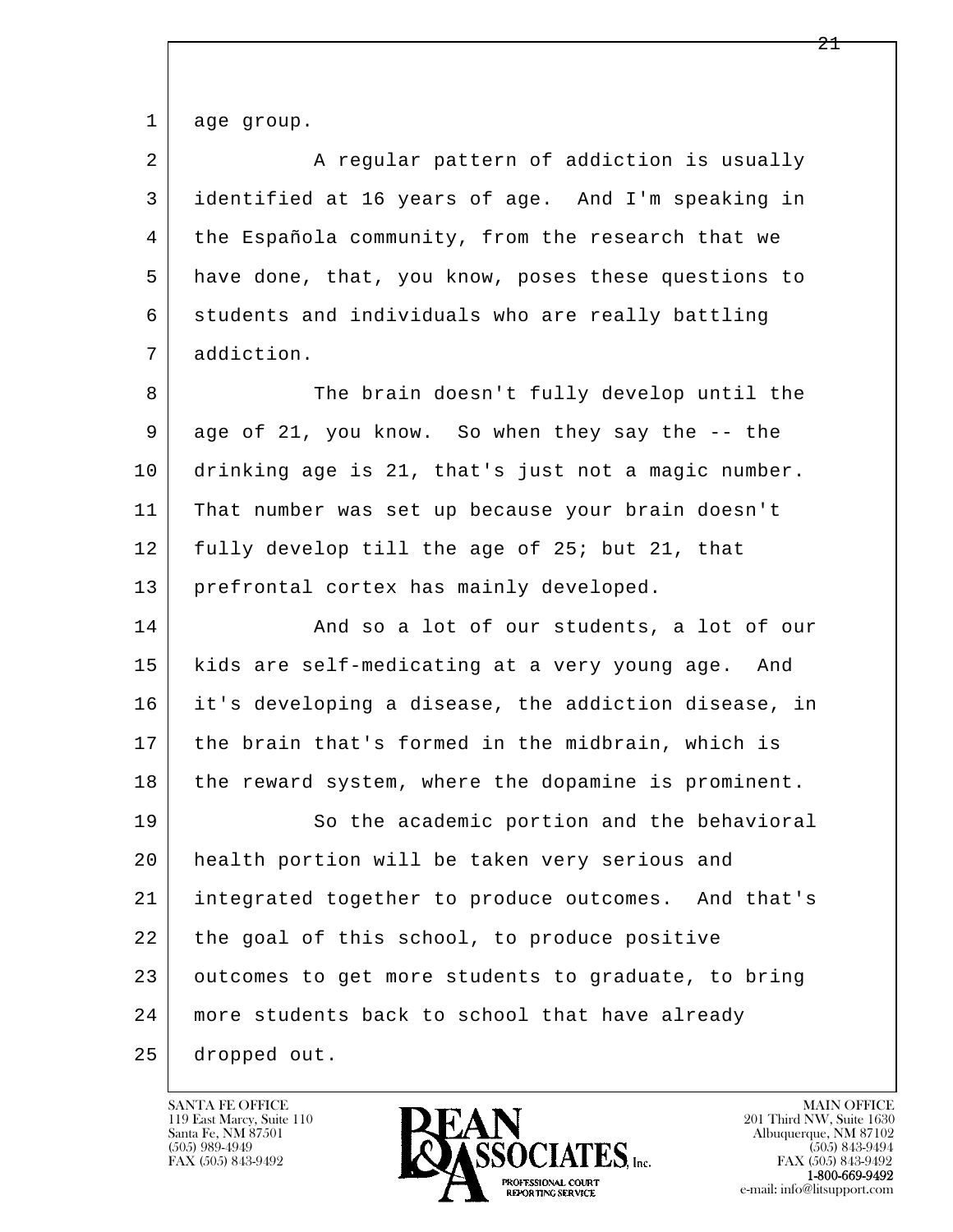age group.

A regular pattern of addiction is usually identified at 16 years of age. And I'm speaking in the Española community, from the research that we have done, that, you know, poses these questions to students and individuals who are really battling addiction.

The brain doesn't fully develop until the age of 21, you know. So when they say the -- the drinking age is 21, that's just not a magic number. That number was set up because your brain doesn't fully develop till the age of 25; but 21, that prefrontal cortex has mainly developed.

And so a lot of our students, a lot of our kids are self-medicating at a very young age. And it's developing a disease, the addiction disease, in the brain that's formed in the midbrain, which is the reward system, where the dopamine is prominent.

So the academic portion and the behavioral health portion will be taken very serious and integrated together to produce outcomes. And that's the goal of this school, to produce positive outcomes to get more students to graduate, to bring more students back to school that have already dropped out.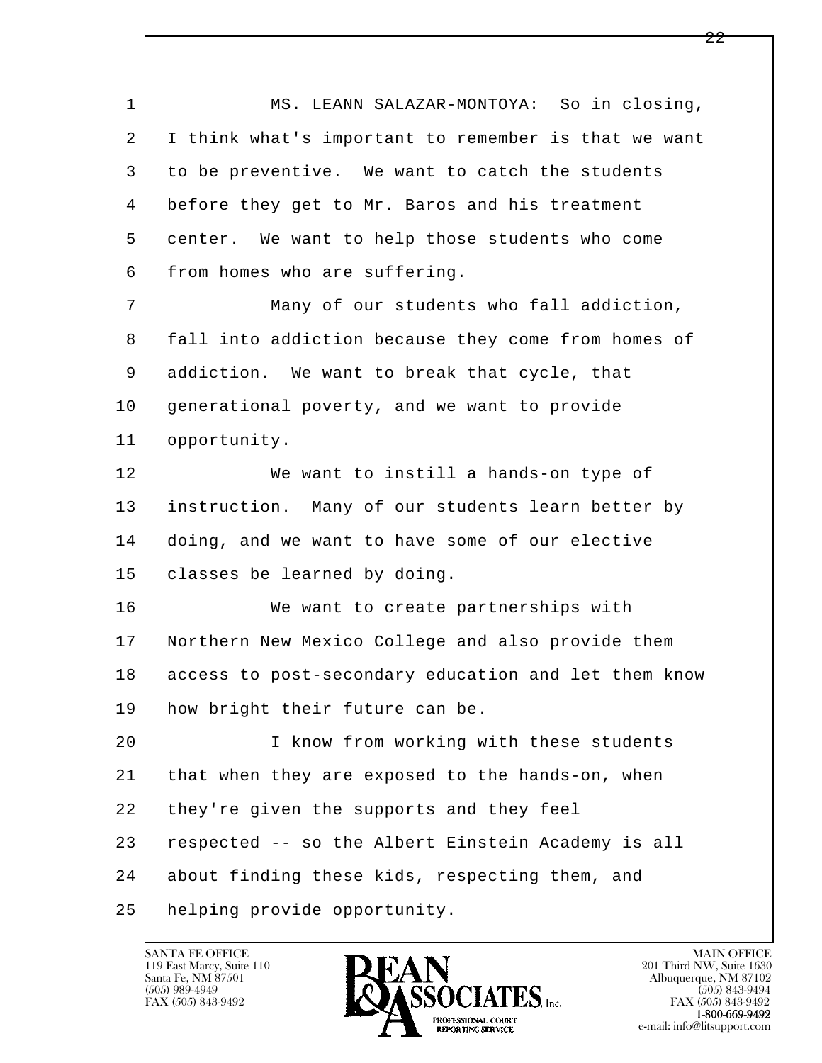MS. LEANN SALAZAR-MONTOYA: So in closing, I think what's important to remember is that we want to be preventive. We want to catch the students before they get to Mr. Baros and his treatment center. We want to help those students who come from homes who are suffering.

Many of our students who fall addiction, fall into addiction because they come from homes of addiction. We want to break that cycle, that generational poverty, and we want to provide opportunity.

We want to instill a hands-on type of instruction. Many of our students learn better by doing, and we want to have some of our elective classes be learned by doing.

We want to create partnerships with Northern New Mexico College and also provide them access to post-secondary education and let them know how bright their future can be.

I know from working with these students that when they are exposed to the hands-on, when they're given the supports and they feel respected -- so the Albert Einstein Academy is all about finding these kids, respecting them, and helping provide opportunity.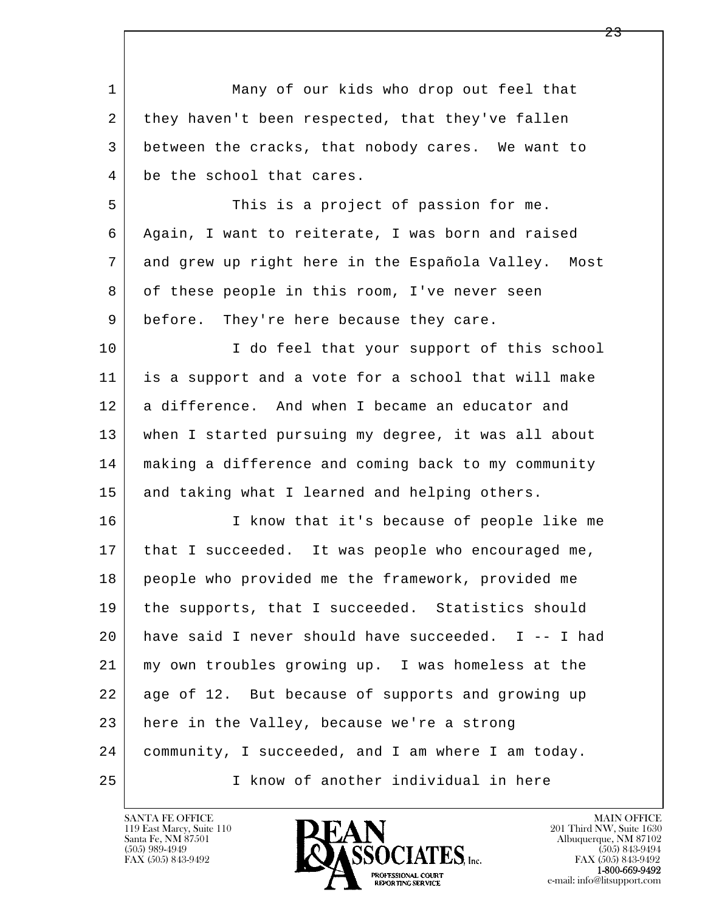1 Many of our kids who drop out feel that
2 they haven't been respected, that they've fallen
3 between the cracks, that nobody cares. We want to
4 be the school that cares.
5 This is a project of passion for me.
6 Again, I want to reiterate, I was born and raised
7 and grew up right here in the Española Valley. Most
8 of these people in this room, I've never seen
9 before. They're here because they care.
10 I do feel that your support of this school
11 is a support and a vote for a school that will make
12 a difference. And when I became an educator and
13 when I started pursuing my degree, it was all about
14 making a difference and coming back to my community
15 and taking what I learned and helping others.
16 I know that it's because of people like me
17 that I succeeded. It was people who encouraged me,
18 people who provided me the framework, provided me
19 the supports, that I succeeded. Statistics should
20 have said I never should have succeeded. I -- I had
21 my own troubles growing up. I was homeless at the
22 age of 12. But because of supports and growing up
23 here in the Valley, because we're a strong
24 community, I succeeded, and I am where I am today.
25 I know of another individual in here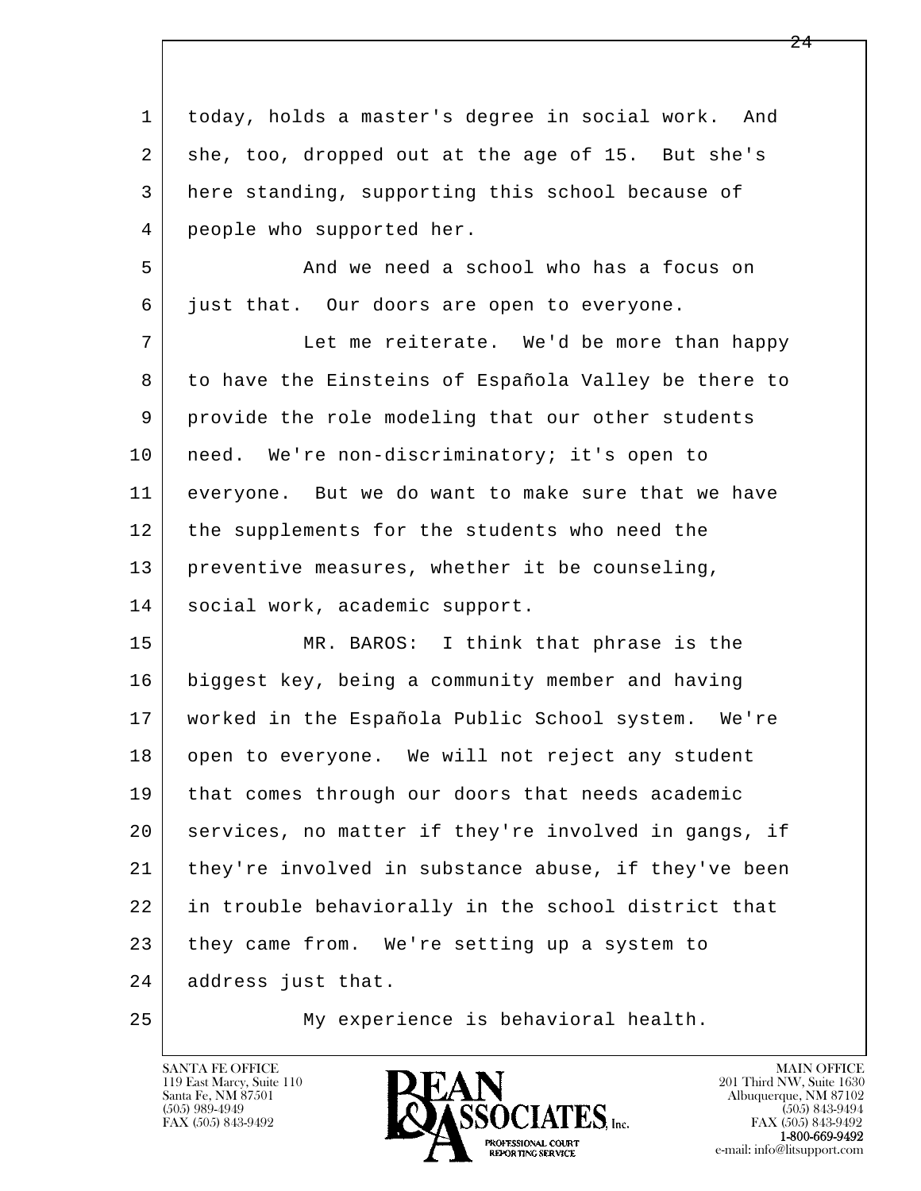today, holds a master's degree in social work. And she, too, dropped out at the age of 15. But she's here standing, supporting this school because of people who supported her.

And we need a school who has a focus on just that. Our doors are open to everyone.

Let me reiterate. We'd be more than happy to have the Einsteins of Española Valley be there to provide the role modeling that our other students need. We're non-discriminatory; it's open to everyone. But we do want to make sure that we have the supplements for the students who need the preventive measures, whether it be counseling, social work, academic support.

MR. BAROS: I think that phrase is the biggest key, being a community member and having worked in the Española Public School system. We're open to everyone. We will not reject any student that comes through our doors that needs academic services, no matter if they're involved in gangs, if they're involved in substance abuse, if they've been in trouble behaviorally in the school district that they came from. We're setting up a system to address just that.

My experience is behavioral health.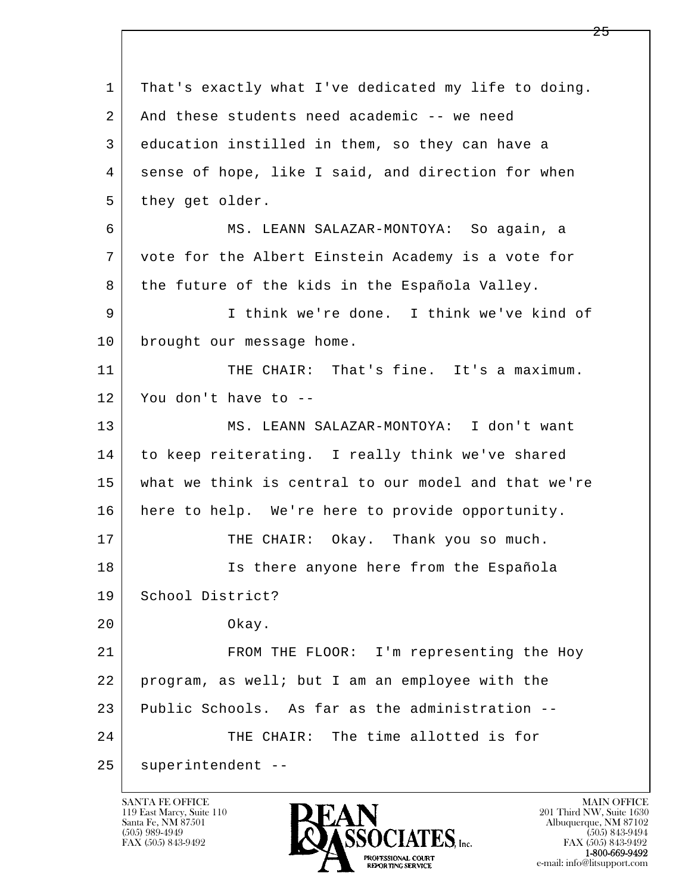1 That's exactly what I've dedicated my life to doing.
2 And these students need academic -- we need
3 education instilled in them, so they can have a
4 sense of hope, like I said, and direction for when
5 they get older.

6 MS. LEANN SALAZAR-MONTOYA: So again, a
7 vote for the Albert Einstein Academy is a vote for
8 the future of the kids in the Española Valley.

9 I think we're done. I think we've kind of
10 brought our message home.

11 THE CHAIR: That's fine. It's a maximum.
12 You don't have to --

13 MS. LEANN SALAZAR-MONTOYA: I don't want
14 to keep reiterating. I really think we've shared
15 what we think is central to our model and that we're
16 here to help. We're here to provide opportunity.

17 THE CHAIR: Okay. Thank you so much.

18 Is there anyone here from the Española
19 School District?

20 Okay.

21 FROM THE FLOOR: I'm representing the Hoy
22 program, as well; but I am an employee with the
23 Public Schools. As far as the administration --

24 THE CHAIR: The time allotted is for
25 superintendent --

SANTA FE OFFICE
119 East Marcy, Suite 110
Santa Fe, NM 87501
(505) 989-4949
FAX (505) 843-9492

MAIN OFFICE
201 Third NW, Suite 1630
Albuquerque, NM 87102
(505) 843-9494
FAX (505) 843-9492
1-800-669-9492
e-mail: info@litsupport.com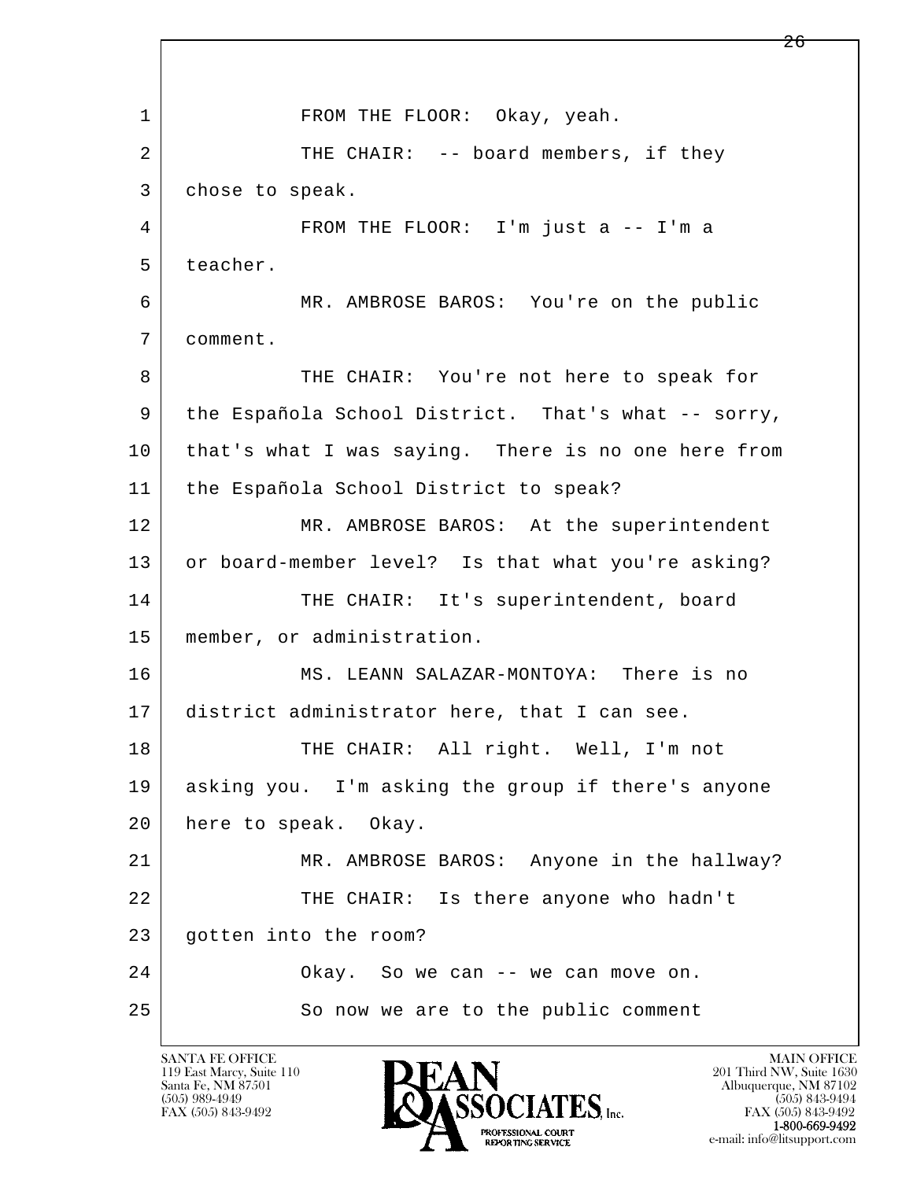1 FROM THE FLOOR: Okay, yeah.

2 THE CHAIR: -- board members, if they

3 chose to speak.

4 FROM THE FLOOR: I'm just a -- I'm a

5 teacher.

6 MR. AMBROSE BAROS: You're on the public

7 comment.

8 THE CHAIR: You're not here to speak for

9 the Española School District. That's what -- sorry,

10 that's what I was saying. There is no one here from

11 the Española School District to speak?

12 MR. AMBROSE BAROS: At the superintendent

13 or board-member level? Is that what you're asking?

14 THE CHAIR: It's superintendent, board

15 member, or administration.

16 MS. LEANN SALAZAR-MONTOYA: There is no

17 district administrator here, that I can see.

18 THE CHAIR: All right. Well, I'm not

19 asking you. I'm asking the group if there's anyone

20 here to speak. Okay.

21 MR. AMBROSE BAROS: Anyone in the hallway?

22 THE CHAIR: Is there anyone who hadn't

23 gotten into the room?

24 Okay. So we can -- we can move on.

25 So now we are to the public comment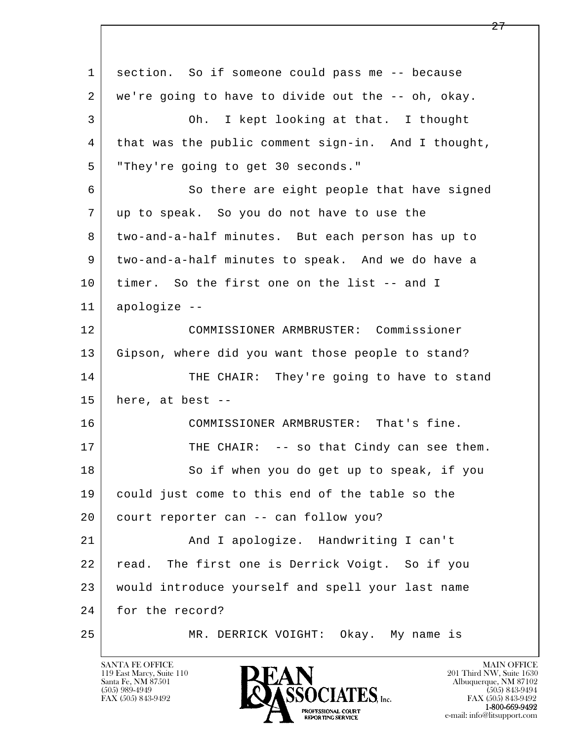section. So if someone could pass me -- because we're going to have to divide out the -- oh, okay.

Oh. I kept looking at that. I thought that was the public comment sign-in. And I thought, "They're going to get 30 seconds."

So there are eight people that have signed up to speak. So you do not have to use the two-and-a-half minutes. But each person has up to two-and-a-half minutes to speak. And we do have a timer. So the first one on the list -- and I apologize --

COMMISSIONER ARMBRUSTER: Commissioner Gipson, where did you want those people to stand?

THE CHAIR: They're going to have to stand here, at best --

COMMISSIONER ARMBRUSTER: That's fine.

THE CHAIR: -- so that Cindy can see them.

So if when you do get up to speak, if you could just come to this end of the table so the court reporter can -- can follow you?

And I apologize. Handwriting I can't read. The first one is Derrick Voigt. So if you would introduce yourself and spell your last name for the record?

MR. DERRICK VOIGHT: Okay. My name is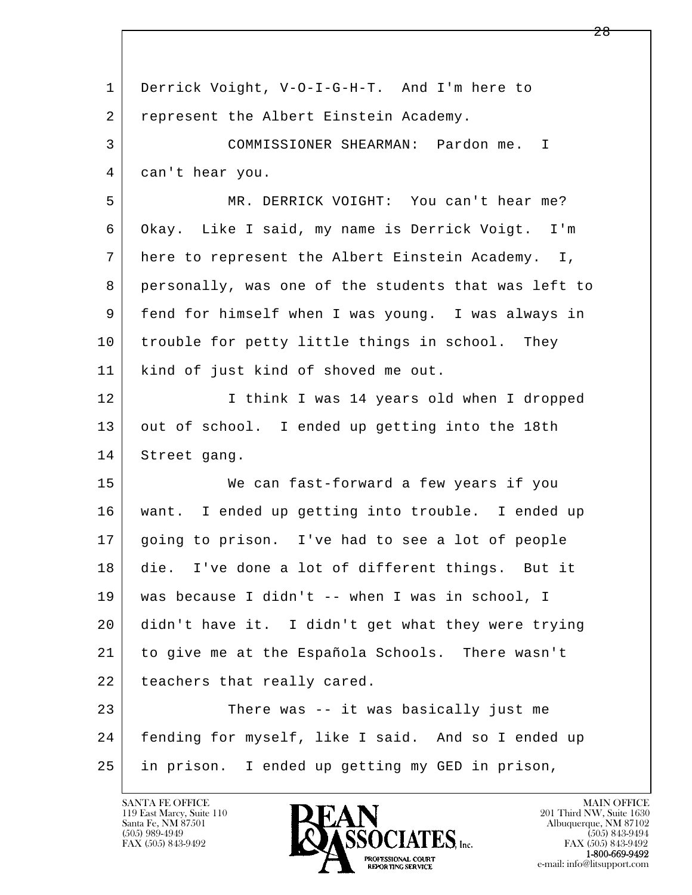Derrick Voight, V-O-I-G-H-T. And I'm here to represent the Albert Einstein Academy.

COMMISSIONER SHEARMAN: Pardon me. I can't hear you.

MR. DERRICK VOIGHT: You can't hear me? Okay. Like I said, my name is Derrick Voigt. I'm here to represent the Albert Einstein Academy. I, personally, was one of the students that was left to fend for himself when I was young. I was always in trouble for petty little things in school. They kind of just kind of shoved me out.

I think I was 14 years old when I dropped out of school. I ended up getting into the 18th Street gang.

We can fast-forward a few years if you want. I ended up getting into trouble. I ended up going to prison. I've had to see a lot of people die. I've done a lot of different things. But it was because I didn't -- when I was in school, I didn't have it. I didn't get what they were trying to give me at the Española Schools. There wasn't teachers that really cared.

There was -- it was basically just me fending for myself, like I said. And so I ended up in prison. I ended up getting my GED in prison,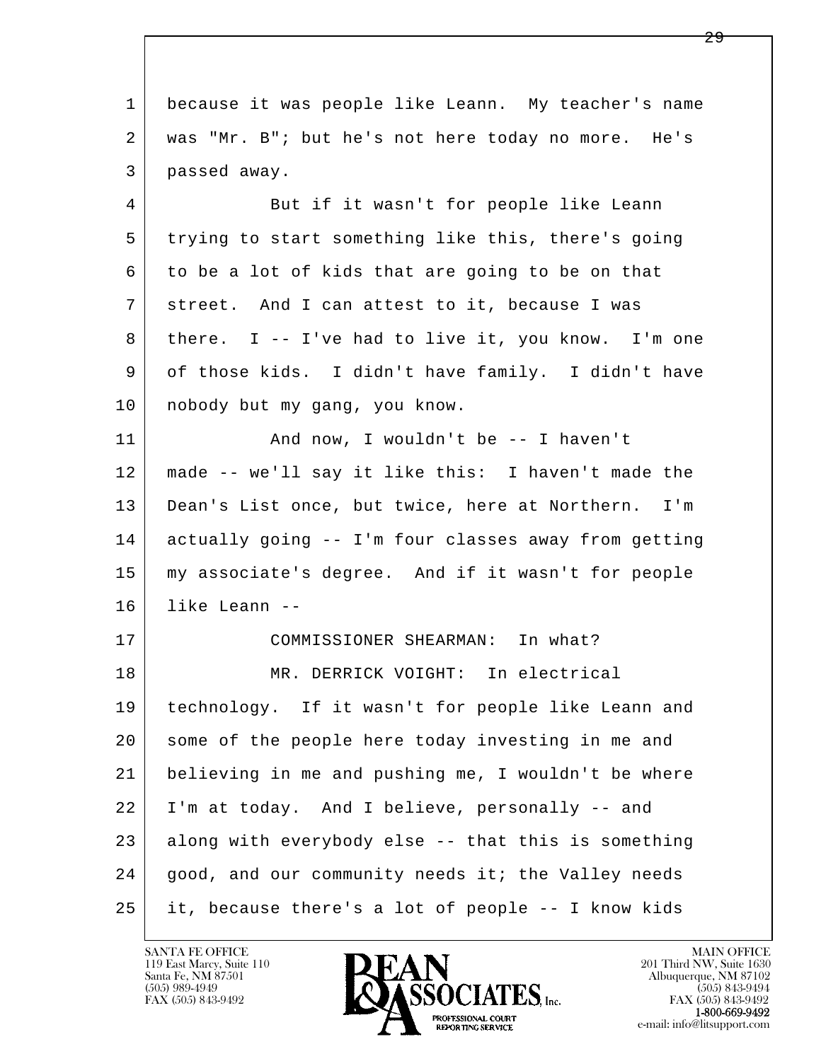because it was people like Leann. My teacher's name was "Mr. B"; but he's not here today no more. He's passed away.

But if it wasn't for people like Leann trying to start something like this, there's going to be a lot of kids that are going to be on that street. And I can attest to it, because I was there. I -- I've had to live it, you know. I'm one of those kids. I didn't have family. I didn't have nobody but my gang, you know.

And now, I wouldn't be -- I haven't made -- we'll say it like this: I haven't made the Dean's List once, but twice, here at Northern. I'm actually going -- I'm four classes away from getting my associate's degree. And if it wasn't for people like Leann --

COMMISSIONER SHEARMAN: In what?

MR. DERRICK VOIGHT: In electrical technology. If it wasn't for people like Leann and some of the people here today investing in me and believing in me and pushing me, I wouldn't be where I'm at today. And I believe, personally -- and along with everybody else -- that this is something good, and our community needs it; the Valley needs it, because there's a lot of people -- I know kids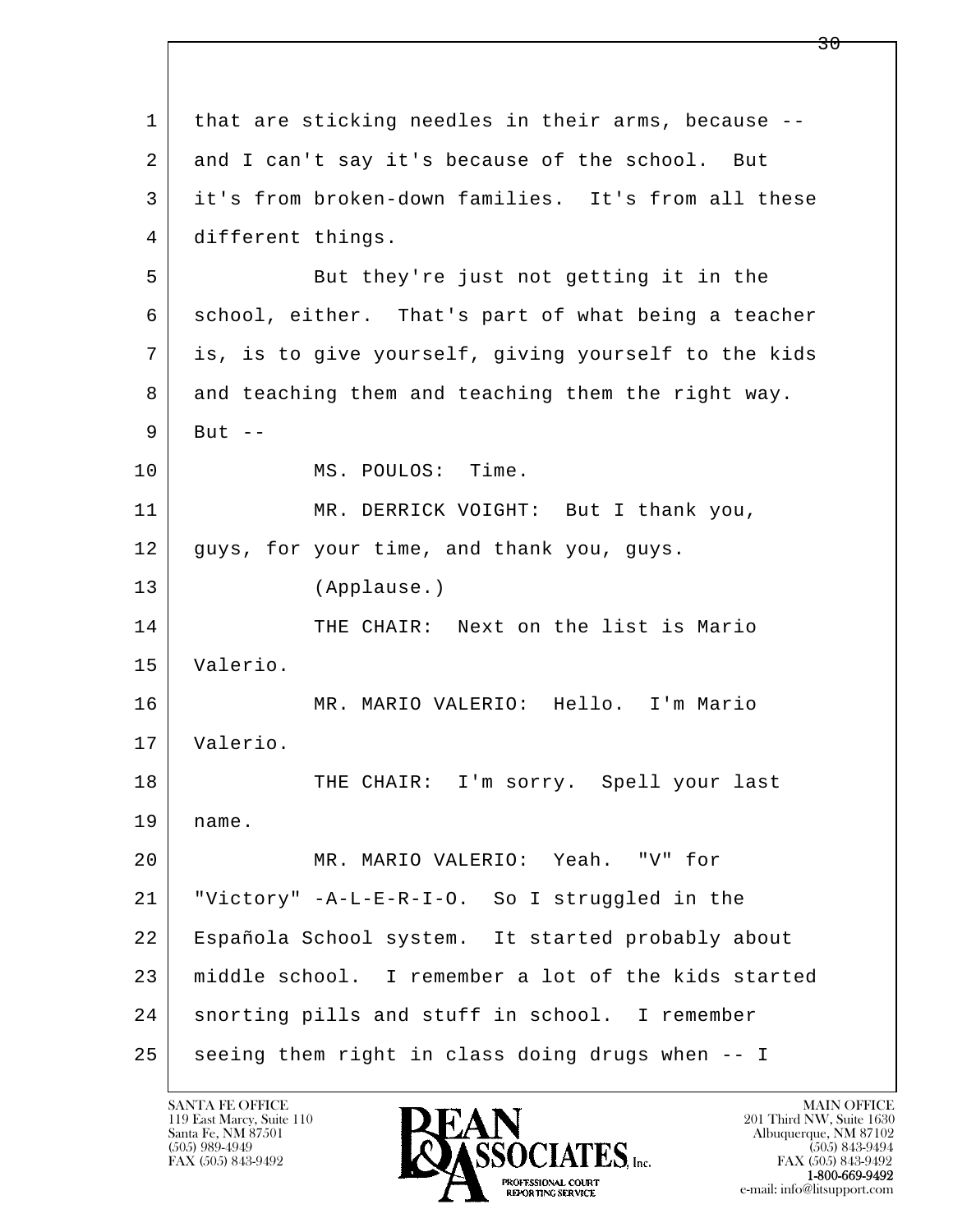that are sticking needles in their arms, because -- and I can't say it's because of the school. But it's from broken-down families. It's from all these different things.

But they're just not getting it in the school, either. That's part of what being a teacher is, is to give yourself, giving yourself to the kids and teaching them and teaching them the right way. But --

MS. POULOS: Time.

MR. DERRICK VOIGHT: But I thank you, guys, for your time, and thank you, guys.

(Applause.)

THE CHAIR: Next on the list is Mario Valerio.

MR. MARIO VALERIO: Hello. I'm Mario Valerio.

THE CHAIR: I'm sorry. Spell your last name.

MR. MARIO VALERIO: Yeah. "V" for "Victory" -A-L-E-R-I-O. So I struggled in the Española School system. It started probably about middle school. I remember a lot of the kids started snorting pills and stuff in school. I remember seeing them right in class doing drugs when -- I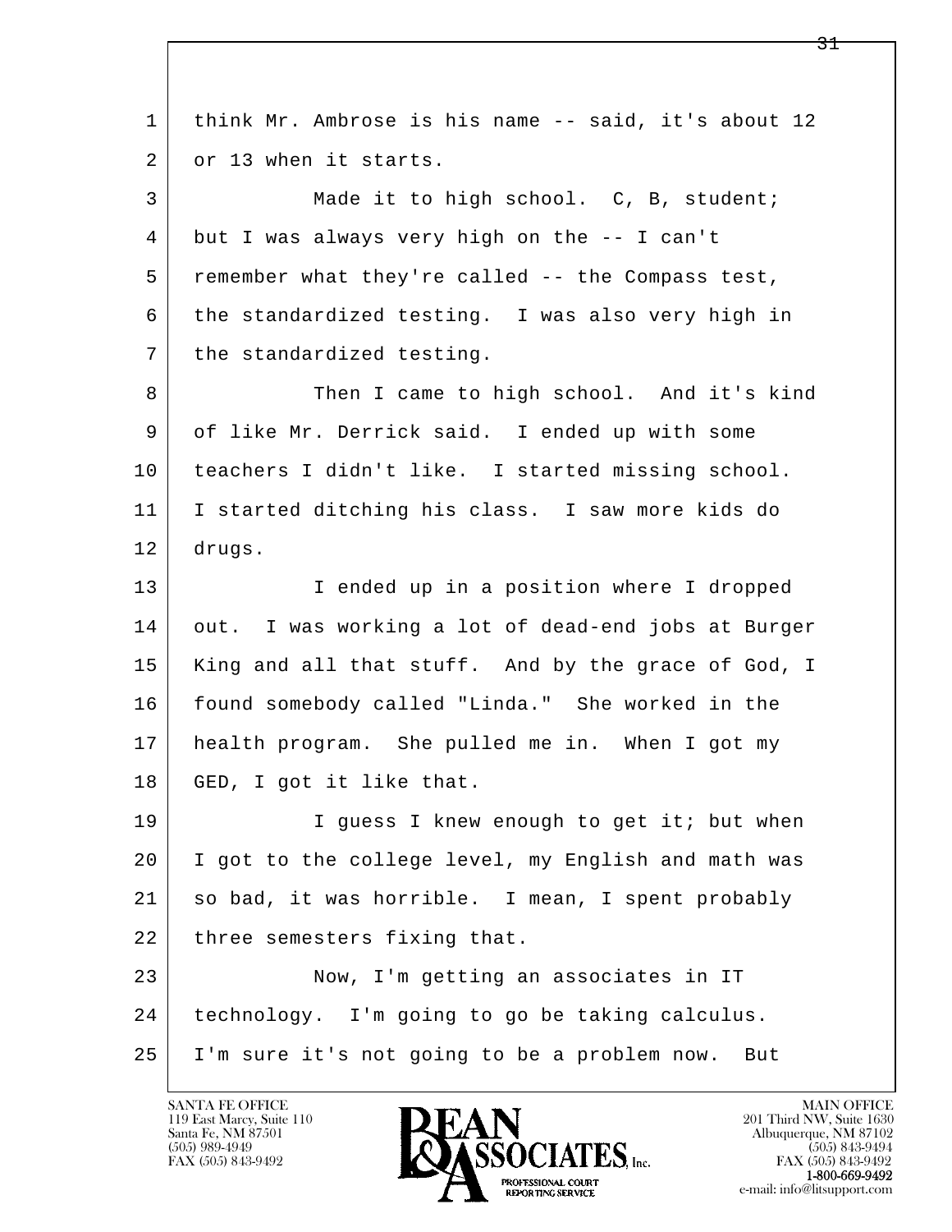1 think Mr. Ambrose is his name -- said, it's about 12
2 or 13 when it starts.
3 Made it to high school. C, B, student;
4 but I was always very high on the -- I can't
5 remember what they're called -- the Compass test,
6 the standardized testing. I was also very high in
7 the standardized testing.
8 Then I came to high school. And it's kind
9 of like Mr. Derrick said. I ended up with some
10 teachers I didn't like. I started missing school.
11 I started ditching his class. I saw more kids do
12 drugs.
13 I ended up in a position where I dropped
14 out. I was working a lot of dead-end jobs at Burger
15 King and all that stuff. And by the grace of God, I
16 found somebody called "Linda." She worked in the
17 health program. She pulled me in. When I got my
18 GED, I got it like that.
19 I guess I knew enough to get it; but when
20 I got to the college level, my English and math was
21 so bad, it was horrible. I mean, I spent probably
22 three semesters fixing that.
23 Now, I'm getting an associates in IT
24 technology. I'm going to go be taking calculus.
25 I'm sure it's not going to be a problem now. But

SANTA FE OFFICE
119 East Marcy, Suite 110
Santa Fe, NM 87501
(505) 989-4949
FAX (505) 843-9492

MAIN OFFICE
201 Third NW, Suite 1630
Albuquerque, NM 87102
(505) 843-9494
FAX (505) 843-9492
1-800-669-9492
e-mail: info@litsupport.com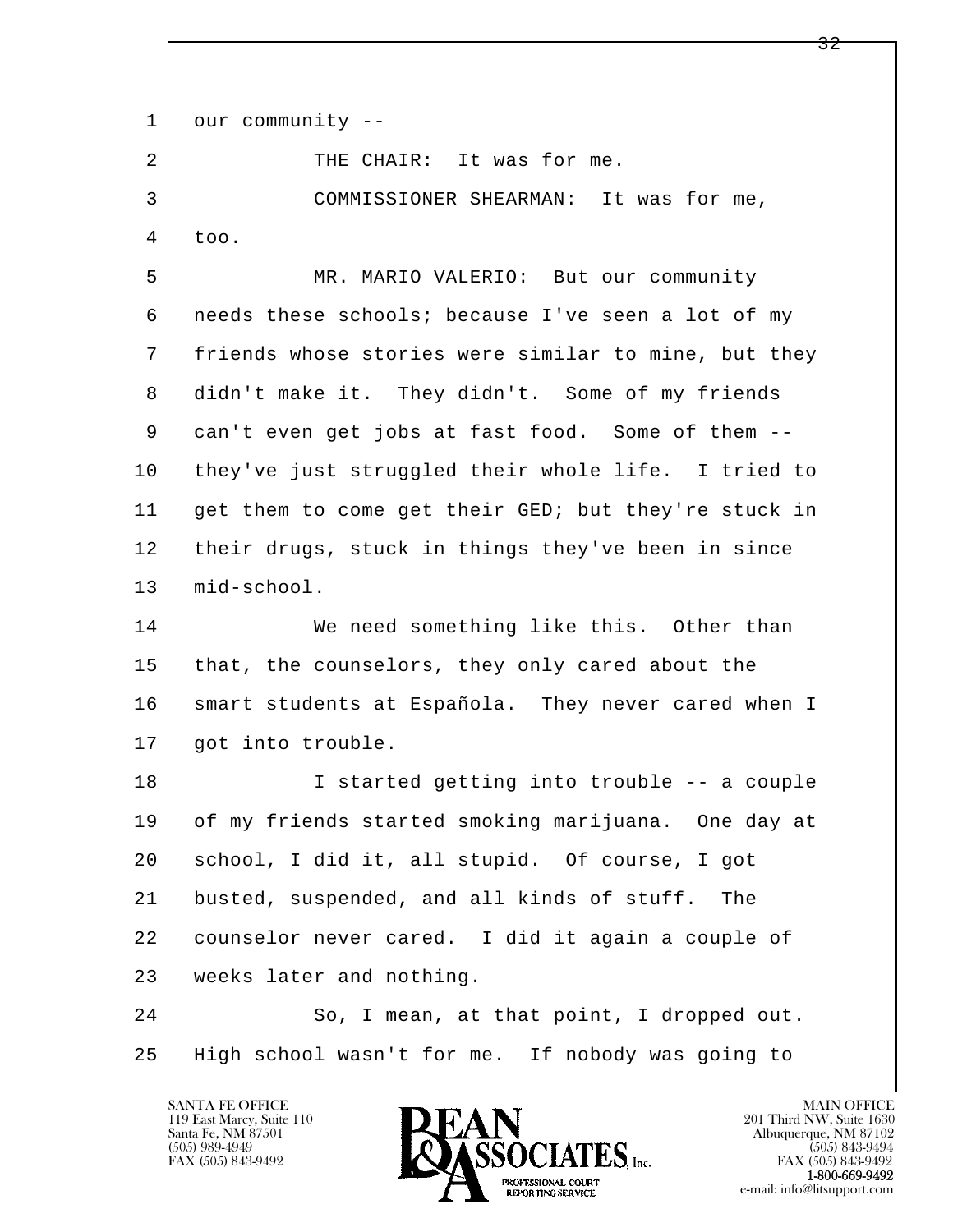our community --

THE CHAIR: It was for me.

COMMISSIONER SHEARMAN: It was for me, too.

MR. MARIO VALERIO: But our community needs these schools; because I've seen a lot of my friends whose stories were similar to mine, but they didn't make it. They didn't. Some of my friends can't even get jobs at fast food. Some of them -- they've just struggled their whole life. I tried to get them to come get their GED; but they're stuck in their drugs, stuck in things they've been in since mid-school.

We need something like this. Other than that, the counselors, they only cared about the smart students at Española. They never cared when I got into trouble.

I started getting into trouble -- a couple of my friends started smoking marijuana. One day at school, I did it, all stupid. Of course, I got busted, suspended, and all kinds of stuff. The counselor never cared. I did it again a couple of weeks later and nothing.

So, I mean, at that point, I dropped out. High school wasn't for me. If nobody was going to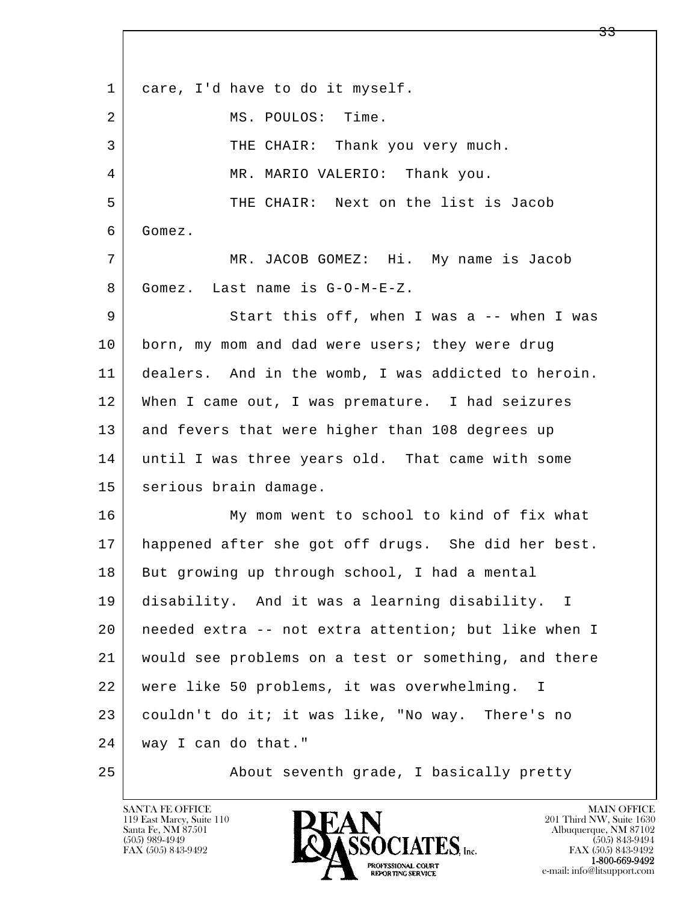1 care, I'd have to do it myself.

2 MS. POULOS: Time.

3 THE CHAIR: Thank you very much.

4 MR. MARIO VALERIO: Thank you.

5 THE CHAIR: Next on the list is Jacob

6 Gomez.

7 MR. JACOB GOMEZ: Hi. My name is Jacob

8 Gomez. Last name is G-O-M-E-Z.

9 Start this off, when I was a -- when I was

10 born, my mom and dad were users; they were drug

11 dealers. And in the womb, I was addicted to heroin.

12 When I came out, I was premature. I had seizures

13 and fevers that were higher than 108 degrees up

14 until I was three years old. That came with some

15 serious brain damage.

16 My mom went to school to kind of fix what

17 happened after she got off drugs. She did her best.

18 But growing up through school, I had a mental

19 disability. And it was a learning disability. I

20 needed extra -- not extra attention; but like when I

21 would see problems on a test or something, and there

22 were like 50 problems, it was overwhelming. I

23 couldn't do it; it was like, "No way. There's no

24 way I can do that."

25 About seventh grade, I basically pretty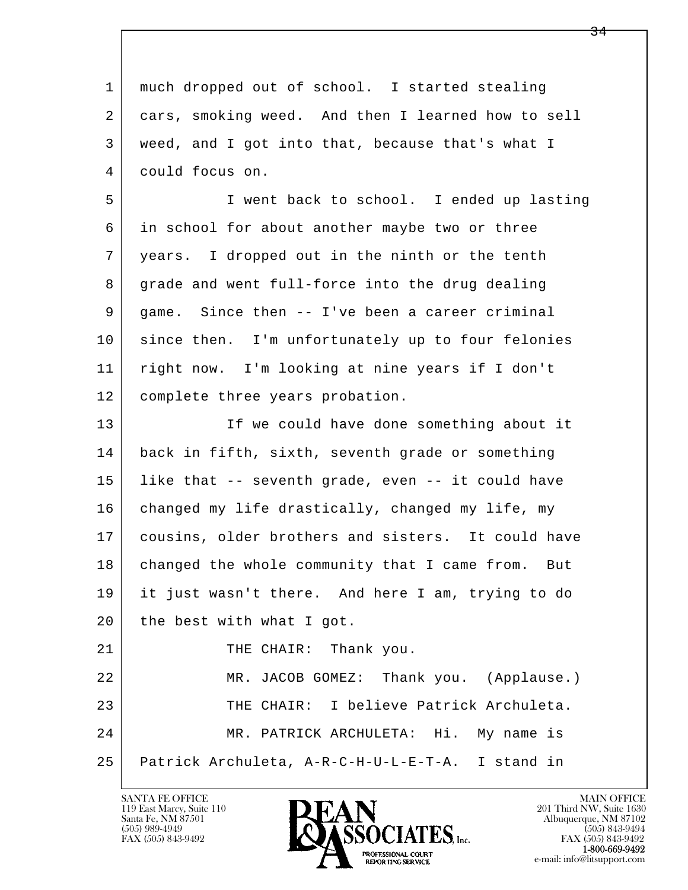much dropped out of school. I started stealing cars, smoking weed. And then I learned how to sell weed, and I got into that, because that's what I could focus on.

I went back to school. I ended up lasting in school for about another maybe two or three years. I dropped out in the ninth or the tenth grade and went full-force into the drug dealing game. Since then -- I've been a career criminal since then. I'm unfortunately up to four felonies right now. I'm looking at nine years if I don't complete three years probation.

If we could have done something about it back in fifth, sixth, seventh grade or something like that -- seventh grade, even -- it could have changed my life drastically, changed my life, my cousins, older brothers and sisters. It could have changed the whole community that I came from. But it just wasn't there. And here I am, trying to do the best with what I got.

THE CHAIR: Thank you.

MR. JACOB GOMEZ: Thank you. (Applause.)

THE CHAIR: I believe Patrick Archuleta.

MR. PATRICK ARCHULETA: Hi. My name is Patrick Archuleta, A-R-C-H-U-L-E-T-A. I stand in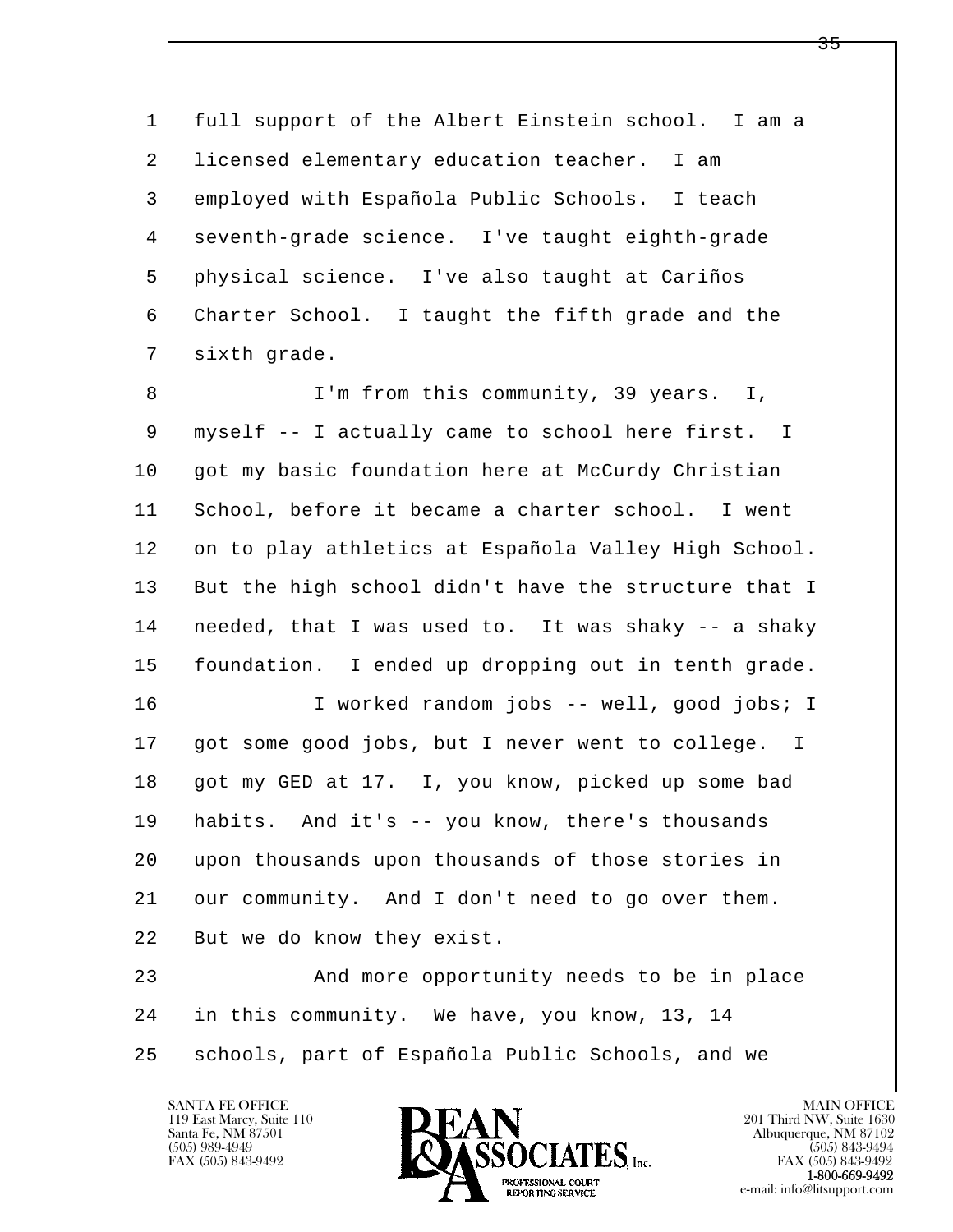full support of the Albert Einstein school. I am a licensed elementary education teacher. I am employed with Española Public Schools. I teach seventh-grade science. I've taught eighth-grade physical science. I've also taught at Cariños Charter School. I taught the fifth grade and the sixth grade.

I'm from this community, 39 years. I, myself -- I actually came to school here first. I got my basic foundation here at McCurdy Christian School, before it became a charter school. I went on to play athletics at Española Valley High School. But the high school didn't have the structure that I needed, that I was used to. It was shaky -- a shaky foundation. I ended up dropping out in tenth grade.

I worked random jobs -- well, good jobs; I got some good jobs, but I never went to college. I got my GED at 17. I, you know, picked up some bad habits. And it's -- you know, there's thousands upon thousands upon thousands of those stories in our community. And I don't need to go over them. But we do know they exist.

And more opportunity needs to be in place in this community. We have, you know, 13, 14 schools, part of Española Public Schools, and we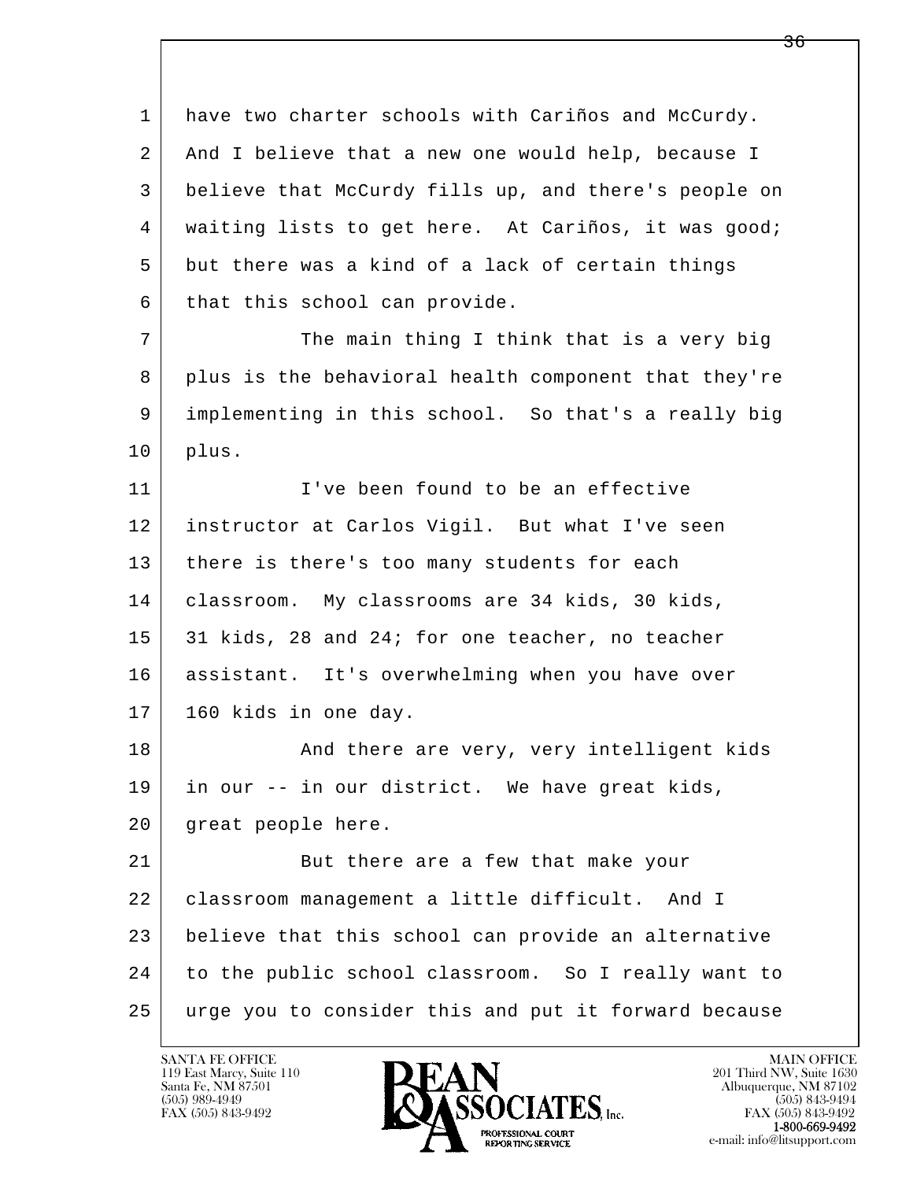1 have two charter schools with Cariños and McCurdy.
2 And I believe that a new one would help, because I
3 believe that McCurdy fills up, and there's people on
4 waiting lists to get here. At Cariños, it was good;
5 but there was a kind of a lack of certain things
6 that this school can provide.
7 The main thing I think that is a very big
8 plus is the behavioral health component that they're
9 implementing in this school. So that's a really big
10 plus.
11 I've been found to be an effective
12 instructor at Carlos Vigil. But what I've seen
13 there is there's too many students for each
14 classroom. My classrooms are 34 kids, 30 kids,
15 31 kids, 28 and 24; for one teacher, no teacher
16 assistant. It's overwhelming when you have over
17 160 kids in one day.
18 And there are very, very intelligent kids
19 in our -- in our district. We have great kids,
20 great people here.
21 But there are a few that make your
22 classroom management a little difficult. And I
23 believe that this school can provide an alternative
24 to the public school classroom. So I really want to
25 urge you to consider this and put it forward because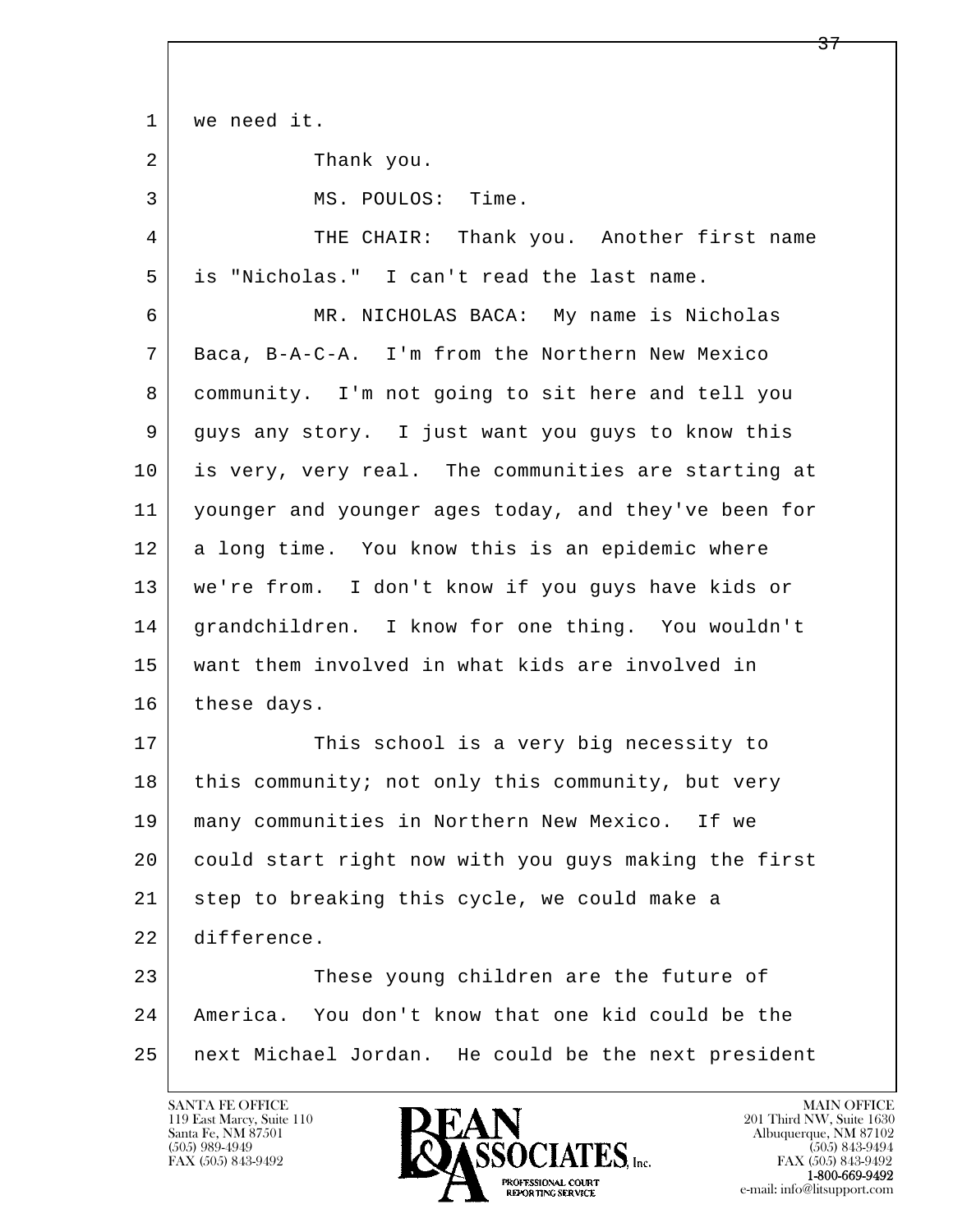1 we need it.

2 Thank you.

3 MS. POULOS: Time.

4 THE CHAIR: Thank you. Another first name

5 is "Nicholas." I can't read the last name.

6 MR. NICHOLAS BACA: My name is Nicholas

7 Baca, B-A-C-A. I'm from the Northern New Mexico

8 community. I'm not going to sit here and tell you

9 guys any story. I just want you guys to know this

10 is very, very real. The communities are starting at

11 younger and younger ages today, and they've been for

12 a long time. You know this is an epidemic where

13 we're from. I don't know if you guys have kids or

14 grandchildren. I know for one thing. You wouldn't

15 want them involved in what kids are involved in

16 these days.

17 This school is a very big necessity to

18 this community; not only this community, but very

19 many communities in Northern New Mexico. If we

20 could start right now with you guys making the first

21 step to breaking this cycle, we could make a

22 difference.

23 These young children are the future of

24 America. You don't know that one kid could be the

25 next Michael Jordan. He could be the next president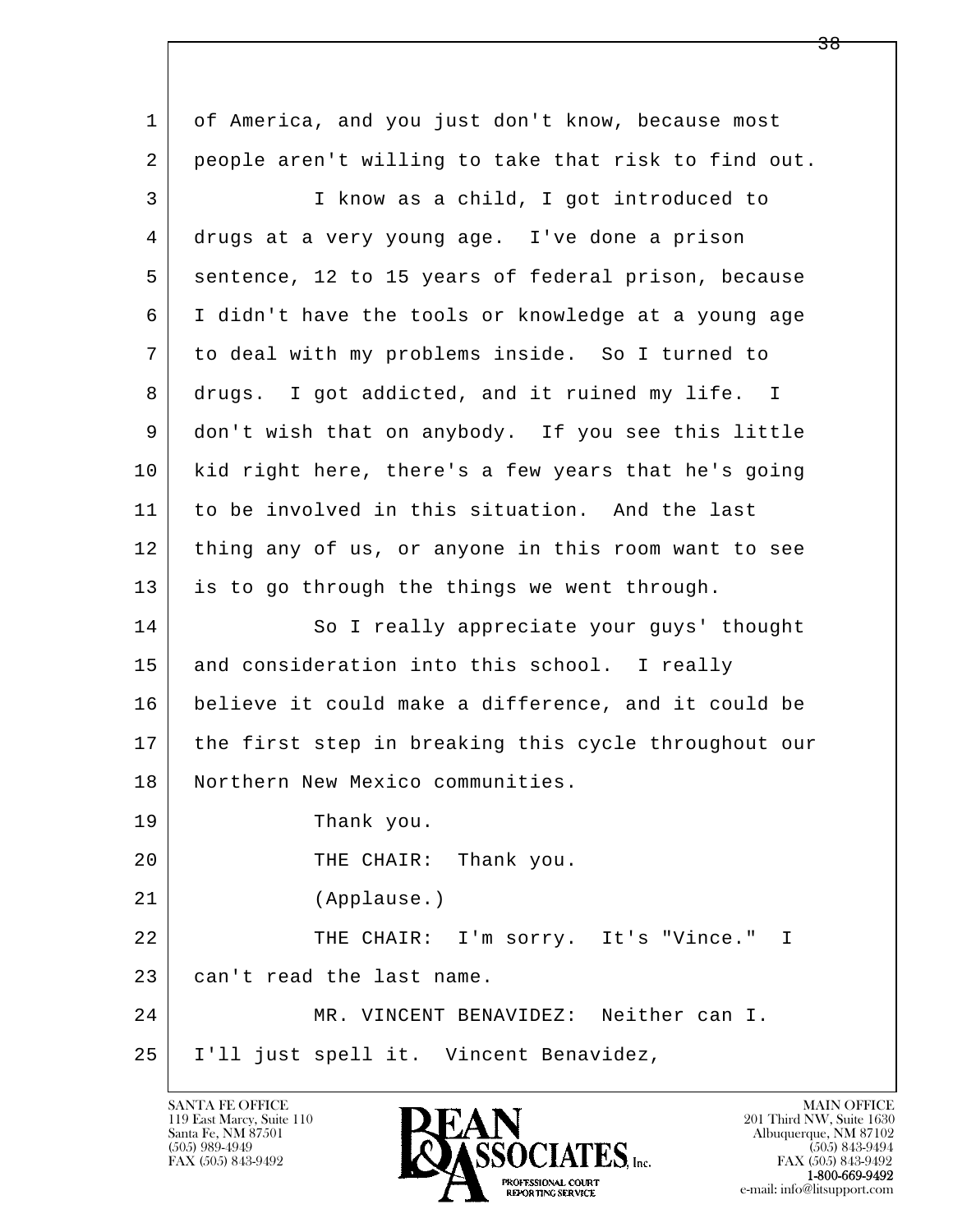of America, and you just don't know, because most people aren't willing to take that risk to find out.

I know as a child, I got introduced to drugs at a very young age. I've done a prison sentence, 12 to 15 years of federal prison, because I didn't have the tools or knowledge at a young age to deal with my problems inside. So I turned to drugs. I got addicted, and it ruined my life. I don't wish that on anybody. If you see this little kid right here, there's a few years that he's going to be involved in this situation. And the last thing any of us, or anyone in this room want to see is to go through the things we went through.

So I really appreciate your guys' thought and consideration into this school. I really believe it could make a difference, and it could be the first step in breaking this cycle throughout our Northern New Mexico communities.

Thank you.

THE CHAIR: Thank you.

(Applause.)

THE CHAIR: I'm sorry. It's "Vince." I can't read the last name.

MR. VINCENT BENAVIDEZ: Neither can I. I'll just spell it. Vincent Benavidez,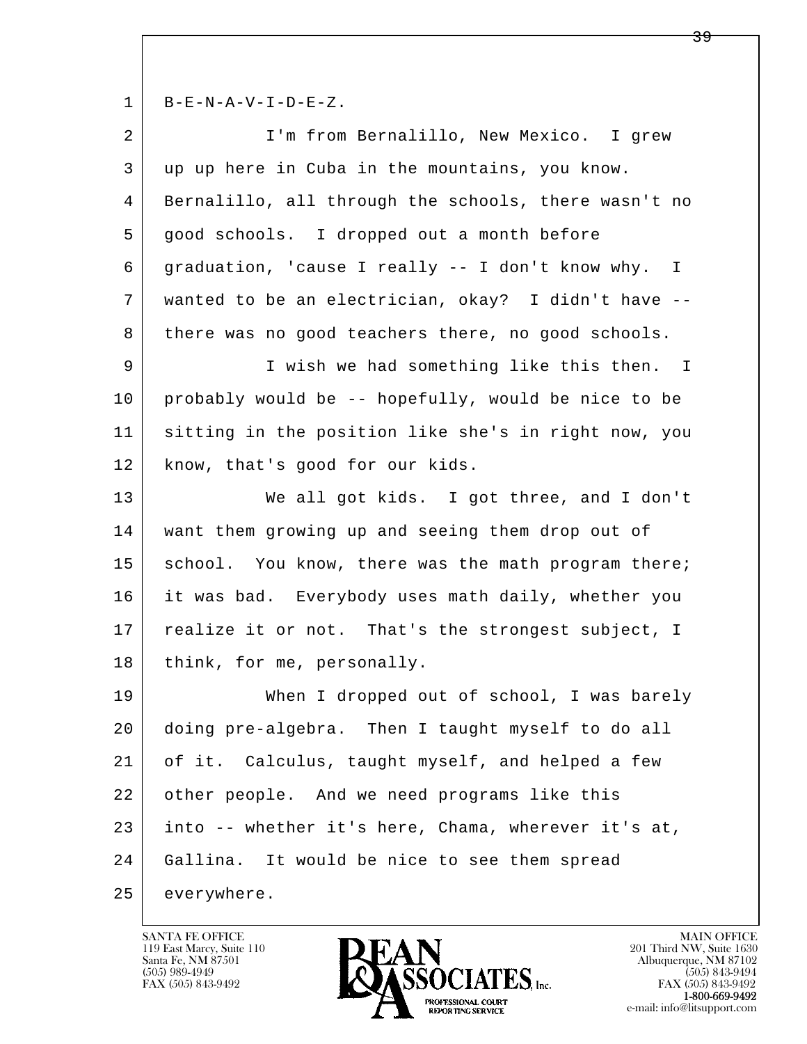1 B-E-N-A-V-I-D-E-Z.

2 I'm from Bernalillo, New Mexico. I grew
3 up up here in Cuba in the mountains, you know.
4 Bernalillo, all through the schools, there wasn't no
5 good schools. I dropped out a month before
6 graduation, 'cause I really -- I don't know why. I
7 wanted to be an electrician, okay? I didn't have --
8 there was no good teachers there, no good schools.

9 I wish we had something like this then. I
10 probably would be -- hopefully, would be nice to be
11 sitting in the position like she's in right now, you
12 know, that's good for our kids.

13 We all got kids. I got three, and I don't
14 want them growing up and seeing them drop out of
15 school. You know, there was the math program there;
16 it was bad. Everybody uses math daily, whether you
17 realize it or not. That's the strongest subject, I
18 think, for me, personally.

19 When I dropped out of school, I was barely
20 doing pre-algebra. Then I taught myself to do all
21 of it. Calculus, taught myself, and helped a few
22 other people. And we need programs like this
23 into -- whether it's here, Chama, wherever it's at,
24 Gallina. It would be nice to see them spread
25 everywhere.

SANTA FE OFFICE
119 East Marcy, Suite 110
Santa Fe, NM 87501
(505) 989-4949
FAX (505) 843-9492

MAIN OFFICE
201 Third NW, Suite 1630
Albuquerque, NM 87102
(505) 843-9494
FAX (505) 843-9492
1-800-669-9492
e-mail: info@litsupport.com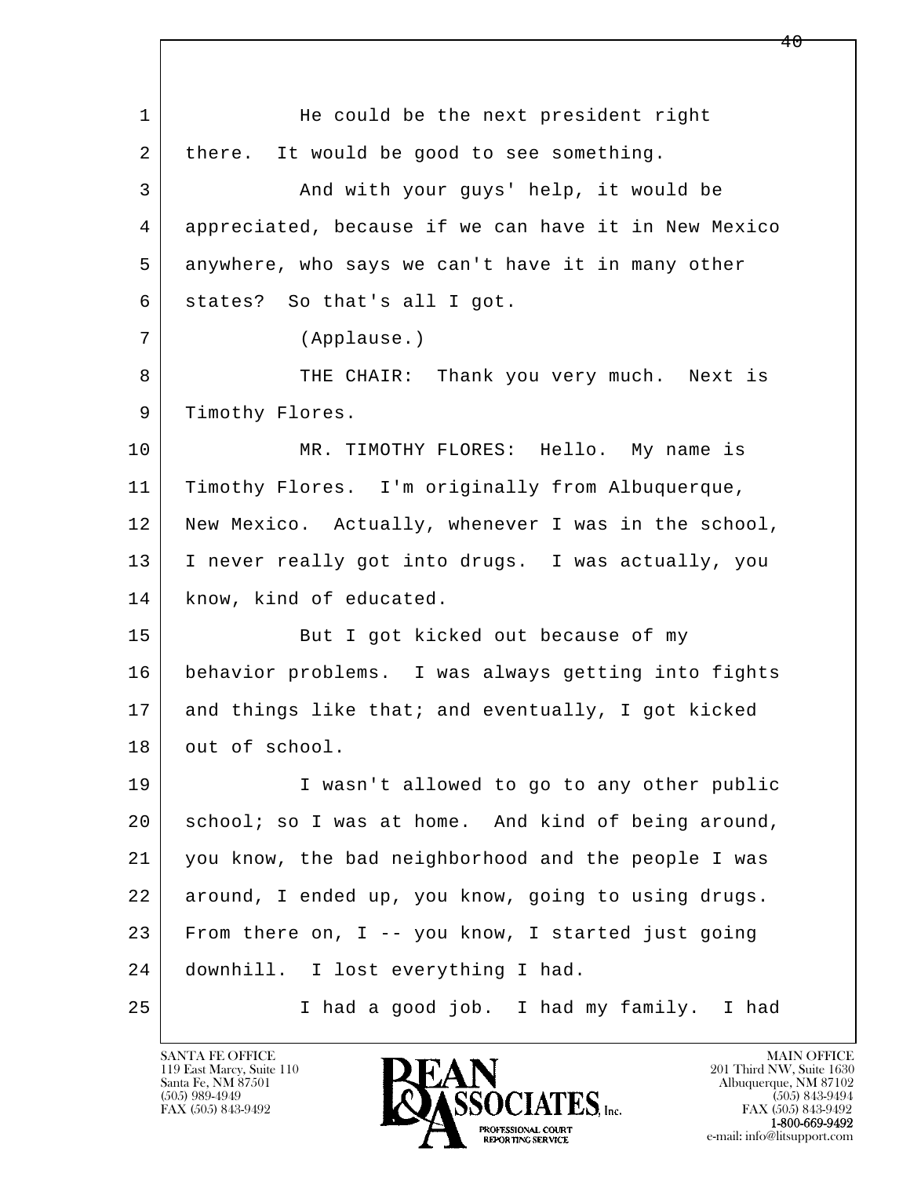1 He could be the next president right
2 there. It would be good to see something.
3 And with your guys' help, it would be
4 appreciated, because if we can have it in New Mexico
5 anywhere, who says we can't have it in many other
6 states? So that's all I got.
7 (Applause.)
8 THE CHAIR: Thank you very much. Next is
9 Timothy Flores.
10 MR. TIMOTHY FLORES: Hello. My name is
11 Timothy Flores. I'm originally from Albuquerque,
12 New Mexico. Actually, whenever I was in the school,
13 I never really got into drugs. I was actually, you
14 know, kind of educated.
15 But I got kicked out because of my
16 behavior problems. I was always getting into fights
17 and things like that; and eventually, I got kicked
18 out of school.
19 I wasn't allowed to go to any other public
20 school; so I was at home. And kind of being around,
21 you know, the bad neighborhood and the people I was
22 around, I ended up, you know, going to using drugs.
23 From there on, I -- you know, I started just going
24 downhill. I lost everything I had.
25 I had a good job. I had my family. I had

SANTA FE OFFICE
119 East Marcy, Suite 110
Santa Fe, NM 87501
(505) 989-4949
FAX (505) 843-9492

MAIN OFFICE
201 Third NW, Suite 1630
Albuquerque, NM 87102
(505) 843-9494
FAX (505) 843-9492
1-800-669-9492
e-mail: info@litsupport.com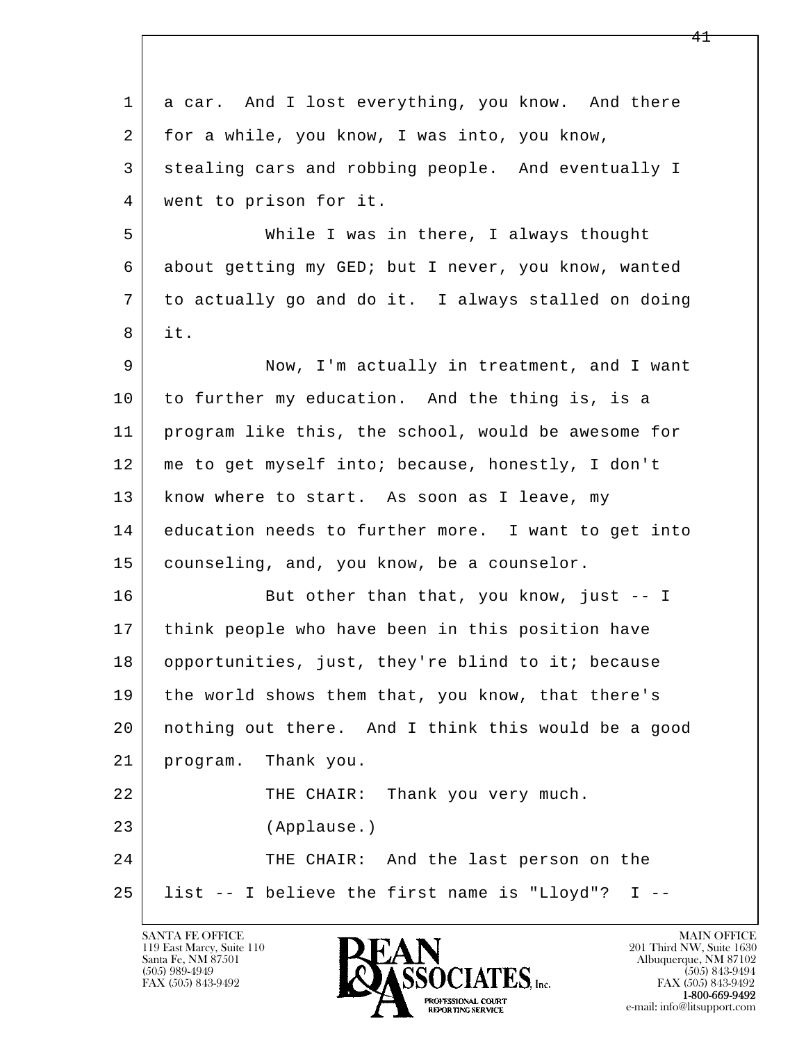a car. And I lost everything, you know. And there for a while, you know, I was into, you know, stealing cars and robbing people. And eventually I went to prison for it.

While I was in there, I always thought about getting my GED; but I never, you know, wanted to actually go and do it. I always stalled on doing it.

Now, I'm actually in treatment, and I want to further my education. And the thing is, is a program like this, the school, would be awesome for me to get myself into; because, honestly, I don't know where to start. As soon as I leave, my education needs to further more. I want to get into counseling, and, you know, be a counselor.

But other than that, you know, just -- I think people who have been in this position have opportunities, just, they're blind to it; because the world shows them that, you know, that there's nothing out there. And I think this would be a good program. Thank you.

THE CHAIR: Thank you very much.

(Applause.)

THE CHAIR: And the last person on the list -- I believe the first name is "Lloyd"? I --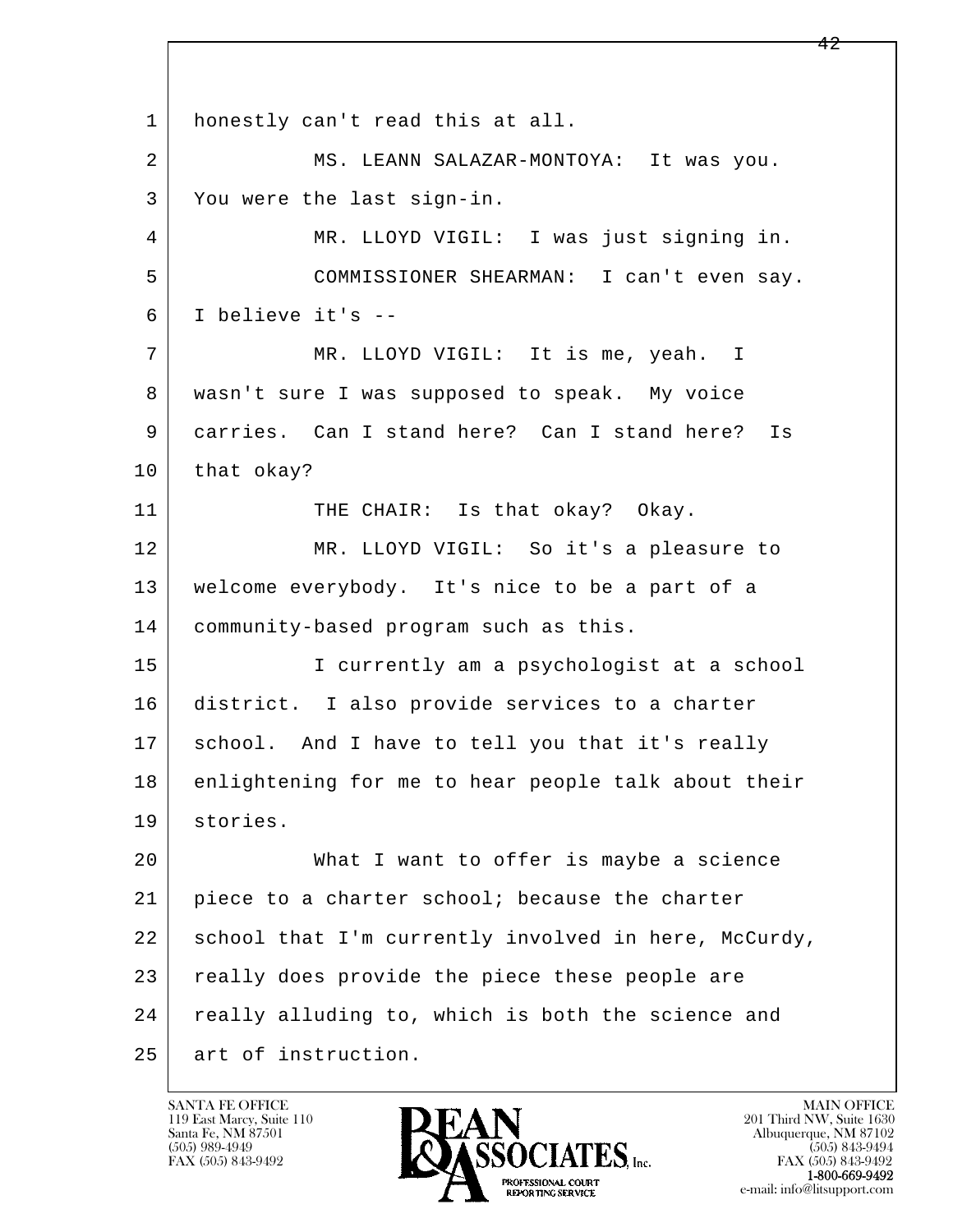1 honestly can't read this at all.

2 MS. LEANN SALAZAR-MONTOYA: It was you.

3 You were the last sign-in.

4 MR. LLOYD VIGIL: I was just signing in.

5 COMMISSIONER SHEARMAN: I can't even say.

6 I believe it's --

7 MR. LLOYD VIGIL: It is me, yeah. I

8 wasn't sure I was supposed to speak. My voice

9 carries. Can I stand here? Can I stand here? Is

10 that okay?

11 THE CHAIR: Is that okay? Okay.

12 MR. LLOYD VIGIL: So it's a pleasure to

13 welcome everybody. It's nice to be a part of a

14 community-based program such as this.

15 I currently am a psychologist at a school

16 district. I also provide services to a charter

17 school. And I have to tell you that it's really

18 enlightening for me to hear people talk about their

19 stories.

20 What I want to offer is maybe a science

21 piece to a charter school; because the charter

22 school that I'm currently involved in here, McCurdy,

23 really does provide the piece these people are

24 really alluding to, which is both the science and

25 art of instruction.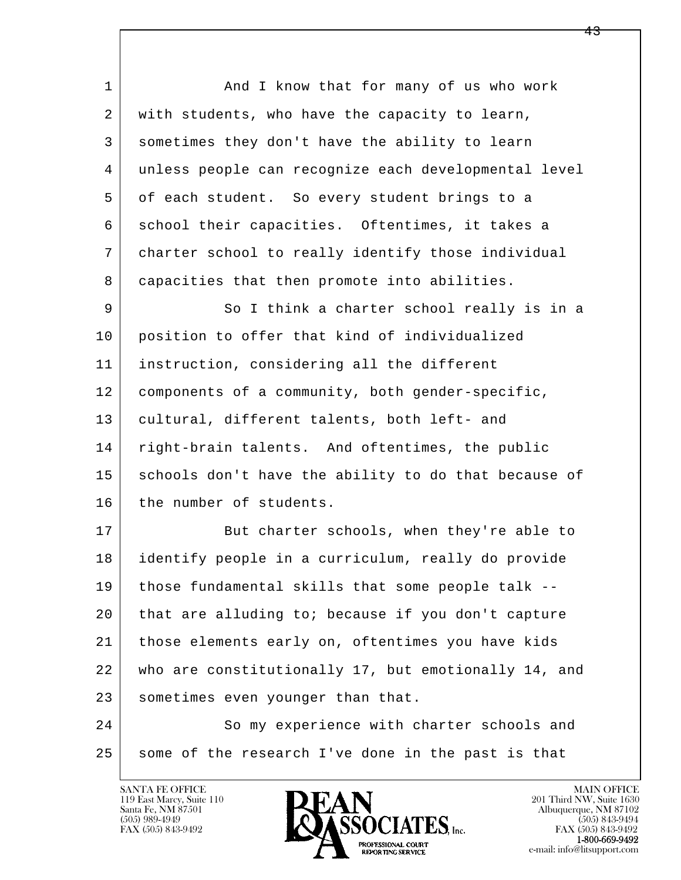1 And I know that for many of us who work
2 with students, who have the capacity to learn,
3 sometimes they don't have the ability to learn
4 unless people can recognize each developmental level
5 of each student. So every student brings to a
6 school their capacities. Oftentimes, it takes a
7 charter school to really identify those individual
8 capacities that then promote into abilities.
9 So I think a charter school really is in a
10 position to offer that kind of individualized
11 instruction, considering all the different
12 components of a community, both gender-specific,
13 cultural, different talents, both left- and
14 right-brain talents. And oftentimes, the public
15 schools don't have the ability to do that because of
16 the number of students.
17 But charter schools, when they're able to
18 identify people in a curriculum, really do provide
19 those fundamental skills that some people talk --
20 that are alluding to; because if you don't capture
21 those elements early on, oftentimes you have kids
22 who are constitutionally 17, but emotionally 14, and
23 sometimes even younger than that.
24 So my experience with charter schools and
25 some of the research I've done in the past is that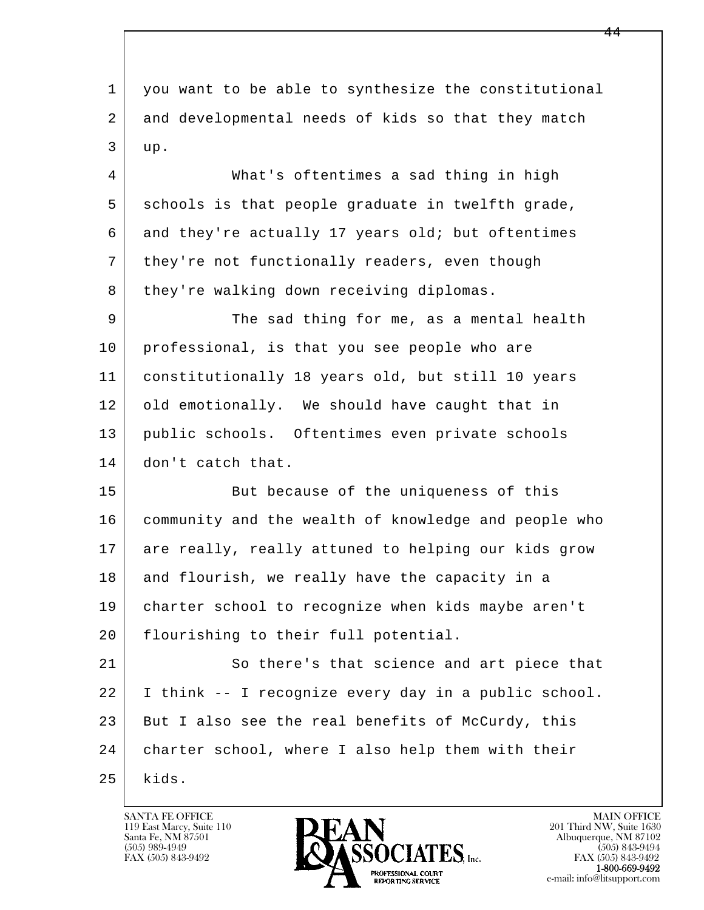1 you want to be able to synthesize the constitutional
2 and developmental needs of kids so that they match
3 up.

4 What's oftentimes a sad thing in high
5 schools is that people graduate in twelfth grade,
6 and they're actually 17 years old; but oftentimes
7 they're not functionally readers, even though
8 they're walking down receiving diplomas.

9 The sad thing for me, as a mental health
10 professional, is that you see people who are
11 constitutionally 18 years old, but still 10 years
12 old emotionally. We should have caught that in
13 public schools. Oftentimes even private schools
14 don't catch that.

15 But because of the uniqueness of this
16 community and the wealth of knowledge and people who
17 are really, really attuned to helping our kids grow
18 and flourish, we really have the capacity in a
19 charter school to recognize when kids maybe aren't
20 flourishing to their full potential.

21 So there's that science and art piece that
22 I think -- I recognize every day in a public school.
23 But I also see the real benefits of McCurdy, this
24 charter school, where I also help them with their
25 kids.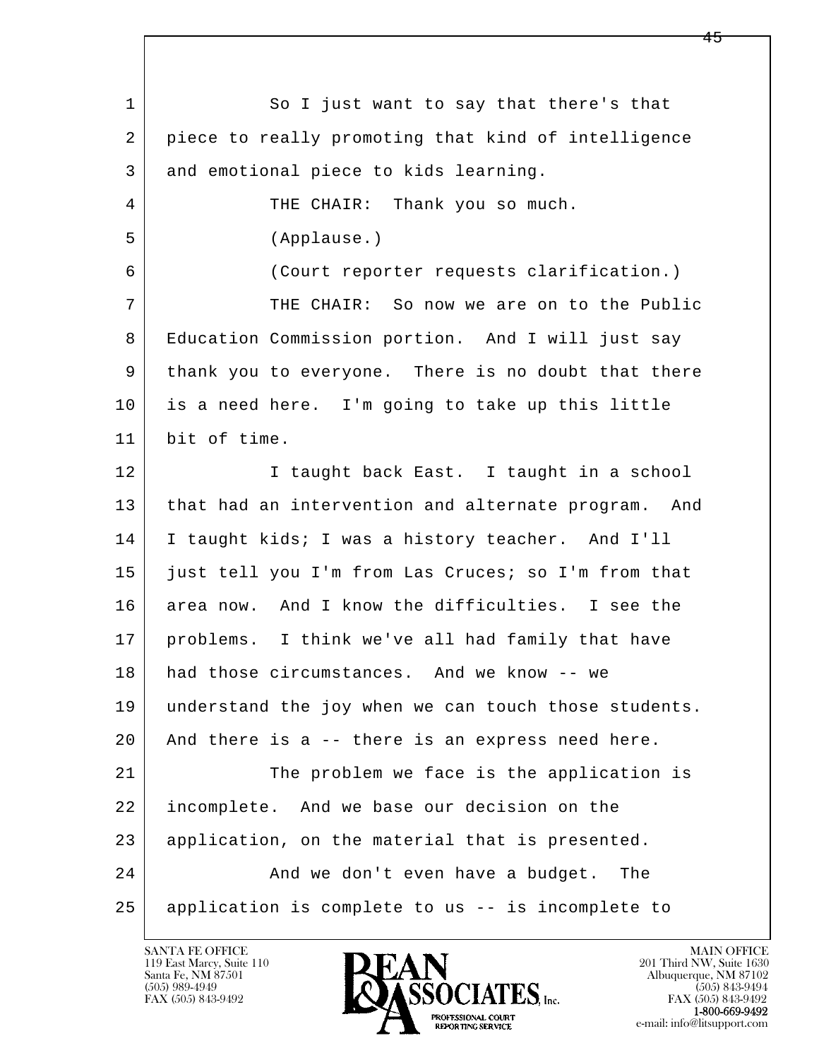1 So I just want to say that there's that
2 piece to really promoting that kind of intelligence
3 and emotional piece to kids learning.
4 THE CHAIR: Thank you so much.
5 (Applause.)
6 (Court reporter requests clarification.)
7 THE CHAIR: So now we are on to the Public
8 Education Commission portion. And I will just say
9 thank you to everyone. There is no doubt that there
10 is a need here. I'm going to take up this little
11 bit of time.
12 I taught back East. I taught in a school
13 that had an intervention and alternate program. And
14 I taught kids; I was a history teacher. And I'll
15 just tell you I'm from Las Cruces; so I'm from that
16 area now. And I know the difficulties. I see the
17 problems. I think we've all had family that have
18 had those circumstances. And we know -- we
19 understand the joy when we can touch those students.
20 And there is a -- there is an express need here.
21 The problem we face is the application is
22 incomplete. And we base our decision on the
23 application, on the material that is presented.
24 And we don't even have a budget. The
25 application is complete to us -- is incomplete to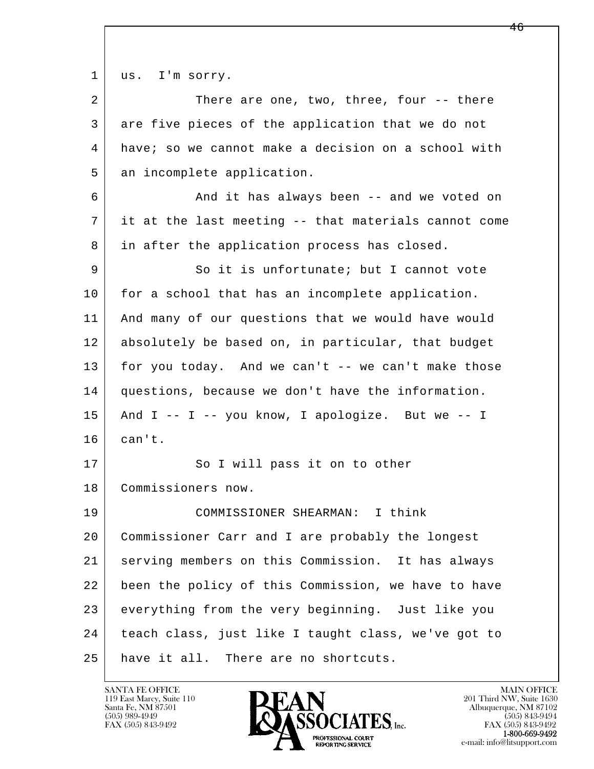us. I'm sorry.

There are one, two, three, four -- there are five pieces of the application that we do not have; so we cannot make a decision on a school with an incomplete application.

And it has always been -- and we voted on it at the last meeting -- that materials cannot come in after the application process has closed.

So it is unfortunate; but I cannot vote for a school that has an incomplete application. And many of our questions that we would have would absolutely be based on, in particular, that budget for you today. And we can't -- we can't make those questions, because we don't have the information. And I -- I -- you know, I apologize. But we -- I can't.

So I will pass it on to other Commissioners now.

COMMISSIONER SHEARMAN: I think Commissioner Carr and I are probably the longest serving members on this Commission. It has always been the policy of this Commission, we have to have everything from the very beginning. Just like you teach class, just like I taught class, we've got to have it all. There are no shortcuts.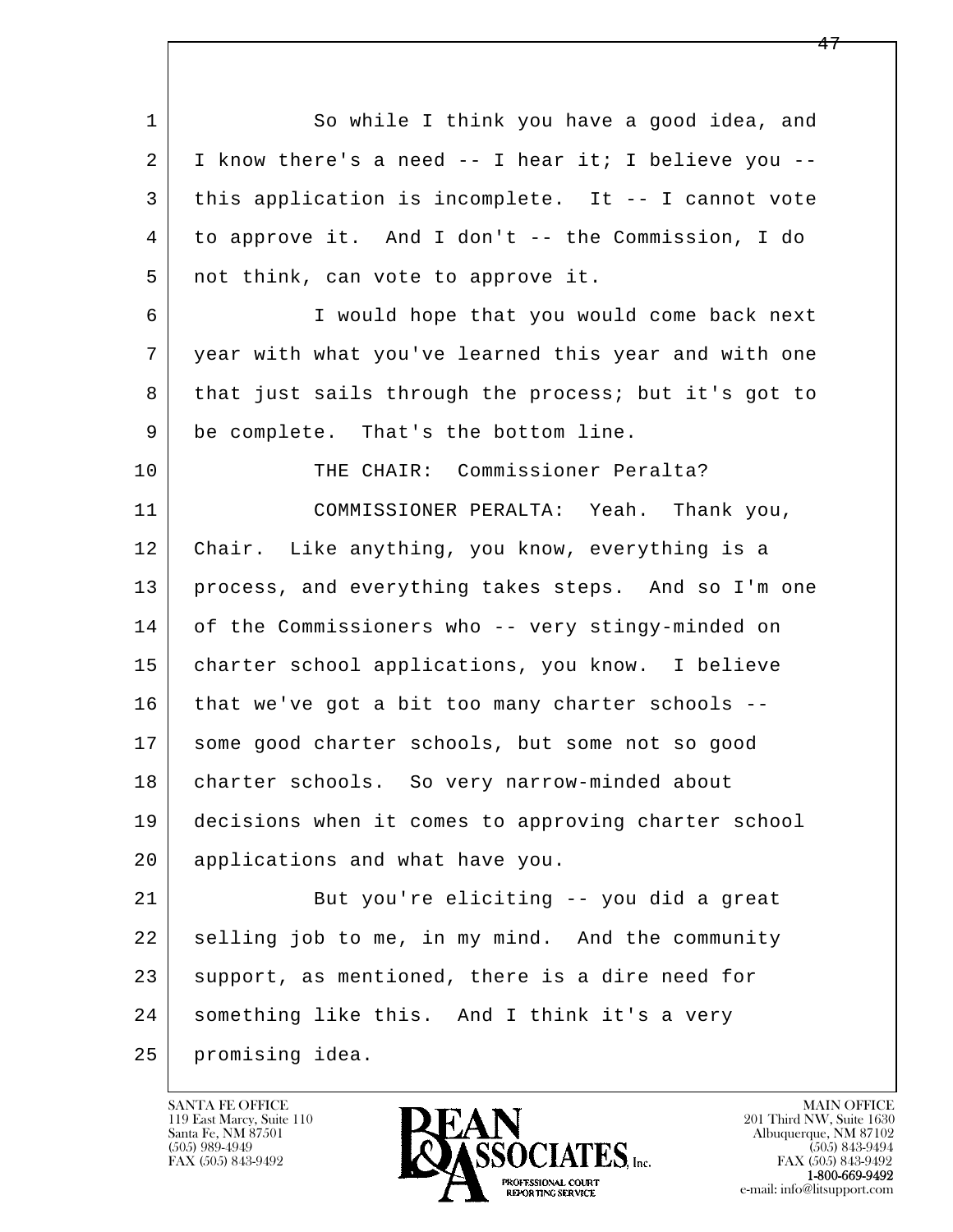So while I think you have a good idea, and I know there's a need -- I hear it; I believe you -- this application is incomplete. It -- I cannot vote to approve it. And I don't -- the Commission, I do not think, can vote to approve it.

I would hope that you would come back next year with what you've learned this year and with one that just sails through the process; but it's got to be complete. That's the bottom line.

THE CHAIR: Commissioner Peralta?

COMMISSIONER PERALTA: Yeah. Thank you, Chair. Like anything, you know, everything is a process, and everything takes steps. And so I'm one of the Commissioners who -- very stingy-minded on charter school applications, you know. I believe that we've got a bit too many charter schools -- some good charter schools, but some not so good charter schools. So very narrow-minded about decisions when it comes to approving charter school applications and what have you.

But you're eliciting -- you did a great selling job to me, in my mind. And the community support, as mentioned, there is a dire need for something like this. And I think it's a very promising idea.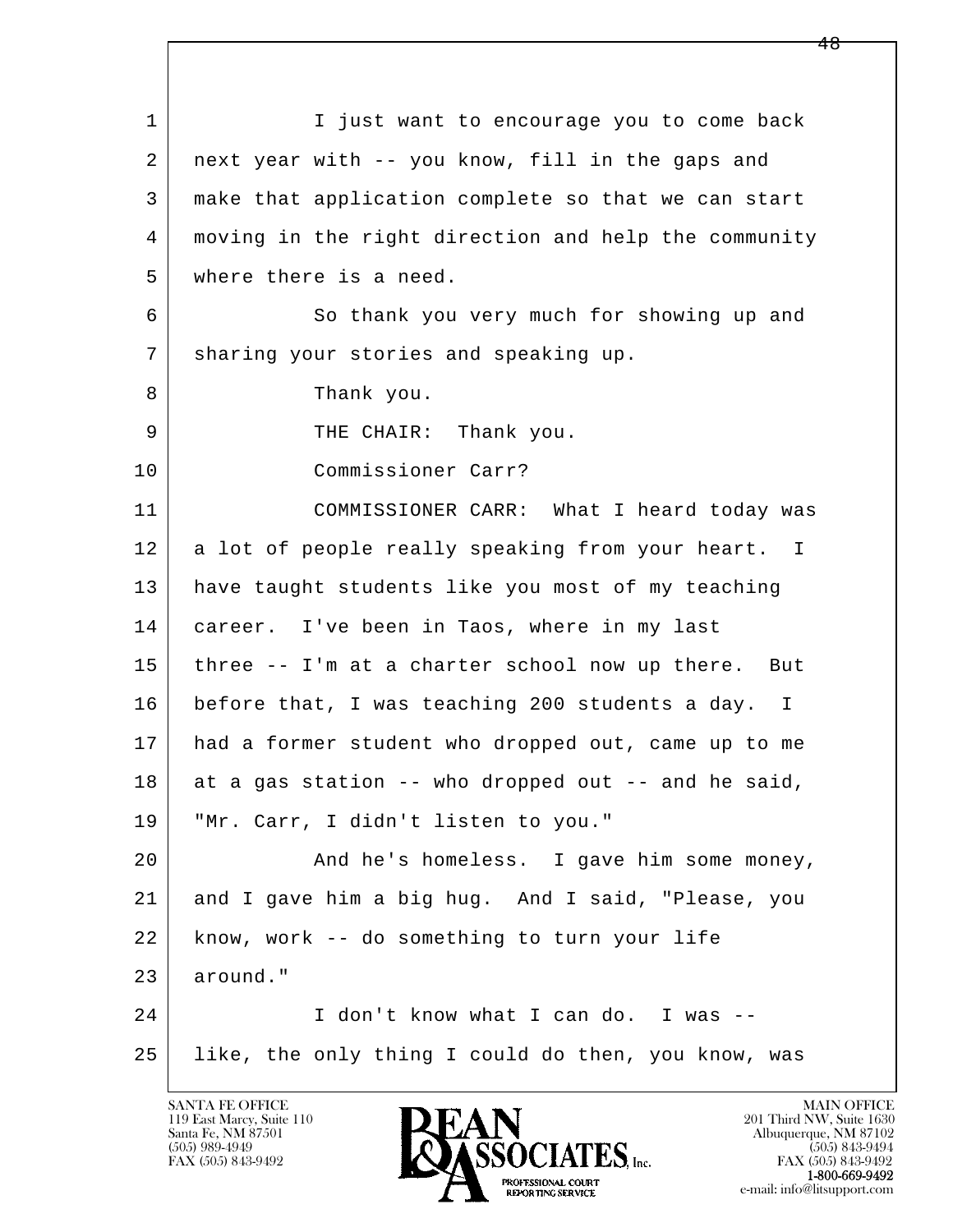1 I just want to encourage you to come back
2 next year with -- you know, fill in the gaps and
3 make that application complete so that we can start
4 moving in the right direction and help the community
5 where there is a need.
6 So thank you very much for showing up and
7 sharing your stories and speaking up.
8 Thank you.
9 THE CHAIR: Thank you.
10 Commissioner Carr?
11 COMMISSIONER CARR: What I heard today was
12 a lot of people really speaking from your heart. I
13 have taught students like you most of my teaching
14 career. I've been in Taos, where in my last
15 three -- I'm at a charter school now up there. But
16 before that, I was teaching 200 students a day. I
17 had a former student who dropped out, came up to me
18 at a gas station -- who dropped out -- and he said,
19 "Mr. Carr, I didn't listen to you."
20 And he's homeless. I gave him some money,
21 and I gave him a big hug. And I said, "Please, you
22 know, work -- do something to turn your life
23 around."
24 I don't know what I can do. I was --
25 like, the only thing I could do then, you know, was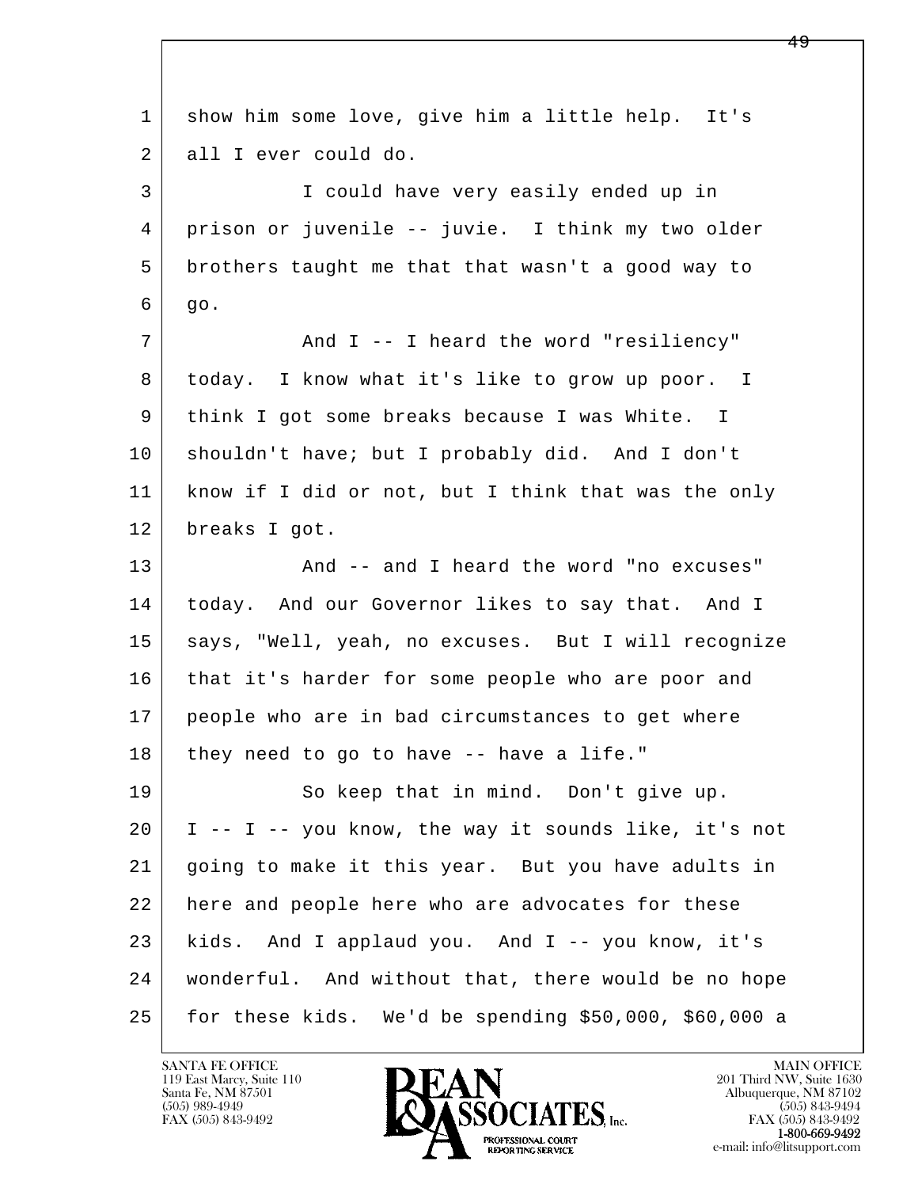show him some love, give him a little help. It's all I ever could do.

I could have very easily ended up in prison or juvenile -- juvie. I think my two older brothers taught me that that wasn't a good way to go.

And I -- I heard the word "resiliency" today. I know what it's like to grow up poor. I think I got some breaks because I was White. I shouldn't have; but I probably did. And I don't know if I did or not, but I think that was the only breaks I got.

And -- and I heard the word "no excuses" today. And our Governor likes to say that. And I says, "Well, yeah, no excuses. But I will recognize that it's harder for some people who are poor and people who are in bad circumstances to get where they need to go to have -- have a life."

So keep that in mind. Don't give up. I -- I -- you know, the way it sounds like, it's not going to make it this year. But you have adults in here and people here who are advocates for these kids. And I applaud you. And I -- you know, it's wonderful. And without that, there would be no hope for these kids. We'd be spending $50,000, $60,000 a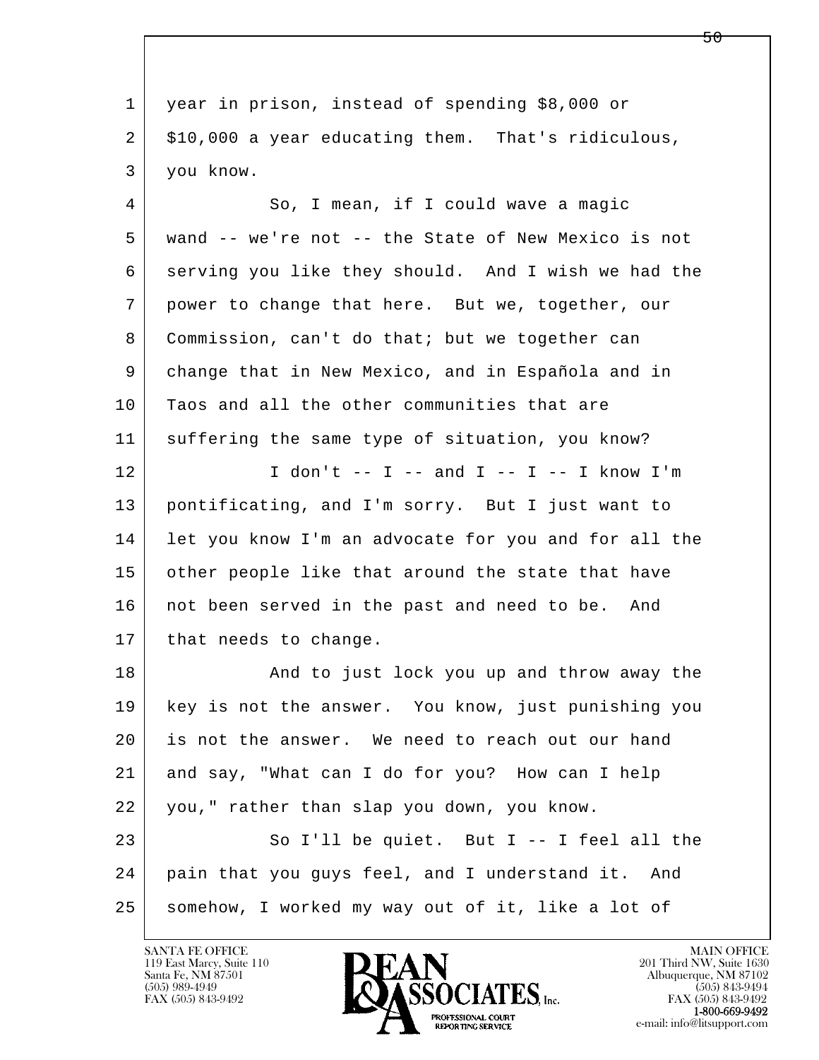year in prison, instead of spending $8,000 or $10,000 a year educating them. That's ridiculous, you know.

So, I mean, if I could wave a magic wand -- we're not -- the State of New Mexico is not serving you like they should. And I wish we had the power to change that here. But we, together, our Commission, can't do that; but we together can change that in New Mexico, and in Española and in Taos and all the other communities that are suffering the same type of situation, you know?

I don't -- I -- and I -- I -- I know I'm pontificating, and I'm sorry. But I just want to let you know I'm an advocate for you and for all the other people like that around the state that have not been served in the past and need to be. And that needs to change.

And to just lock you up and throw away the key is not the answer. You know, just punishing you is not the answer. We need to reach out our hand and say, "What can I do for you? How can I help you," rather than slap you down, you know.

So I'll be quiet. But I -- I feel all the pain that you guys feel, and I understand it. And somehow, I worked my way out of it, like a lot of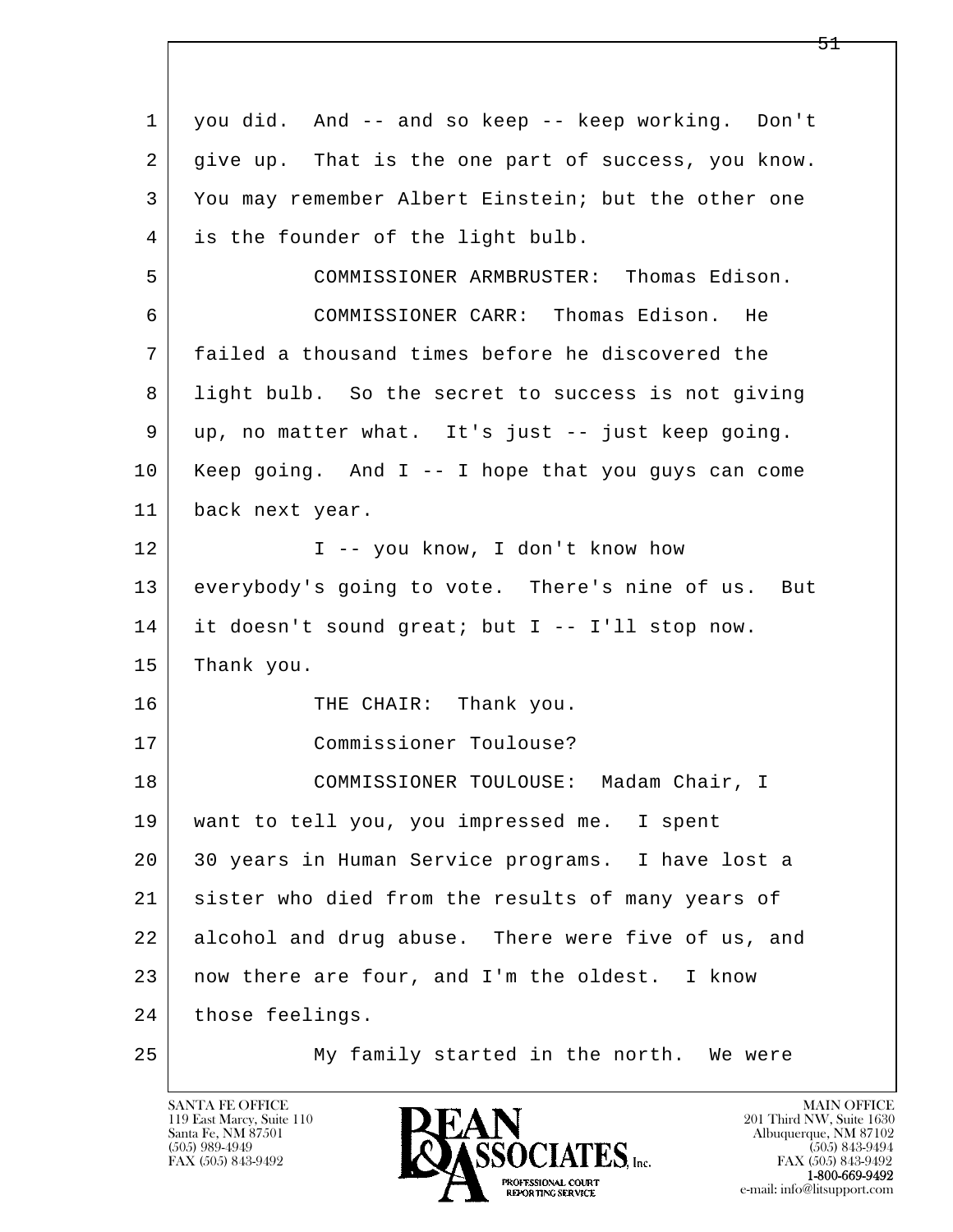you did. And -- and so keep -- keep working. Don't give up. That is the one part of success, you know. You may remember Albert Einstein; but the other one is the founder of the light bulb.

COMMISSIONER ARMBRUSTER: Thomas Edison.

COMMISSIONER CARR: Thomas Edison. He failed a thousand times before he discovered the light bulb. So the secret to success is not giving up, no matter what. It's just -- just keep going. Keep going. And I -- I hope that you guys can come back next year.

I -- you know, I don't know how everybody's going to vote. There's nine of us. But it doesn't sound great; but I -- I'll stop now. Thank you.

THE CHAIR: Thank you.

Commissioner Toulouse?

COMMISSIONER TOULOUSE: Madam Chair, I want to tell you, you impressed me. I spent 30 years in Human Service programs. I have lost a sister who died from the results of many years of alcohol and drug abuse. There were five of us, and now there are four, and I'm the oldest. I know those feelings.

My family started in the north. We were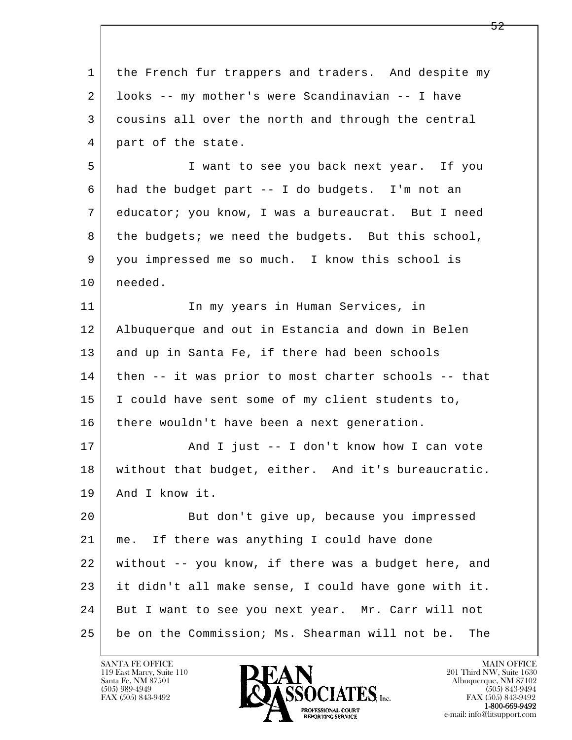1 the French fur trappers and traders. And despite my
2 looks -- my mother's were Scandinavian -- I have
3 cousins all over the north and through the central
4 part of the state.

5 I want to see you back next year. If you
6 had the budget part -- I do budgets. I'm not an
7 educator; you know, I was a bureaucrat. But I need
8 the budgets; we need the budgets. But this school,
9 you impressed me so much. I know this school is
10 needed.

11 In my years in Human Services, in
12 Albuquerque and out in Estancia and down in Belen
13 and up in Santa Fe, if there had been schools
14 then -- it was prior to most charter schools -- that
15 I could have sent some of my client students to,
16 there wouldn't have been a next generation.

17 And I just -- I don't know how I can vote
18 without that budget, either. And it's bureaucratic.
19 And I know it.

20 But don't give up, because you impressed
21 me. If there was anything I could have done
22 without -- you know, if there was a budget here, and
23 it didn't all make sense, I could have gone with it.
24 But I want to see you next year. Mr. Carr will not
25 be on the Commission; Ms. Shearman will not be. The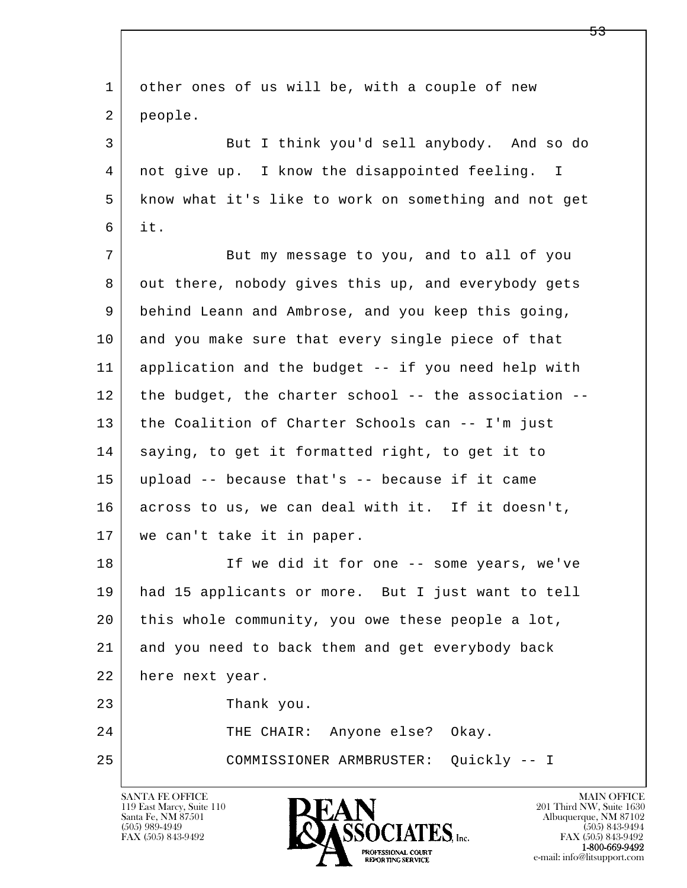1 other ones of us will be, with a couple of new
2 people.

3 But I think you'd sell anybody. And so do
4 not give up. I know the disappointed feeling. I
5 know what it's like to work on something and not get
6 it.

7 But my message to you, and to all of you
8 out there, nobody gives this up, and everybody gets
9 behind Leann and Ambrose, and you keep this going,
10 and you make sure that every single piece of that
11 application and the budget -- if you need help with
12 the budget, the charter school -- the association --
13 the Coalition of Charter Schools can -- I'm just
14 saying, to get it formatted right, to get it to
15 upload -- because that's -- because if it came
16 across to us, we can deal with it. If it doesn't,
17 we can't take it in paper.

18 If we did it for one -- some years, we've
19 had 15 applicants or more. But I just want to tell
20 this whole community, you owe these people a lot,
21 and you need to back them and get everybody back
22 here next year.

23 Thank you.

24 THE CHAIR: Anyone else? Okay.

25 COMMISSIONER ARMBRUSTER: Quickly -- I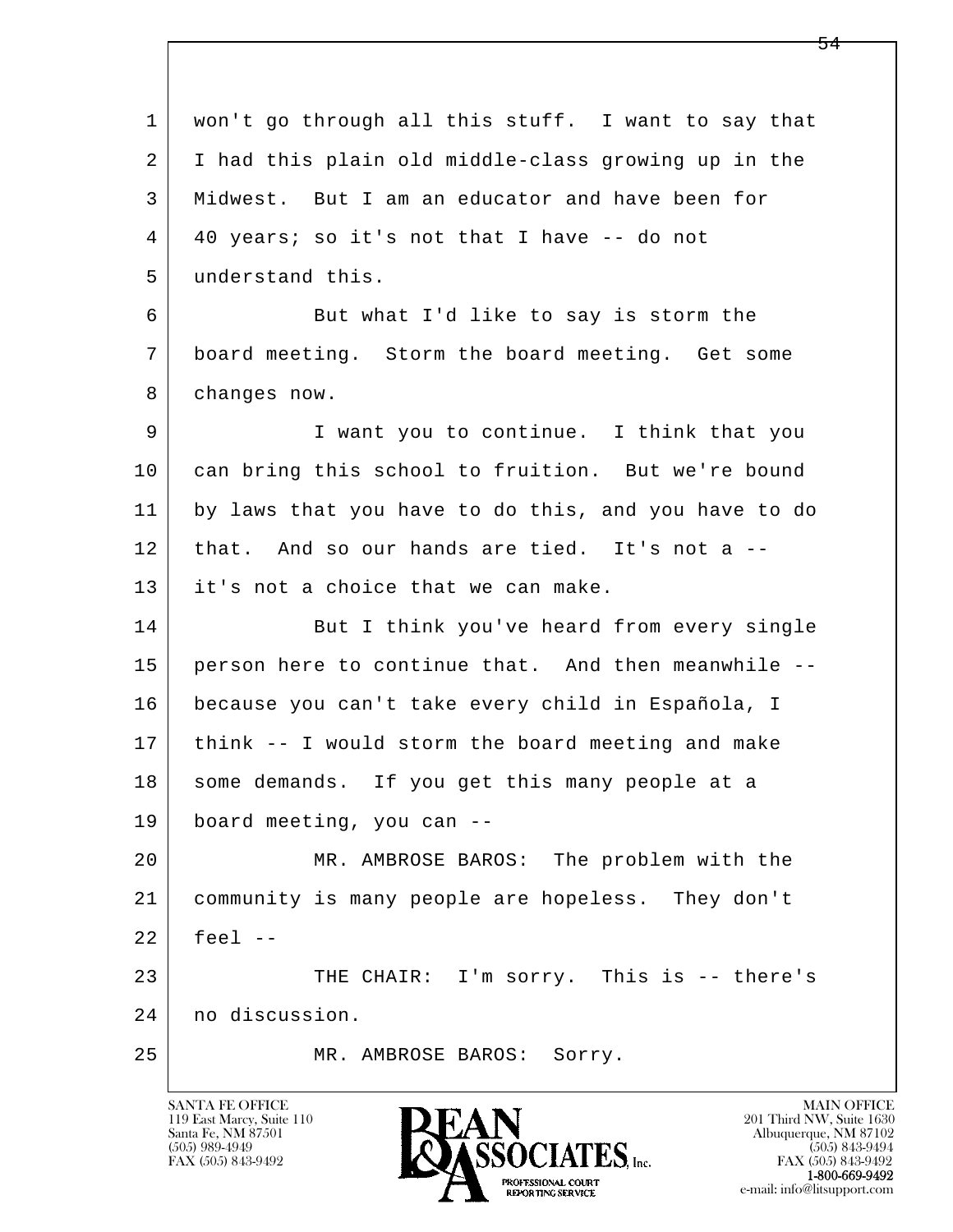won't go through all this stuff. I want to say that I had this plain old middle-class growing up in the Midwest. But I am an educator and have been for 40 years; so it's not that I have -- do not understand this.

But what I'd like to say is storm the board meeting. Storm the board meeting. Get some changes now.

I want you to continue. I think that you can bring this school to fruition. But we're bound by laws that you have to do this, and you have to do that. And so our hands are tied. It's not a -- it's not a choice that we can make.

But I think you've heard from every single person here to continue that. And then meanwhile -- because you can't take every child in Española, I think -- I would storm the board meeting and make some demands. If you get this many people at a board meeting, you can --

MR. AMBROSE BAROS: The problem with the community is many people are hopeless. They don't feel --

THE CHAIR: I'm sorry. This is -- there's no discussion.

MR. AMBROSE BAROS: Sorry.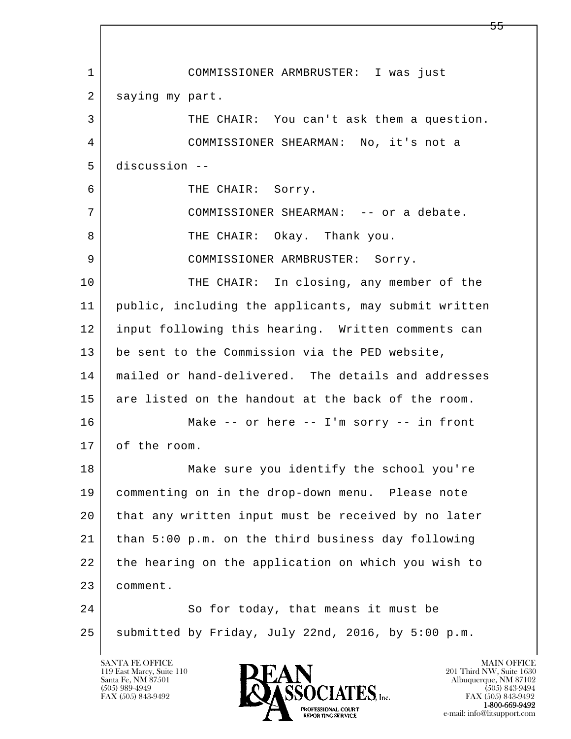1 COMMISSIONER ARMBRUSTER: I was just
2 saying my part.
3 THE CHAIR: You can't ask them a question.
4 COMMISSIONER SHEARMAN: No, it's not a
5 discussion --
6 THE CHAIR: Sorry.
7 COMMISSIONER SHEARMAN: -- or a debate.
8 THE CHAIR: Okay. Thank you.
9 COMMISSIONER ARMBRUSTER: Sorry.
10 THE CHAIR: In closing, any member of the
11 public, including the applicants, may submit written
12 input following this hearing. Written comments can
13 be sent to the Commission via the PED website,
14 mailed or hand-delivered. The details and addresses
15 are listed on the handout at the back of the room.
16 Make -- or here -- I'm sorry -- in front
17 of the room.
18 Make sure you identify the school you're
19 commenting on in the drop-down menu. Please note
20 that any written input must be received by no later
21 than 5:00 p.m. on the third business day following
22 the hearing on the application on which you wish to
23 comment.
24 So for today, that means it must be
25 submitted by Friday, July 22nd, 2016, by 5:00 p.m.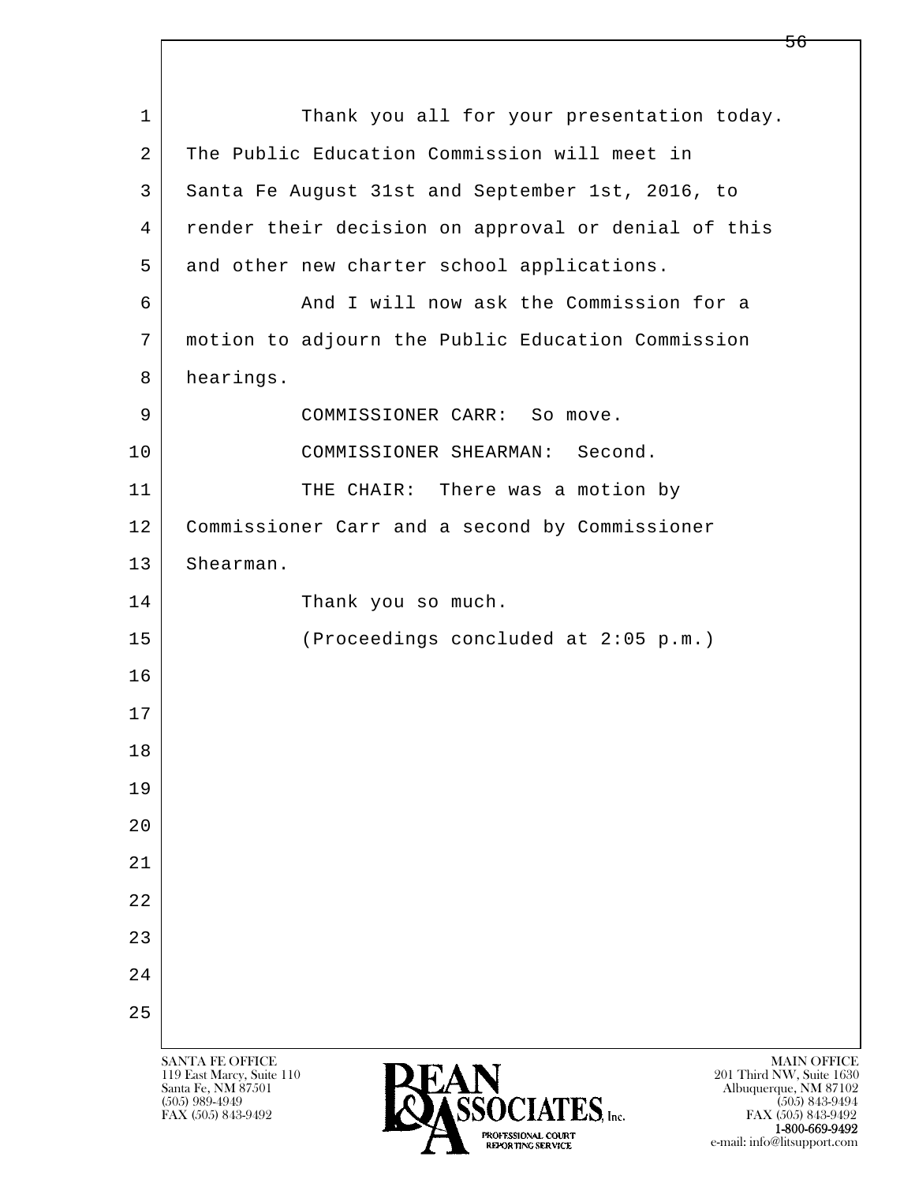Thank you all for your presentation today. The Public Education Commission will meet in Santa Fe August 31st and September 1st, 2016, to render their decision on approval or denial of this and other new charter school applications.

And I will now ask the Commission for a motion to adjourn the Public Education Commission hearings.

COMMISSIONER CARR: So move.

COMMISSIONER SHEARMAN: Second.

THE CHAIR: There was a motion by Commissioner Carr and a second by Commissioner Shearman.

Thank you so much.

(Proceedings concluded at 2:05 p.m.)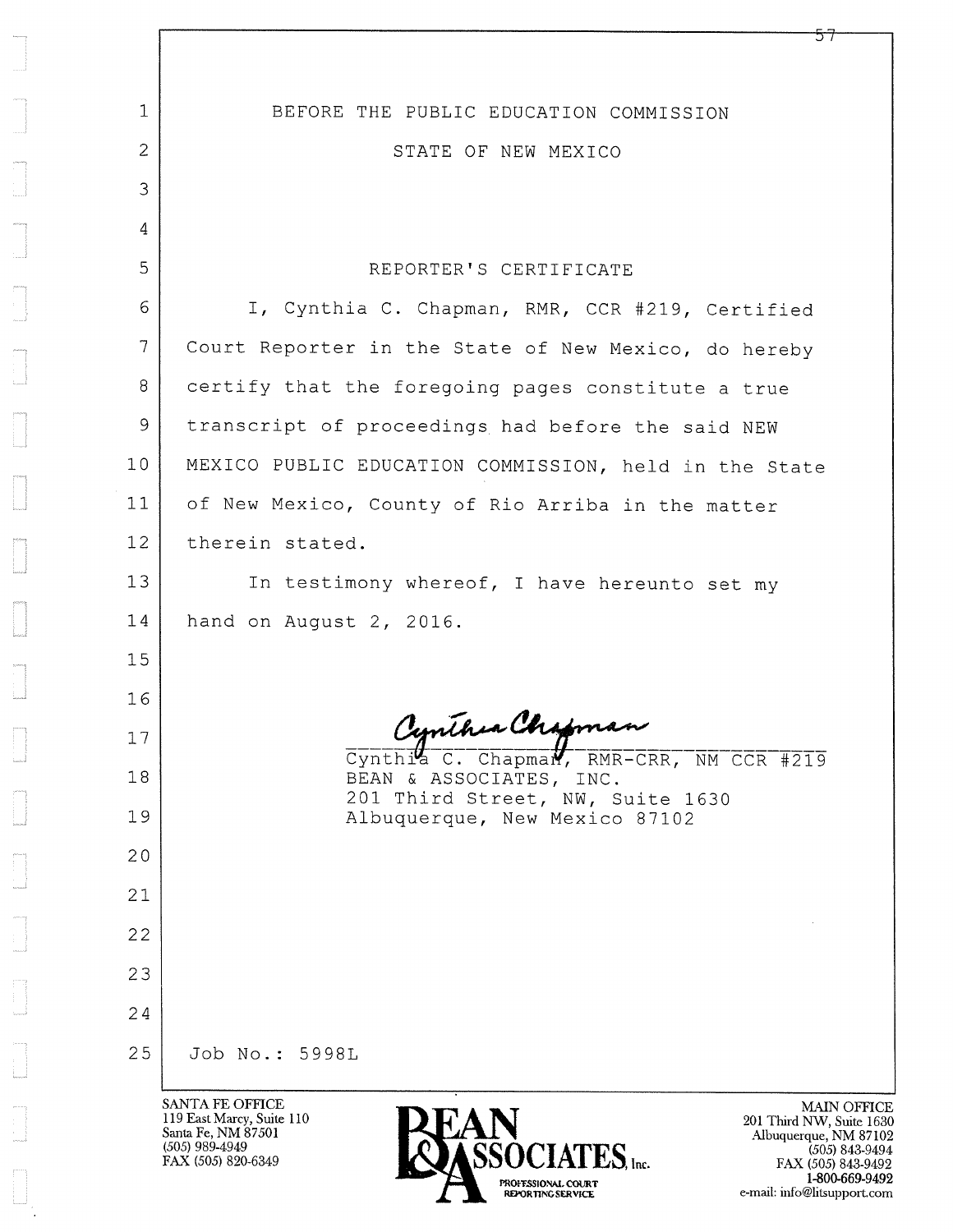BEFORE THE PUBLIC EDUCATION COMMISSION

STATE OF NEW MEXICO

REPORTER'S CERTIFICATE

I, Cynthia C. Chapman, RMR, CCR #219, Certified Court Reporter in the State of New Mexico, do hereby certify that the foregoing pages constitute a true transcript of proceedings had before the said NEW MEXICO PUBLIC EDUCATION COMMISSION, held in the State of New Mexico, County of Rio Arriba in the matter therein stated.

In testimony whereof, I have hereunto set my hand on August 2, 2016.

Cynthia Chapman

Cynthia C. Chapman, RMR-CRR, NM CCR #219
BEAN & ASSOCIATES, INC.
201 Third Street, NW, Suite 1630
Albuquerque, New Mexico 87102

Job No.: 5998L

SANTA FE OFFICE
119 East Marcy, Suite 110
Santa Fe, NM 87501
(505) 989-4949
FAX (505) 820-6349

BEAN & ASSOCIATES, Inc.
PROFESSIONAL COURT REPORTING SERVICE

MAIN OFFICE
201 Third NW, Suite 1630
Albuquerque, NM 87102
(505) 843-9494
FAX (505) 843-9492
1-800-669-9492
e-mail: info@litsupport.com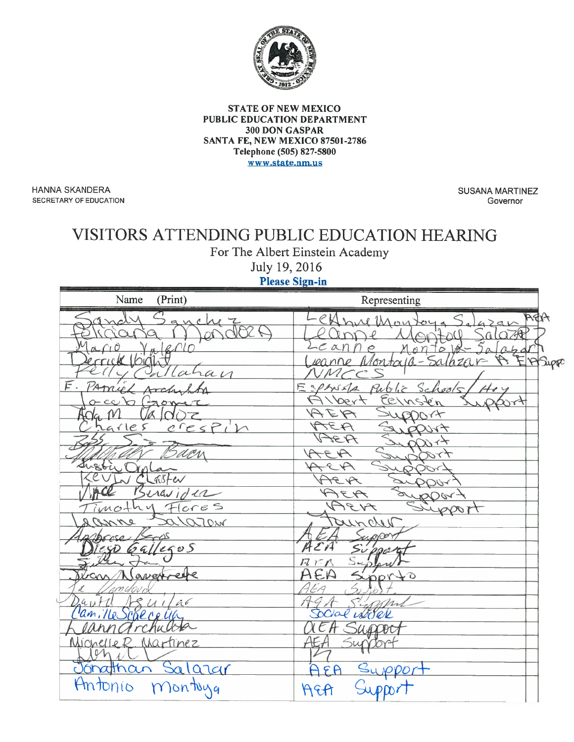STATE OF NEW MEXICO
PUBLIC EDUCATION DEPARTMENT
300 DON GASPAR
SANTA FE, NEW MEXICO 87501-2786
Telephone (505) 827-5800
www.state.nm.us

HANNA SKANDERA
SECRETARY OF EDUCATION

SUSANA MARTINEZ
Governor

# VISITORS ATTENDING PUBLIC EDUCATION HEARING

For The Albert Einstein Academy
July 19, 2016
**Please Sign-in**

| Name (Print) | Representing |
|---|---|
| Sandy Sanchez | LeAnne Montoya Salazar AEA |
| Feliciana Mendoza | LeAnne Montoya Salazar ? |
| Mario Valerio | LeAnne Montoya-Salazar |
| Derrick Wright | Leanne Montoya-Salazar & AEA Supp |
| Kelly Callahan | NMCCS |
| F. Patrick Archuleta | Espanola Public Schools / Hey |
| Jacob Gomez | Albert Einstein Support |
| Ada M Valdez | AEA Support |
| Charles Crespin | AEA Support |
| Bass S... | AEA Support |
| ... Baca | AEA Support |
| Justin Orplan | AEA Support |
| Kevin Claster | AEA Support |
| Vince Benavidez | AEA Support |
| Timothy Flores | AEA Support |
| Leanne Salazar | Founder |
| Ambrose Ross | AEA Support |
| Diego Gallegos | AEA Support |
| ... | AEA Support |
| Juan Navarrete | AEA Support |
| ... Sandoval | AEA Support |
| David Aguilar | AEA Support |
| Camille Scarcella | Social Worker |
| Leann Archuleta | AEA Support |
| Michelle R. Martinez | AEA Support |
| ... | 17 |
| Jonathan Salazar | AEA Support |
| Antonio Montoya | AEA Support |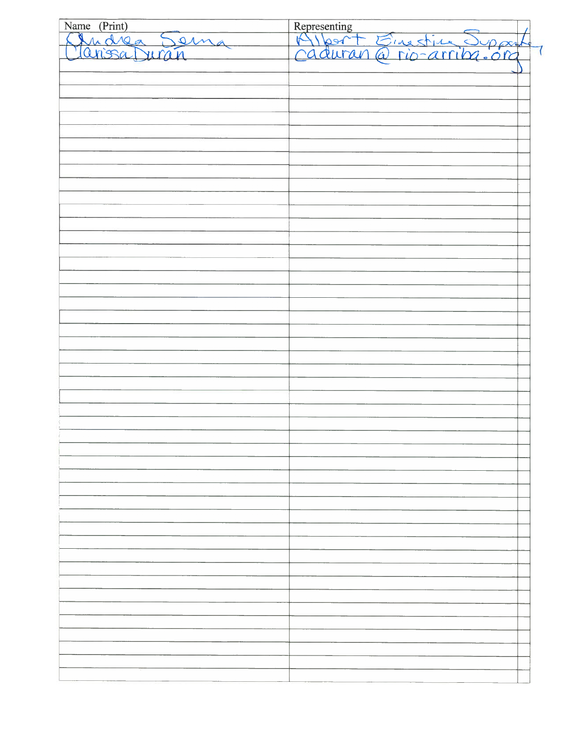| Name (Print) | Representing |
| --- | --- |
| Andrea Serna | Albert Einstein Support |
| Clarissa Duran | caduran@rio-arriba.org |
| | |
| | |
| | |
| | |
| | |
| | |
| | |
| | |
| | |
| | |
| | |
| | |
| | |
| | |
| | |
| | |
| | |
| | |
| | |
| | |
| | |
| | |
| | |
| | |
| | |
| | |
| | |
| | |
| | |
| | |
| | |
| | |
| | |
| | |
| | |
| | |
| | |
| | |
| | |
| | |
| | |
| | |
| | |
| | |
| | |
| | |
| | |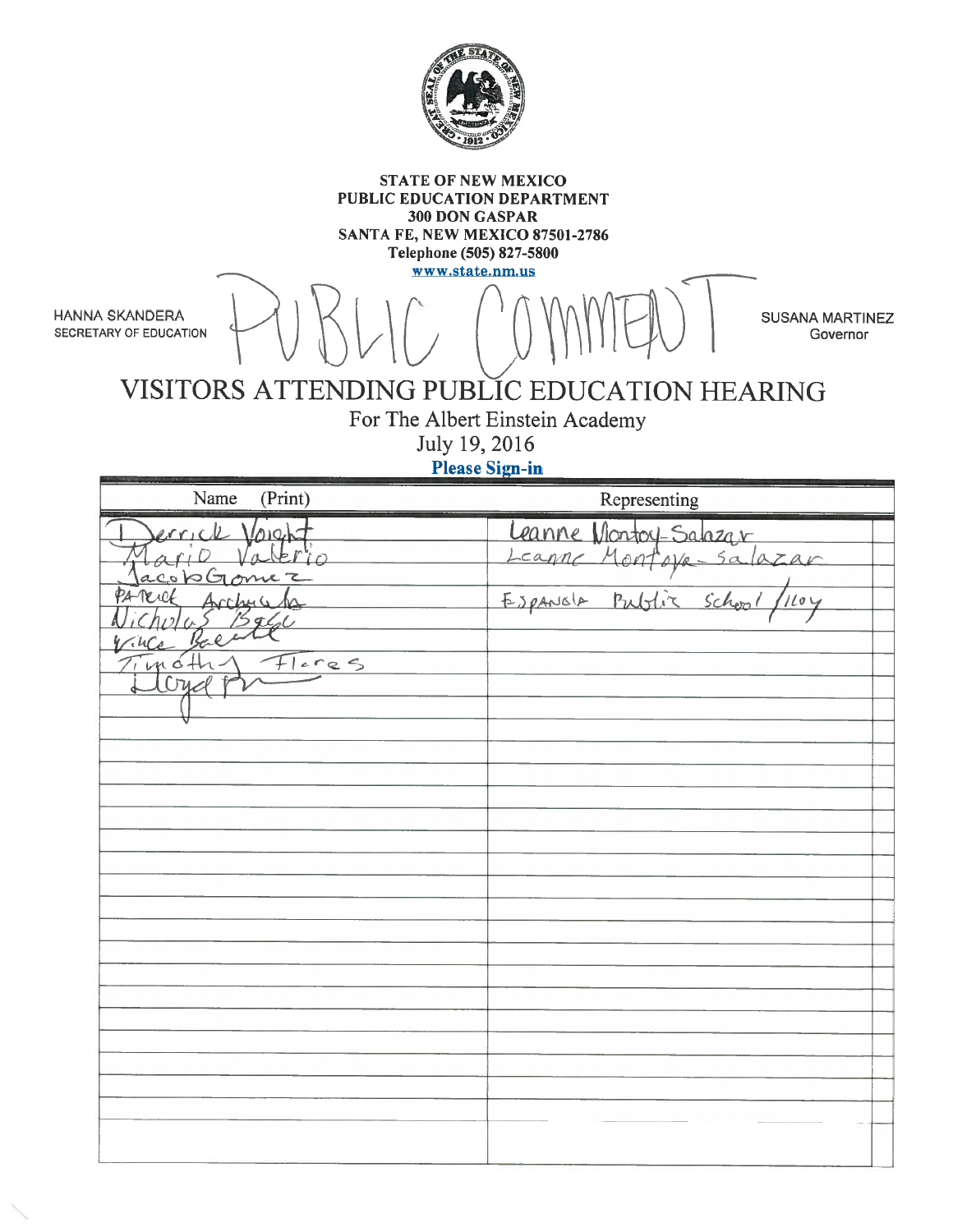STATE OF NEW MEXICO
PUBLIC EDUCATION DEPARTMENT
300 DON GASPAR
SANTA FE, NEW MEXICO 87501-2786
Telephone (505) 827-5800
www.state.nm.us

HANNA SKANDERA
SECRETARY OF EDUCATION

PUBLIC COMMENT

SUSANA MARTINEZ
Governor

# VISITORS ATTENDING PUBLIC EDUCATION HEARING

For The Albert Einstein Academy
July 19, 2016
**Please Sign-in**

| Name (Print) | Representing |
|---|---|
| Derrick Voight | Leanne Montoya-Salazar |
| Mario Valerio | Leanne Montoya-Salazar |
| Jacob Gomez | |
| PATRICK Archuleta | ESPANOLA Public School /1104 |
| Nicholas Baca | |
| Vince Baca | |
| Timothy Flores | |
| Lloyd | |
| | |
| | |
| | |
| | |
| | |
| | |
| | |
| | |
| | |
| | |
| | |
| | |
| | |
| | |
| | |
| | |
| | |
| | |
| | |
| | |
| | |